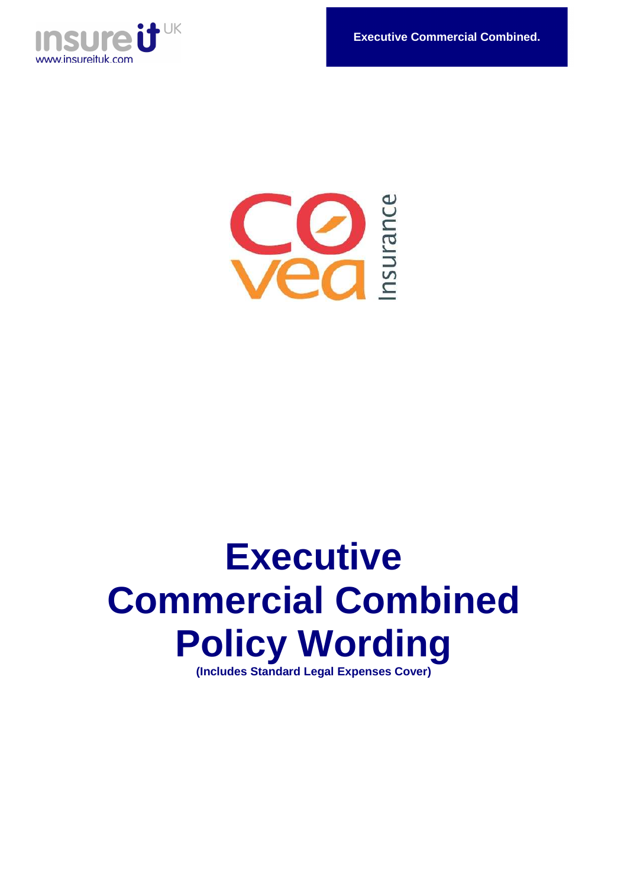insure it UK
www.insureituk.com

**Executive Commercial Combined.**

covea Insurance

# Executive Commercial Combined Policy Wording

**(Includes Standard Legal Expenses Cover)**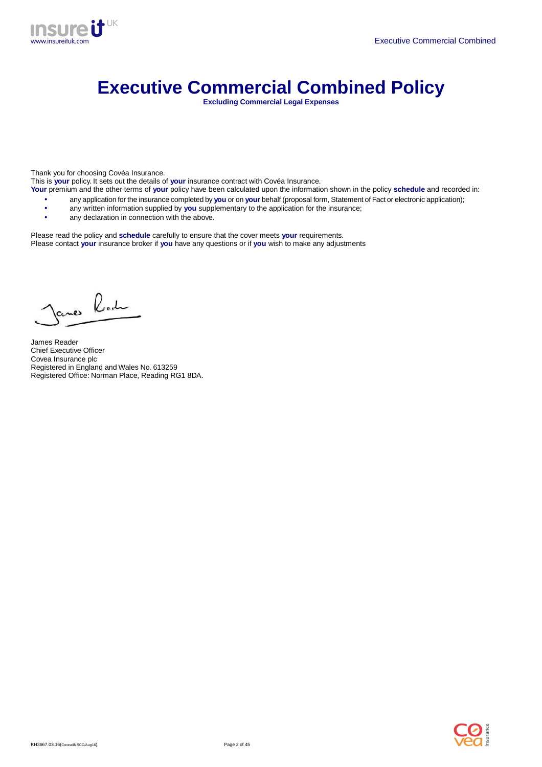# Executive Commercial Combined Policy

**Excluding Commercial Legal Expenses**

Thank you for choosing Covéa Insurance.
This is **your** policy. It sets out the details of **your** insurance contract with Covéa Insurance.
**Your** premium and the other terms of **your** policy have been calculated upon the information shown in the policy **schedule** and recorded in:

- any application for the insurance completed by **you** or on **your** behalf (proposal form, Statement of Fact or electronic application);
- any written information supplied by **you** supplementary to the application for the insurance;
- any declaration in connection with the above.

Please read the policy and **schedule** carefully to ensure that the cover meets **your** requirements.
Please contact **your** insurance broker if **you** have any questions or if **you** wish to make any adjustments

James Reader
Chief Executive Officer
Covea Insurance plc
Registered in England and Wales No. 613259
Registered Office: Norman Place, Reading RG1 8DA.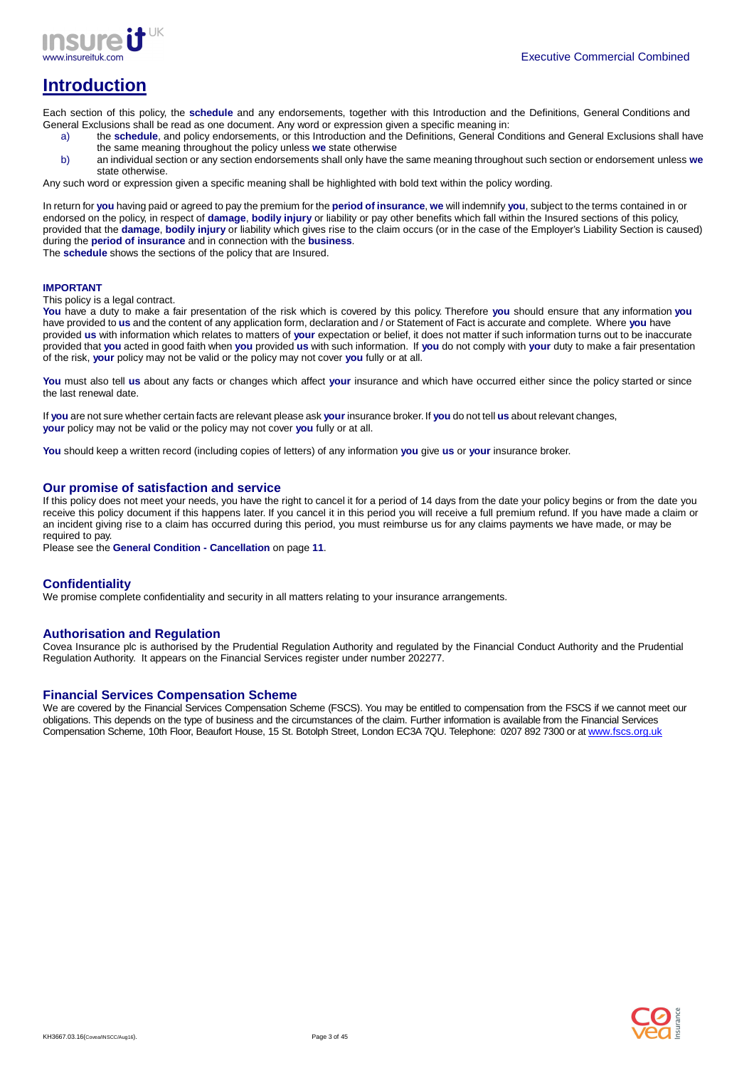# Introduction

Each section of this policy, the **schedule** and any endorsements, together with this Introduction and the Definitions, General Conditions and General Exclusions shall be read as one document. Any word or expression given a specific meaning in:

a) the **schedule**, and policy endorsements, or this Introduction and the Definitions, General Conditions and General Exclusions shall have the same meaning throughout the policy unless **we** state otherwise

b) an individual section or any section endorsements shall only have the same meaning throughout such section or endorsement unless **we** state otherwise.

Any such word or expression given a specific meaning shall be highlighted with bold text within the policy wording.

In return for **you** having paid or agreed to pay the premium for the **period of insurance**, **we** will indemnify **you**, subject to the terms contained in or endorsed on the policy, in respect of **damage**, **bodily injury** or liability or pay other benefits which fall within the Insured sections of this policy, provided that the **damage**, **bodily injury** or liability which gives rise to the claim occurs (or in the case of the Employer's Liability Section is caused) during the **period of insurance** and in connection with the **business**.

The **schedule** shows the sections of the policy that are Insured.

**IMPORTANT**

This policy is a legal contract.

**You** have a duty to make a fair presentation of the risk which is covered by this policy. Therefore **you** should ensure that any information **you** have provided to **us** and the content of any application form, declaration and / or Statement of Fact is accurate and complete. Where **you** have provided **us** with information which relates to matters of **your** expectation or belief, it does not matter if such information turns out to be inaccurate provided that **you** acted in good faith when **you** provided **us** with such information. If **you** do not comply with **your** duty to make a fair presentation of the risk, **your** policy may not be valid or the policy may not cover **you** fully or at all.

**You** must also tell **us** about any facts or changes which affect **your** insurance and which have occurred either since the policy started or since the last renewal date.

If **you** are not sure whether certain facts are relevant please ask **your** insurance broker. If **you** do not tell **us** about relevant changes, **your** policy may not be valid or the policy may not cover **you** fully or at all.

**You** should keep a written record (including copies of letters) of any information **you** give **us** or **your** insurance broker.

## Our promise of satisfaction and service

If this policy does not meet your needs, you have the right to cancel it for a period of 14 days from the date your policy begins or from the date you receive this policy document if this happens later. If you cancel it in this period you will receive a full premium refund. If you have made a claim or an incident giving rise to a claim has occurred during this period, you must reimburse us for any claims payments we have made, or may be required to pay.

Please see the **General Condition - Cancellation** on page **11**.

## Confidentiality

We promise complete confidentiality and security in all matters relating to your insurance arrangements.

## Authorisation and Regulation

Covea Insurance plc is authorised by the Prudential Regulation Authority and regulated by the Financial Conduct Authority and the Prudential Regulation Authority. It appears on the Financial Services register under number 202277.

## Financial Services Compensation Scheme

We are covered by the Financial Services Compensation Scheme (FSCS). You may be entitled to compensation from the FSCS if we cannot meet our obligations. This depends on the type of business and the circumstances of the claim. Further information is available from the Financial Services Compensation Scheme, 10th Floor, Beaufort House, 15 St. Botolph Street, London EC3A 7QU. Telephone: 0207 892 7300 or at www.fscs.org.uk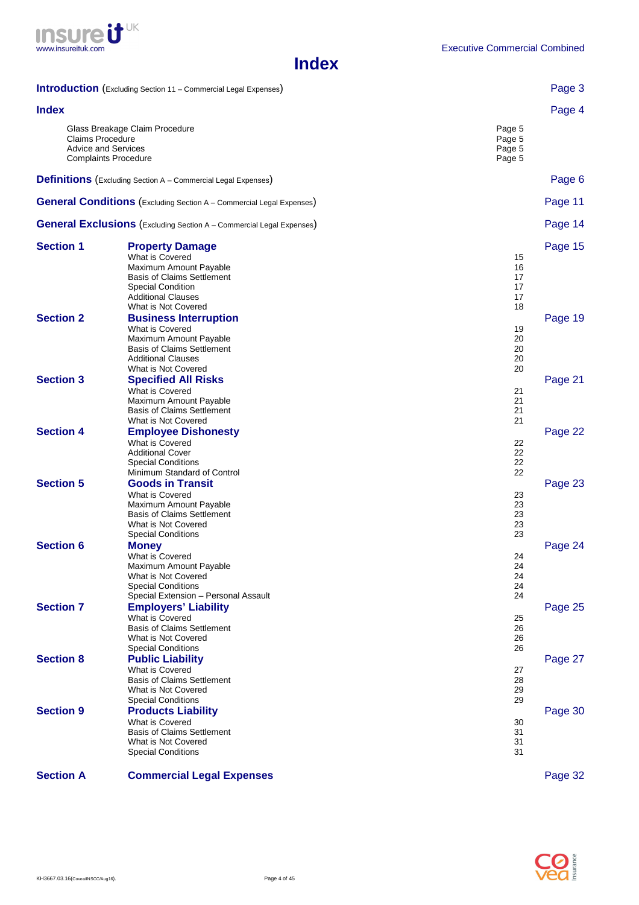# Index

| | | | |
|---|---|---|---|
| **Introduction** (Excluding Section 11 – Commercial Legal Expenses) | | | Page 3 |
| **Index** | | | Page 4 |
| | Glass Breakage Claim Procedure | Page 5 | |
| | Claims Procedure | Page 5 | |
| | Advice and Services | Page 5 | |
| | Complaints Procedure | Page 5 | |
| **Definitions** (Excluding Section A – Commercial Legal Expenses) | | | Page 6 |
| **General Conditions** (Excluding Section A – Commercial Legal Expenses) | | | Page 11 |
| **General Exclusions** (Excluding Section A – Commercial Legal Expenses) | | | Page 14 |
| **Section 1** | **Property Damage** | | Page 15 |
| | What is Covered | 15 | |
| | Maximum Amount Payable | 16 | |
| | Basis of Claims Settlement | 17 | |
| | Special Condition | 17 | |
| | Additional Clauses | 17 | |
| | What is Not Covered | 18 | |
| **Section 2** | **Business Interruption** | | Page 19 |
| | What is Covered | 19 | |
| | Maximum Amount Payable | 20 | |
| | Basis of Claims Settlement | 20 | |
| | Additional Clauses | 20 | |
| | What is Not Covered | 20 | |
| **Section 3** | **Specified All Risks** | | Page 21 |
| | What is Covered | 21 | |
| | Maximum Amount Payable | 21 | |
| | Basis of Claims Settlement | 21 | |
| | What is Not Covered | 21 | |
| **Section 4** | **Employee Dishonesty** | | Page 22 |
| | What is Covered | 22 | |
| | Additional Cover | 22 | |
| | Special Conditions | 22 | |
| | Minimum Standard of Control | 22 | |
| **Section 5** | **Goods in Transit** | | Page 23 |
| | What is Covered | 23 | |
| | Maximum Amount Payable | 23 | |
| | Basis of Claims Settlement | 23 | |
| | What is Not Covered | 23 | |
| | Special Conditions | 23 | |
| **Section 6** | **Money** | | Page 24 |
| | What is Covered | 24 | |
| | Maximum Amount Payable | 24 | |
| | What is Not Covered | 24 | |
| | Special Conditions | 24 | |
| | Special Extension – Personal Assault | 24 | |
| **Section 7** | **Employers' Liability** | | Page 25 |
| | What is Covered | 25 | |
| | Basis of Claims Settlement | 26 | |
| | What is Not Covered | 26 | |
| | Special Conditions | 26 | |
| **Section 8** | **Public Liability** | | Page 27 |
| | What is Covered | 27 | |
| | Basis of Claims Settlement | 28 | |
| | What is Not Covered | 29 | |
| | Special Conditions | 29 | |
| **Section 9** | **Products Liability** | | Page 30 |
| | What is Covered | 30 | |
| | Basis of Claims Settlement | 31 | |
| | What is Not Covered | 31 | |
| | Special Conditions | 31 | |
| **Section A** | **Commercial Legal Expenses** | | Page 32 |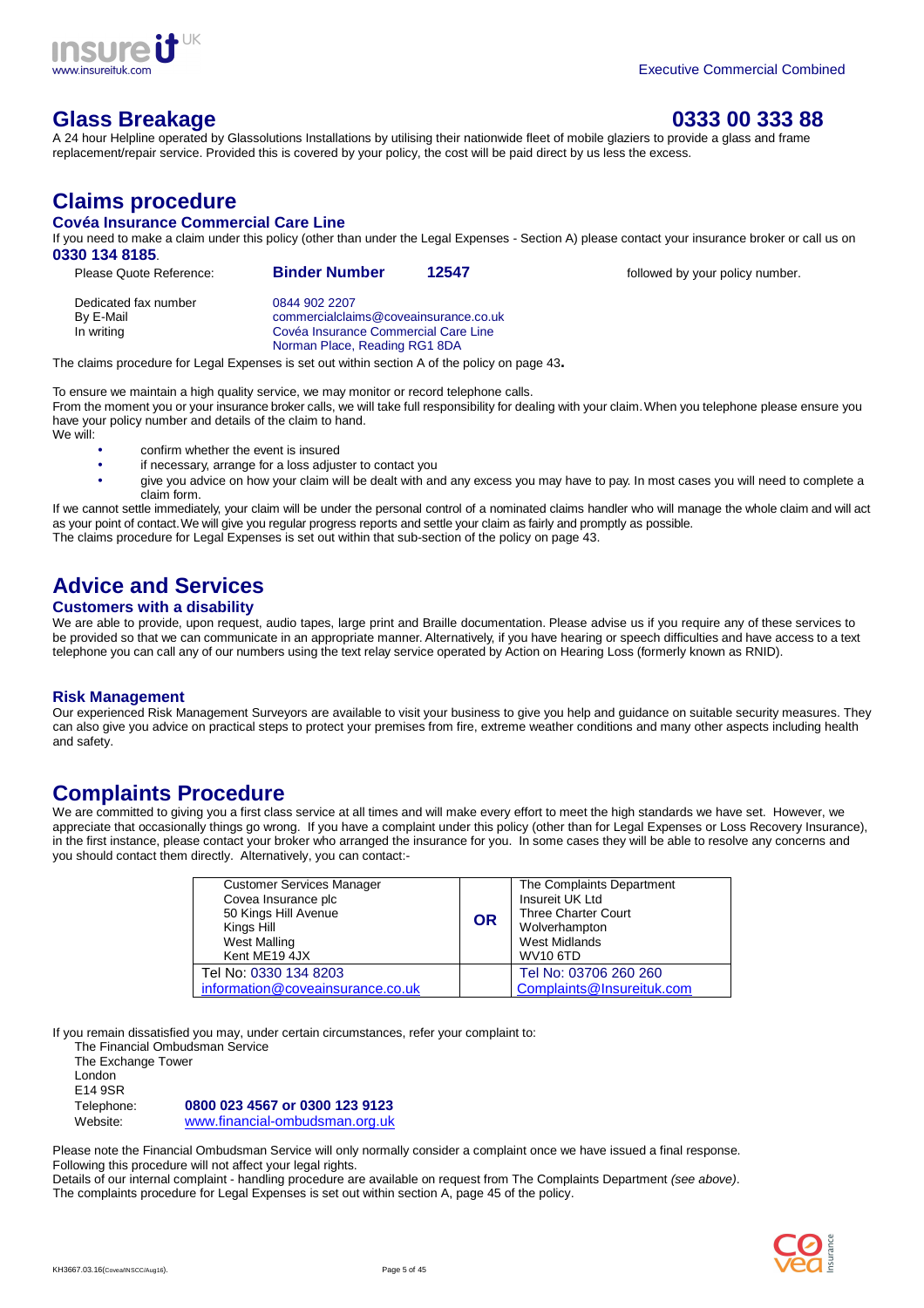## Glass Breakage 0333 00 333 88

A 24 hour Helpline operated by Glassolutions Installations by utilising their nationwide fleet of mobile glaziers to provide a glass and frame replacement/repair service. Provided this is covered by your policy, the cost will be paid direct by us less the excess.

## Claims procedure

### Covéa Insurance Commercial Care Line

If you need to make a claim under this policy (other than under the Legal Expenses - Section A) please contact your insurance broker or call us on **0330 134 8185**.

Please Quote Reference: **Binder Number 12547** followed by your policy number.

| | |
|---|---|
| Dedicated fax number | 0844 902 2207 |
| By E-Mail | commercialclaims@coveainsurance.co.uk |
| In writing | Covéa Insurance Commercial Care Line<br>Norman Place, Reading RG1 8DA |

The claims procedure for Legal Expenses is set out within section A of the policy on page 43**.**

To ensure we maintain a high quality service, we may monitor or record telephone calls.

From the moment you or your insurance broker calls, we will take full responsibility for dealing with your claim. When you telephone please ensure you have your policy number and details of the claim to hand.

We will:

- confirm whether the event is insured
- if necessary, arrange for a loss adjuster to contact you
- give you advice on how your claim will be dealt with and any excess you may have to pay. In most cases you will need to complete a claim form.

If we cannot settle immediately, your claim will be under the personal control of a nominated claims handler who will manage the whole claim and will act as your point of contact. We will give you regular progress reports and settle your claim as fairly and promptly as possible.

The claims procedure for Legal Expenses is set out within that sub-section of the policy on page 43.

## Advice and Services

### Customers with a disability

We are able to provide, upon request, audio tapes, large print and Braille documentation. Please advise us if you require any of these services to be provided so that we can communicate in an appropriate manner. Alternatively, if you have hearing or speech difficulties and have access to a text telephone you can call any of our numbers using the text relay service operated by Action on Hearing Loss (formerly known as RNID).

### Risk Management

Our experienced Risk Management Surveyors are available to visit your business to give you help and guidance on suitable security measures. They can also give you advice on practical steps to protect your premises from fire, extreme weather conditions and many other aspects including health and safety.

## Complaints Procedure

We are committed to giving you a first class service at all times and will make every effort to meet the high standards we have set. However, we appreciate that occasionally things go wrong. If you have a complaint under this policy (other than for Legal Expenses or Loss Recovery Insurance), in the first instance, please contact your broker who arranged the insurance for you. In some cases they will be able to resolve any concerns and you should contact them directly. Alternatively, you can contact:-

| | | |
|---|---|---|
| Customer Services Manager<br>Covea Insurance plc<br>50 Kings Hill Avenue<br>Kings Hill<br>West Malling<br>Kent ME19 4JX | **OR** | The Complaints Department<br>Insureit UK Ltd<br>Three Charter Court<br>Wolverhampton<br>West Midlands<br>WV10 6TD |
| Tel No: 0330 134 8203<br>information@coveainsurance.co.uk | | Tel No: 03706 260 260<br>Complaints@Insureituk.com |

If you remain dissatisfied you may, under certain circumstances, refer your complaint to:

The Financial Ombudsman Service
The Exchange Tower
London
E14 9SR
Telephone: **0800 023 4567 or 0300 123 9123**
Website: www.financial-ombudsman.org.uk

Please note the Financial Ombudsman Service will only normally consider a complaint once we have issued a final response.
Following this procedure will not affect your legal rights.

Details of our internal complaint - handling procedure are available on request from The Complaints Department *(see above)*.
The complaints procedure for Legal Expenses is set out within section A, page 45 of the policy.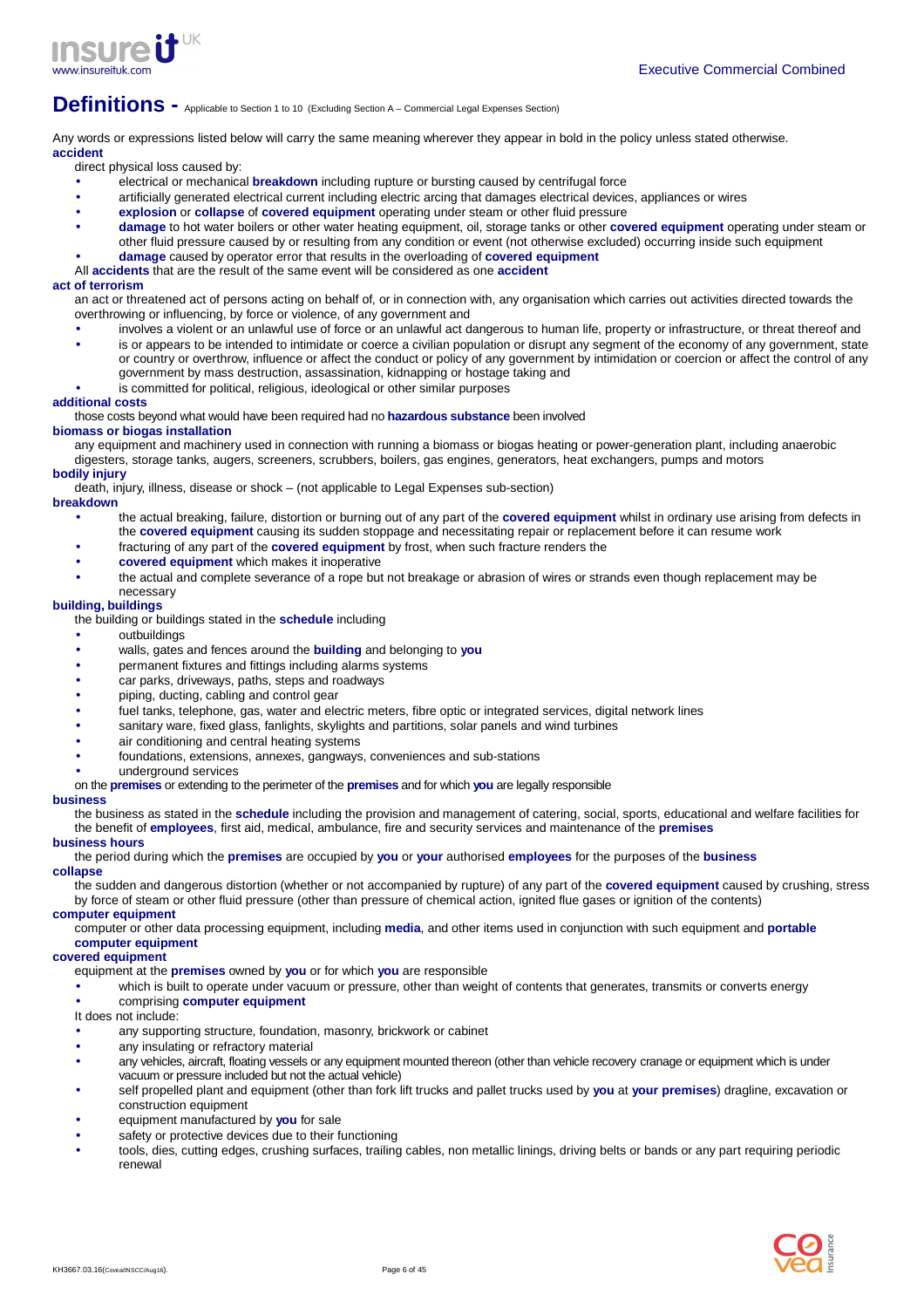# Definitions - Applicable to Section 1 to 10 (Excluding Section A – Commercial Legal Expenses Section)

Any words or expressions listed below will carry the same meaning wherever they appear in bold in the policy unless stated otherwise.

**accident**

direct physical loss caused by:

- electrical or mechanical **breakdown** including rupture or bursting caused by centrifugal force
- artificially generated electrical current including electric arcing that damages electrical devices, appliances or wires
- **explosion** or **collapse** of **covered equipment** operating under steam or other fluid pressure
- **damage** to hot water boilers or other water heating equipment, oil, storage tanks or other **covered equipment** operating under steam or other fluid pressure caused by or resulting from any condition or event (not otherwise excluded) occurring inside such equipment
- **damage** caused by operator error that results in the overloading of **covered equipment**

All **accidents** that are the result of the same event will be considered as one **accident**

**act of terrorism**

an act or threatened act of persons acting on behalf of, or in connection with, any organisation which carries out activities directed towards the overthrowing or influencing, by force or violence, of any government and

- involves a violent or an unlawful use of force or an unlawful act dangerous to human life, property or infrastructure, or threat thereof and
- is or appears to be intended to intimidate or coerce a civilian population or disrupt any segment of the economy of any government, state or country or overthrow, influence or affect the conduct or policy of any government by intimidation or coercion or affect the control of any government by mass destruction, assassination, kidnapping or hostage taking and
- is committed for political, religious, ideological or other similar purposes

**additional costs**

those costs beyond what would have been required had no **hazardous substance** been involved

**biomass or biogas installation**

any equipment and machinery used in connection with running a biomass or biogas heating or power-generation plant, including anaerobic digesters, storage tanks, augers, screeners, scrubbers, boilers, gas engines, generators, heat exchangers, pumps and motors

**bodily injury**

death, injury, illness, disease or shock – (not applicable to Legal Expenses sub-section)

**breakdown**

- the actual breaking, failure, distortion or burning out of any part of the **covered equipment** whilst in ordinary use arising from defects in the **covered equipment** causing its sudden stoppage and necessitating repair or replacement before it can resume work
- fracturing of any part of the **covered equipment** by frost, when such fracture renders the
- **covered equipment** which makes it inoperative
- the actual and complete severance of a rope but not breakage or abrasion of wires or strands even though replacement may be necessary

**building, buildings**

the building or buildings stated in the **schedule** including

- outbuildings
- walls, gates and fences around the **building** and belonging to **you**
- permanent fixtures and fittings including alarms systems
- car parks, driveways, paths, steps and roadways
- piping, ducting, cabling and control gear
- fuel tanks, telephone, gas, water and electric meters, fibre optic or integrated services, digital network lines
- sanitary ware, fixed glass, fanlights, skylights and partitions, solar panels and wind turbines
- air conditioning and central heating systems
- foundations, extensions, annexes, gangways, conveniences and sub-stations
- underground services

on the **premises** or extending to the perimeter of the **premises** and for which **you** are legally responsible

**business**

the business as stated in the **schedule** including the provision and management of catering, social, sports, educational and welfare facilities for the benefit of **employees**, first aid, medical, ambulance, fire and security services and maintenance of the **premises**

**business hours**

the period during which the **premises** are occupied by **you** or **your** authorised **employees** for the purposes of the **business**

**collapse**

the sudden and dangerous distortion (whether or not accompanied by rupture) of any part of the **covered equipment** caused by crushing, stress by force of steam or other fluid pressure (other than pressure of chemical action, ignited flue gases or ignition of the contents)

**computer equipment**

computer or other data processing equipment, including **media**, and other items used in conjunction with such equipment and **portable computer equipment**

**covered equipment**

equipment at the **premises** owned by **you** or for which **you** are responsible

- which is built to operate under vacuum or pressure, other than weight of contents that generates, transmits or converts energy
- comprising **computer equipment**

It does not include:

- any supporting structure, foundation, masonry, brickwork or cabinet
- any insulating or refractory material
- any vehicles, aircraft, floating vessels or any equipment mounted thereon (other than vehicle recovery cranage or equipment which is under vacuum or pressure included but not the actual vehicle)
- self propelled plant and equipment (other than fork lift trucks and pallet trucks used by **you** at **your premises**) dragline, excavation or construction equipment
- equipment manufactured by **you** for sale
- safety or protective devices due to their functioning
- tools, dies, cutting edges, crushing surfaces, trailing cables, non metallic linings, driving belts or bands or any part requiring periodic renewal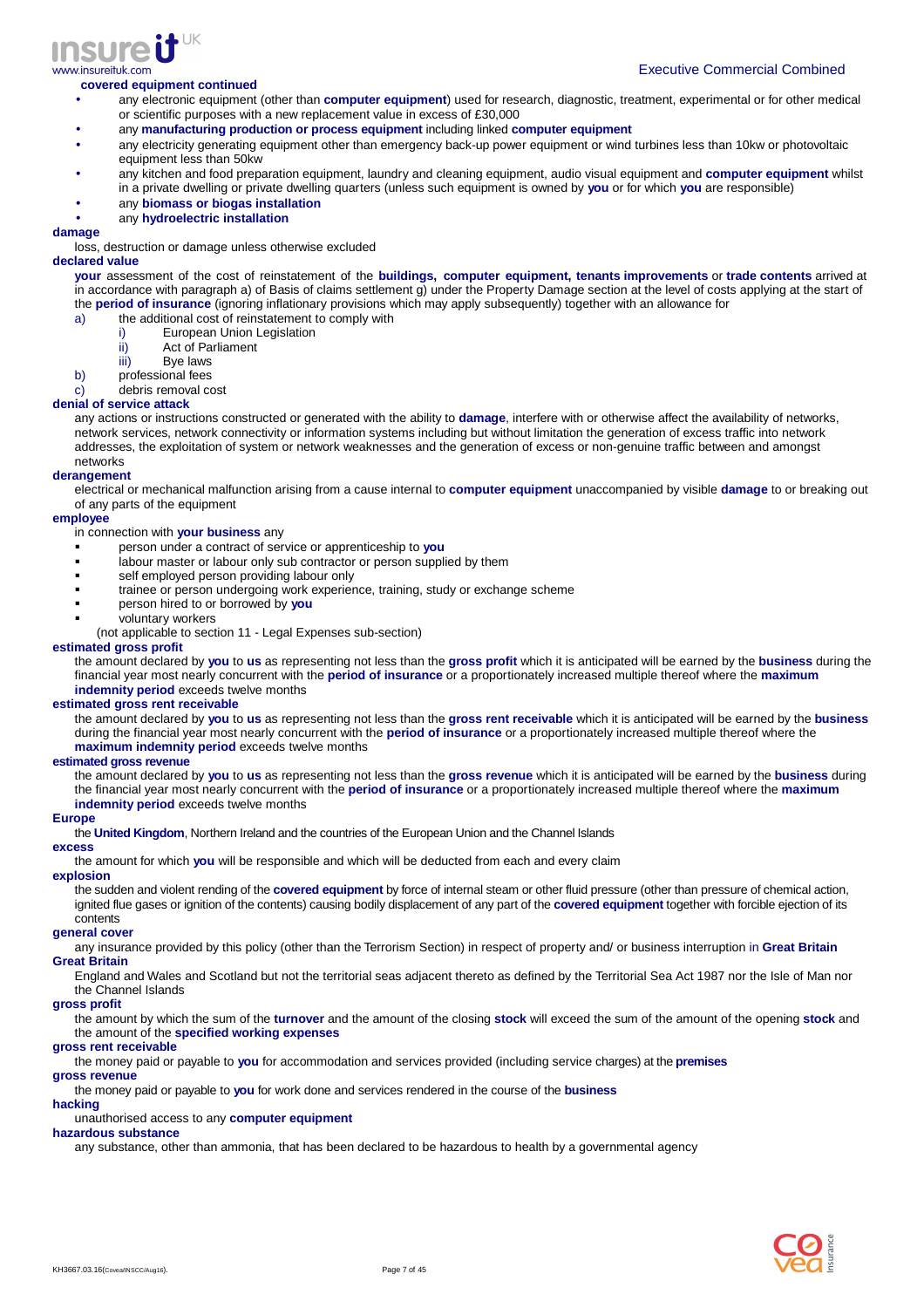**covered equipment continued**

- any electronic equipment (other than **computer equipment**) used for research, diagnostic, treatment, experimental or for other medical or scientific purposes with a new replacement value in excess of £30,000
- any **manufacturing production or process equipment** including linked **computer equipment**
- any electricity generating equipment other than emergency back-up power equipment or wind turbines less than 10kw or photovoltaic equipment less than 50kw
- any kitchen and food preparation equipment, laundry and cleaning equipment, audio visual equipment and **computer equipment** whilst in a private dwelling or private dwelling quarters (unless such equipment is owned by **you** or for which **you** are responsible)
- any **biomass or biogas installation**
- any **hydroelectric installation**

**damage**

loss, destruction or damage unless otherwise excluded

**declared value**

**your** assessment of the cost of reinstatement of the **buildings, computer equipment, tenants improvements** or **trade contents** arrived at in accordance with paragraph a) of Basis of claims settlement g) under the Property Damage section at the level of costs applying at the start of the **period of insurance** (ignoring inflationary provisions which may apply subsequently) together with an allowance for

a) the additional cost of reinstatement to comply with
   i) European Union Legislation
   ii) Act of Parliament
   iii) Bye laws
b) professional fees
c) debris removal cost

**denial of service attack**

any actions or instructions constructed or generated with the ability to **damage**, interfere with or otherwise affect the availability of networks, network services, network connectivity or information systems including but without limitation the generation of excess traffic into network addresses, the exploitation of system or network weaknesses and the generation of excess or non-genuine traffic between and amongst networks

**derangement**

electrical or mechanical malfunction arising from a cause internal to **computer equipment** unaccompanied by visible **damage** to or breaking out of any parts of the equipment

**employee**

in connection with **your business** any

- person under a contract of service or apprenticeship to **you**
- labour master or labour only sub contractor or person supplied by them
- self employed person providing labour only
- trainee or person undergoing work experience, training, study or exchange scheme
- person hired to or borrowed by **you**
- voluntary workers

(not applicable to section 11 - Legal Expenses sub-section)

**estimated gross profit**

the amount declared by **you** to **us** as representing not less than the **gross profit** which it is anticipated will be earned by the **business** during the financial year most nearly concurrent with the **period of insurance** or a proportionately increased multiple thereof where the **maximum indemnity period** exceeds twelve months

**estimated gross rent receivable**

the amount declared by **you** to **us** as representing not less than the **gross rent receivable** which it is anticipated will be earned by the **business** during the financial year most nearly concurrent with the **period of insurance** or a proportionately increased multiple thereof where the **maximum indemnity period** exceeds twelve months

**estimated gross revenue**

the amount declared by **you** to **us** as representing not less than the **gross revenue** which it is anticipated will be earned by the **business** during the financial year most nearly concurrent with the **period of insurance** or a proportionately increased multiple thereof where the **maximum indemnity period** exceeds twelve months

**Europe**

the **United Kingdom**, Northern Ireland and the countries of the European Union and the Channel Islands

**excess**

the amount for which **you** will be responsible and which will be deducted from each and every claim

**explosion**

the sudden and violent rending of the **covered equipment** by force of internal steam or other fluid pressure (other than pressure of chemical action, ignited flue gases or ignition of the contents) causing bodily displacement of any part of the **covered equipment** together with forcible ejection of its contents

**general cover**

any insurance provided by this policy (other than the Terrorism Section) in respect of property and/ or business interruption in **Great Britain**

**Great Britain**

England and Wales and Scotland but not the territorial seas adjacent thereto as defined by the Territorial Sea Act 1987 nor the Isle of Man nor the Channel Islands

**gross profit**

the amount by which the sum of the **turnover** and the amount of the closing **stock** will exceed the sum of the amount of the opening **stock** and the amount of the **specified working expenses**

**gross rent receivable**

the money paid or payable to **you** for accommodation and services provided (including service charges) at the **premises**

**gross revenue**

the money paid or payable to **you** for work done and services rendered in the course of the **business**

**hacking**

unauthorised access to any **computer equipment**

**hazardous substance**

any substance, other than ammonia, that has been declared to be hazardous to health by a governmental agency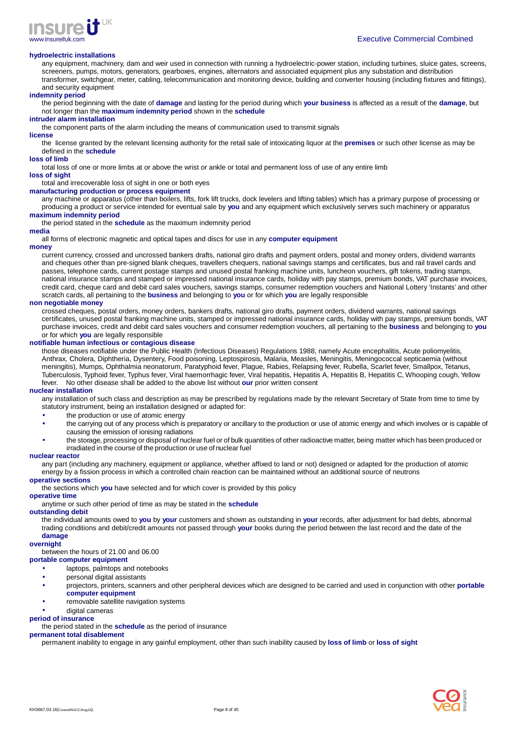**hydroelectric installations**

any equipment, machinery, dam and weir used in connection with running a hydroelectric-power station, including turbines, sluice gates, screens, screeners, pumps, motors, generators, gearboxes, engines, alternators and associated equipment plus any substation and distribution transformer, switchgear, meter, cabling, telecommunication and monitoring device, building and converter housing (including fixtures and fittings), and security equipment

**indemnity period**

the period beginning with the date of **damage** and lasting for the period during which **your business** is affected as a result of the **damage**, but not longer than the **maximum indemnity period** shown in the **schedule**

**intruder alarm installation**

the component parts of the alarm including the means of communication used to transmit signals

**license**

the license granted by the relevant licensing authority for the retail sale of intoxicating liquor at the **premises** or such other license as may be defined in the **schedule**

**loss of limb**

total loss of one or more limbs at or above the wrist or ankle or total and permanent loss of use of any entire limb

**loss of sight**

total and irrecoverable loss of sight in one or both eyes

**manufacturing production or process equipment**

any machine or apparatus (other than boilers, lifts, fork lift trucks, dock levelers and lifting tables) which has a primary purpose of processing or producing a product or service intended for eventual sale by **you** and any equipment which exclusively serves such machinery or apparatus

**maximum indemnity period**

the period stated in the **schedule** as the maximum indemnity period

**media**

all forms of electronic magnetic and optical tapes and discs for use in any **computer equipment**

**money**

current currency, crossed and uncrossed bankers drafts, national giro drafts and payment orders, postal and money orders, dividend warrants and cheques other than pre-signed blank cheques, travellers chequers, national savings stamps and certificates, bus and rail travel cards and passes, telephone cards, current postage stamps and unused postal franking machine units, luncheon vouchers, gift tokens, trading stamps, national insurance stamps and stamped or impressed national insurance cards, holiday with pay stamps, premium bonds, VAT purchase invoices, credit card, cheque card and debit card sales vouchers, savings stamps, consumer redemption vouchers and National Lottery 'Instants' and other scratch cards, all pertaining to the **business** and belonging to **you** or for which **you** are legally responsible

**non negotiable money**

crossed cheques, postal orders, money orders, bankers drafts, national giro drafts, payment orders, dividend warrants, national savings certificates, unused postal franking machine units, stamped or impressed national insurance cards, holiday with pay stamps, premium bonds, VAT purchase invoices, credit and debit card sales vouchers and consumer redemption vouchers, all pertaining to the **business** and belonging to **you** or for which **you** are legally responsible

**notifiable human infectious or contagious disease**

those diseases notifiable under the Public Health (Infectious Diseases) Regulations 1988, namely Acute encephalitis, Acute poliomyelitis, Anthrax, Cholera, Diphtheria, Dysentery, Food poisoning, Leptospirosis, Malaria, Measles, Meningitis, Meningococcal septicaemia (without meningitis), Mumps, Ophthalmia neonatorum, Paratyphoid fever, Plague, Rabies, Relapsing fever, Rubella, Scarlet fever, Smallpox, Tetanus, Tuberculosis, Typhoid fever, Typhus fever, Viral haemorrhagic fever, Viral hepatitis, Hepatitis A, Hepatitis B, Hepatitis C, Whooping cough, Yellow fever. No other disease shall be added to the above list without **our** prior written consent

**nuclear installation**

any installation of such class and description as may be prescribed by regulations made by the relevant Secretary of State from time to time by statutory instrument, being an installation designed or adapted for:

- the production or use of atomic energy
- the carrying out of any process which is preparatory or ancillary to the production or use of atomic energy and which involves or is capable of causing the emission of ionising radiations
- the storage, processing or disposal of nuclear fuel or of bulk quantities of other radioactive matter, being matter which has been produced or irradiated in the course of the production or use of nuclear fuel

**nuclear reactor**

any part (including any machinery, equipment or appliance, whether affixed to land or not) designed or adapted for the production of atomic energy by a fission process in which a controlled chain reaction can be maintained without an additional source of neutrons

**operative sections**

the sections which **you** have selected and for which cover is provided by this policy

**operative time**

anytime or such other period of time as may be stated in the **schedule**

**outstanding debit**

the individual amounts owed to **you** by **your** customers and shown as outstanding in **your** records, after adjustment for bad debts, abnormal trading conditions and debit/credit amounts not passed through **your** books during the period between the last record and the date of the **damage**

**overnight**

between the hours of 21.00 and 06.00

**portable computer equipment**

- laptops, palmtops and notebooks
- personal digital assistants
- projectors, printers, scanners and other peripheral devices which are designed to be carried and used in conjunction with other **portable computer equipment**
- removable satellite navigation systems
- digital cameras

**period of insurance**

the period stated in the **schedule** as the period of insurance

**permanent total disablement**

permanent inability to engage in any gainful employment, other than such inability caused by **loss of limb** or **loss of sight**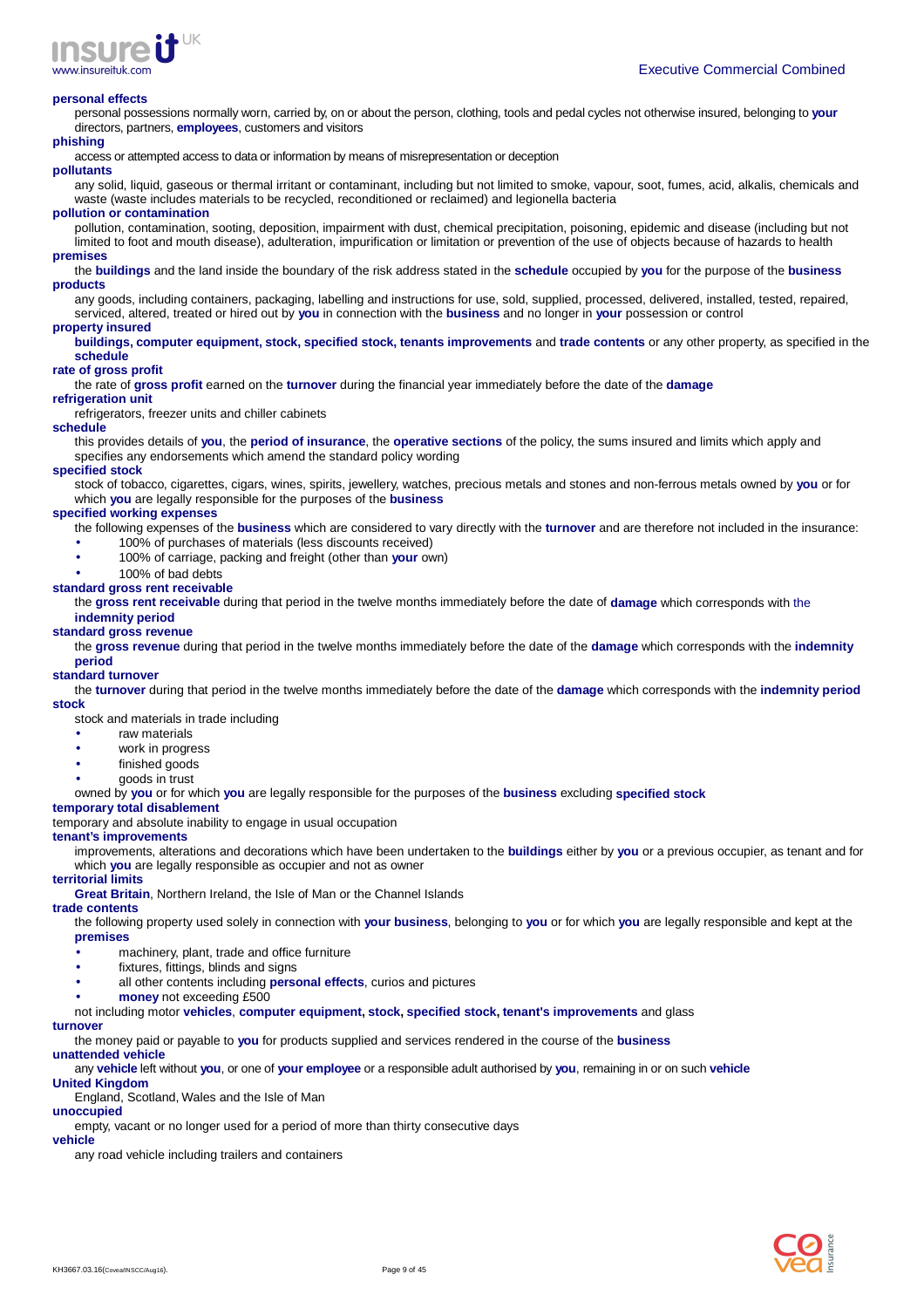**personal effects**

personal possessions normally worn, carried by, on or about the person, clothing, tools and pedal cycles not otherwise insured, belonging to **your** directors, partners, **employees**, customers and visitors

**phishing**

access or attempted access to data or information by means of misrepresentation or deception

**pollutants**

any solid, liquid, gaseous or thermal irritant or contaminant, including but not limited to smoke, vapour, soot, fumes, acid, alkalis, chemicals and waste (waste includes materials to be recycled, reconditioned or reclaimed) and legionella bacteria

**pollution or contamination**

pollution, contamination, sooting, deposition, impairment with dust, chemical precipitation, poisoning, epidemic and disease (including but not limited to foot and mouth disease), adulteration, impurification or limitation or prevention of the use of objects because of hazards to health

**premises**

the **buildings** and the land inside the boundary of the risk address stated in the **schedule** occupied by **you** for the purpose of the **business**

**products**

any goods, including containers, packaging, labelling and instructions for use, sold, supplied, processed, delivered, installed, tested, repaired, serviced, altered, treated or hired out by **you** in connection with the **business** and no longer in **your** possession or control

**property insured**

**buildings, computer equipment, stock, specified stock, tenants improvements** and **trade contents** or any other property, as specified in the **schedule**

**rate of gross profit**

the rate of **gross profit** earned on the **turnover** during the financial year immediately before the date of the **damage**

**refrigeration unit**

refrigerators, freezer units and chiller cabinets

**schedule**

this provides details of **you**, the **period of insurance**, the **operative sections** of the policy, the sums insured and limits which apply and specifies any endorsements which amend the standard policy wording

**specified stock**

stock of tobacco, cigarettes, cigars, wines, spirits, jewellery, watches, precious metals and stones and non-ferrous metals owned by **you** or for which **you** are legally responsible for the purposes of the **business**

**specified working expenses**

the following expenses of the **business** which are considered to vary directly with the **turnover** and are therefore not included in the insurance:

- 100% of purchases of materials (less discounts received)
- 100% of carriage, packing and freight (other than **your** own)
- 100% of bad debts

**standard gross rent receivable**

the **gross rent receivable** during that period in the twelve months immediately before the date of **damage** which corresponds with the **indemnity period**

**standard gross revenue**

the **gross revenue** during that period in the twelve months immediately before the date of the **damage** which corresponds with the **indemnity period**

**standard turnover**

the **turnover** during that period in the twelve months immediately before the date of the **damage** which corresponds with the **indemnity period**

**stock**

stock and materials in trade including

- raw materials
- work in progress
- finished goods
- goods in trust

owned by **you** or for which **you** are legally responsible for the purposes of the **business** excluding **specified stock**

**temporary total disablement**

temporary and absolute inability to engage in usual occupation

**tenant's improvements**

improvements, alterations and decorations which have been undertaken to the **buildings** either by **you** or a previous occupier, as tenant and for which **you** are legally responsible as occupier and not as owner

**territorial limits**

**Great Britain**, Northern Ireland, the Isle of Man or the Channel Islands

**trade contents**

the following property used solely in connection with **your business**, belonging to **you** or for which **you** are legally responsible and kept at the **premises**

- machinery, plant, trade and office furniture
- fixtures, fittings, blinds and signs
- all other contents including **personal effects**, curios and pictures
- **money** not exceeding £500

not including motor **vehicles**, **computer equipment, stock, specified stock, tenant's improvements** and glass

**turnover**

the money paid or payable to **you** for products supplied and services rendered in the course of the **business**

**unattended vehicle**

any **vehicle** left without **you**, or one of **your employee** or a responsible adult authorised by **you**, remaining in or on such **vehicle**

**United Kingdom**

England, Scotland, Wales and the Isle of Man

**unoccupied**

empty, vacant or no longer used for a period of more than thirty consecutive days

**vehicle**

any road vehicle including trailers and containers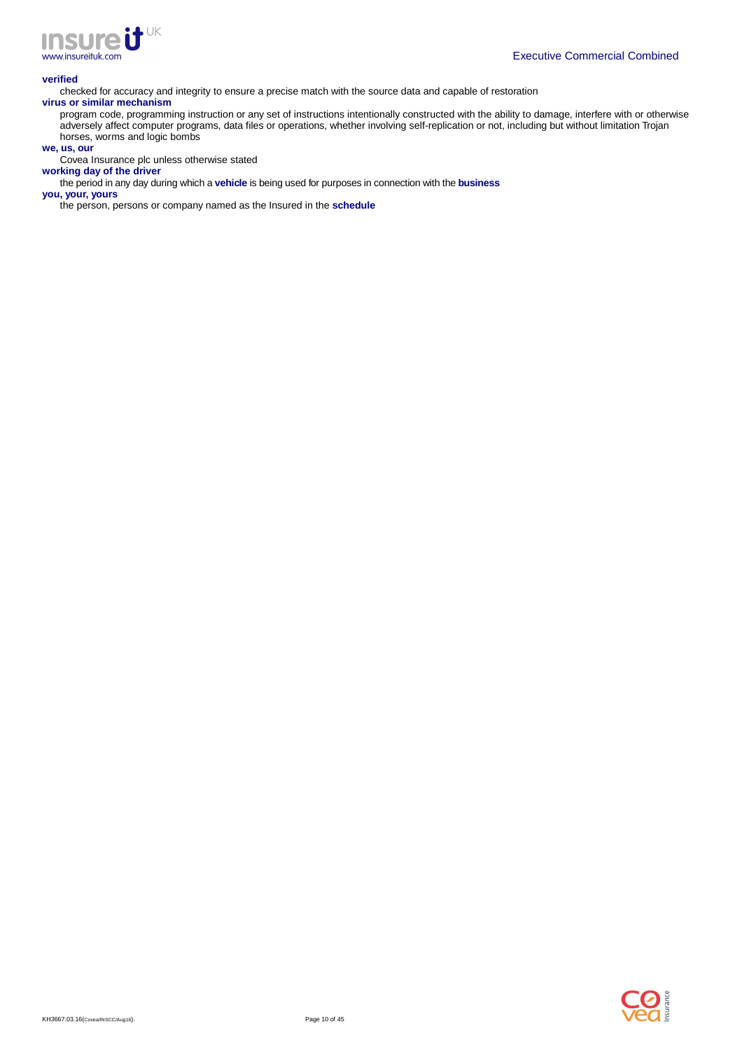**verified**

checked for accuracy and integrity to ensure a precise match with the source data and capable of restoration

**virus or similar mechanism**

program code, programming instruction or any set of instructions intentionally constructed with the ability to damage, interfere with or otherwise adversely affect computer programs, data files or operations, whether involving self-replication or not, including but without limitation Trojan horses, worms and logic bombs

**we, us, our**

Covea Insurance plc unless otherwise stated

**working day of the driver**

the period in any day during which a **vehicle** is being used for purposes in connection with the **business**

**you, your, yours**

the person, persons or company named as the Insured in the **schedule**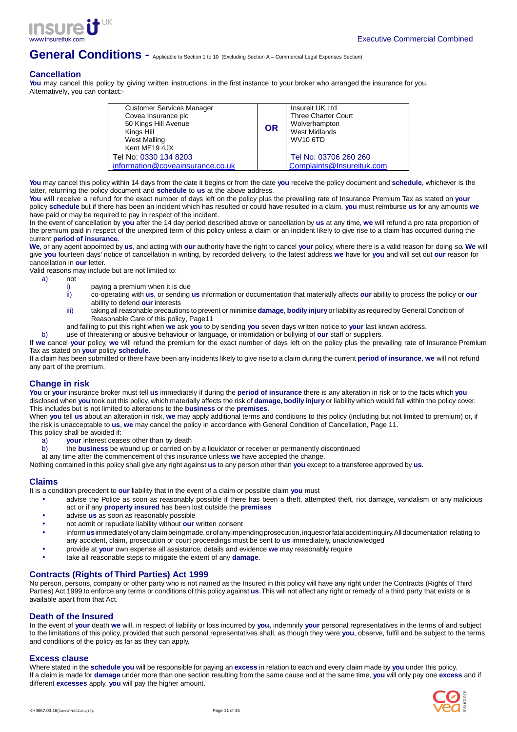# General Conditions - Applicable to Section 1 to 10 (Excluding Section A – Commercial Legal Expenses Section)

## Cancellation

**You** may cancel this policy by giving written instructions, in the first instance to your broker who arranged the insurance for you. Alternatively, you can contact:-

| Customer Services Manager<br>Covea Insurance plc<br>50 Kings Hill Avenue<br>Kings Hill<br>West Malling<br>Kent ME19 4JX | OR | Insureit UK Ltd<br>Three Charter Court<br>Wolverhampton<br>West Midlands<br>WV10 6TD |
|---|---|---|
| Tel No: 0330 134 8203<br>information@coveainsurance.co.uk | | Tel No: 03706 260 260<br>Complaints@Insureituk.com |

**You** may cancel this policy within 14 days from the date it begins or from the date **you** receive the policy document and **schedule**, whichever is the latter, returning the policy document and **schedule** to **us** at the above address.

**You** will receive a refund for the exact number of days left on the policy plus the prevailing rate of Insurance Premium Tax as stated on **your** policy **schedule** but if there has been an incident which has resulted or could have resulted in a claim, **you** must reimburse **us** for any amounts **we** have paid or may be required to pay, in respect of the incident.

In the event of cancellation by **you** after the 14 day period described above or cancellation by **us** at any time, **we** will refund a pro rata proportion of the premium paid in respect of the unexpired term of this policy unless a claim or an incident likely to give rise to a claim has occurred during the current **period of insurance**.

**We**, or any agent appointed by **us**, and acting with **our** authority have the right to cancel **your** policy, where there is a valid reason for doing so. **We** will give **you** fourteen days' notice of cancellation in writing, by recorded delivery, to the latest address **we** have for **you** and will set out **our** reason for cancellation in **our** letter.

Valid reasons may include but are not limited to:

a) not
   - i) paying a premium when it is due
   - ii) co-operating with **us**, or sending **us** information or documentation that materially affects **our** ability to process the policy or **our** ability to defend **our** interests
   - iii) taking all reasonable precautions to prevent or minimise **damage**, **bodily injury** or liability as required by General Condition of Reasonable Care of this policy, Page11

   and failing to put this right when **we** ask **you** to by sending **you** seven days written notice to **your** last known address.

b) use of threatening or abusive behaviour or language, or intimidation or bullying of **our** staff or suppliers.

If **we** cancel **your** policy, **we** will refund the premium for the exact number of days left on the policy plus the prevailing rate of Insurance Premium Tax as stated on **your** policy **schedule**.

If a claim has been submitted or there have been any incidents likely to give rise to a claim during the current **period of insurance**, **we** will not refund any part of the premium.

## Change in risk

**You** or **your** insurance broker must tell **us** immediately if during the **period of insurance** there is any alteration in risk or to the facts which **you** disclosed when **you** took out this policy, which materially affects the risk of **damage, bodily injury** or liability which would fall within the policy cover. This includes but is not limited to alterations to the **business** or the **premises**.

When **you** tell **us** about an alteration in risk, **we** may apply additional terms and conditions to this policy (including but not limited to premium) or, if the risk is unacceptable to **us**, **we** may cancel the policy in accordance with General Condition of Cancellation, Page 11.

This policy shall be avoided if:

a) **your** interest ceases other than by death
b) the **business** be wound up or carried on by a liquidator or receiver or permanently discontinued

at any time after the commencement of this insurance unless **we** have accepted the change.

Nothing contained in this policy shall give any right against **us** to any person other than **you** except to a transferee approved by **us**.

## Claims

It is a condition precedent to **our** liability that in the event of a claim or possible claim **you** must

- advise the Police as soon as reasonably possible if there has been a theft, attempted theft, riot damage, vandalism or any malicious act or if any **property insured** has been lost outside the **premises**
- advise **us** as soon as reasonably possible
- not admit or repudiate liability without **our** written consent
- inform **us** immediately of any claim being made, or of any impending prosecution, inquest or fatal accident inquiry. All documentation relating to any accident, claim, prosecution or court proceedings must be sent to **us** immediately, unacknowledged
- provide at **your** own expense all assistance, details and evidence **we** may reasonably require
- take all reasonable steps to mitigate the extent of any **damage**.

## Contracts (Rights of Third Parties) Act 1999

No person, persons, company or other party who is not named as the Insured in this policy will have any right under the Contracts (Rights of Third Parties) Act 1999 to enforce any terms or conditions of this policy against **us**. This will not affect any right or remedy of a third party that exists or is available apart from that Act.

## Death of the Insured

In the event of **your** death **we** will, in respect of liability or loss incurred by **you,** indemnify **your** personal representatives in the terms of and subject to the limitations of this policy, provided that such personal representatives shall, as though they were **you**, observe, fulfil and be subject to the terms and conditions of the policy as far as they can apply.

## Excess clause

Where stated in the **schedule you** will be responsible for paying an **excess** in relation to each and every claim made by **you** under this policy.

If a claim is made for **damage** under more than one section resulting from the same cause and at the same time, **you** will only pay one **excess** and if different **excesses** apply, **you** will pay the higher amount.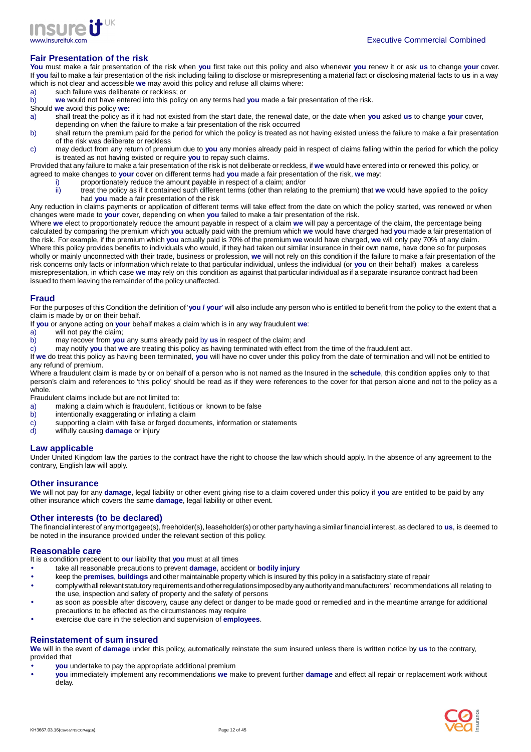## Fair Presentation of the risk

**You** must make a fair presentation of the risk when **you** first take out this policy and also whenever **you** renew it or ask **us** to change **your** cover. If **you** fail to make a fair presentation of the risk including failing to disclose or misrepresenting a material fact or disclosing material facts to **us** in a way which is not clear and accessible **we** may avoid this policy and refuse all claims where:

a) such failure was deliberate or reckless; or
b) **we** would not have entered into this policy on any terms had **you** made a fair presentation of the risk.

Should **we** avoid this policy **we:**

a) shall treat the policy as if it had not existed from the start date, the renewal date, or the date when **you** asked **us** to change **your** cover, depending on when the failure to make a fair presentation of the risk occurred
b) shall return the premium paid for the period for which the policy is treated as not having existed unless the failure to make a fair presentation of the risk was deliberate or reckless
c) may deduct from any return of premium due to **you** any monies already paid in respect of claims falling within the period for which the policy is treated as not having existed or require **you** to repay such claims.

Provided that any failure to make a fair presentation of the risk is not deliberate or reckless, if **we** would have entered into or renewed this policy, or agreed to make changes to **your** cover on different terms had **you** made a fair presentation of the risk, **we** may:

i) proportionately reduce the amount payable in respect of a claim; and/or
ii) treat the policy as if it contained such different terms (other than relating to the premium) that **we** would have applied to the policy had **you** made a fair presentation of the risk

Any reduction in claims payments or application of different terms will take effect from the date on which the policy started, was renewed or when changes were made to **your** cover, depending on when **you** failed to make a fair presentation of the risk.

Where **we** elect to proportionately reduce the amount payable in respect of a claim **we** will pay a percentage of the claim, the percentage being calculated by comparing the premium which **you** actually paid with the premium which **we** would have charged had **you** made a fair presentation of the risk. For example, if the premium which **you** actually paid is 70% of the premium **we** would have charged, **we** will only pay 70% of any claim.

Where this policy provides benefits to individuals who would, if they had taken out similar insurance in their own name, have done so for purposes wholly or mainly unconnected with their trade, business or profession, **we** will not rely on this condition if the failure to make a fair presentation of the risk concerns only facts or information which relate to that particular individual, unless the individual (or **you** on their behalf) makes a careless misrepresentation, in which case **we** may rely on this condition as against that particular individual as if a separate insurance contract had been issued to them leaving the remainder of the policy unaffected.

## Fraud

For the purposes of this Condition the definition of '**you / your**' will also include any person who is entitled to benefit from the policy to the extent that a claim is made by or on their behalf.

If **you** or anyone acting on **your** behalf makes a claim which is in any way fraudulent **we**:

a) will not pay the claim;
b) may recover from **you** any sums already paid by **us** in respect of the claim; and
c) may notify **you** that **we** are treating this policy as having terminated with effect from the time of the fraudulent act.

If **we** do treat this policy as having been terminated, **you** will have no cover under this policy from the date of termination and will not be entitled to any refund of premium.

Where a fraudulent claim is made by or on behalf of a person who is not named as the Insured in the **schedule**, this condition applies only to that person's claim and references to 'this policy' should be read as if they were references to the cover for that person alone and not to the policy as a whole.

Fraudulent claims include but are not limited to:

a) making a claim which is fraudulent, fictitious or known to be false
b) intentionally exaggerating or inflating a claim
c) supporting a claim with false or forged documents, information or statements
d) wilfully causing **damage** or injury

## Law applicable

Under United Kingdom law the parties to the contract have the right to choose the law which should apply. In the absence of any agreement to the contrary, English law will apply.

## Other insurance

**We** will not pay for any **damage**, legal liability or other event giving rise to a claim covered under this policy if **you** are entitled to be paid by any other insurance which covers the same **damage**, legal liability or other event.

## Other interests (to be declared)

The financial interest of any mortgagee(s), freeholder(s), leaseholder(s) or other party having a similar financial interest, as declared to **us**, is deemed to be noted in the insurance provided under the relevant section of this policy.

## Reasonable care

It is a condition precedent to **our** liability that **you** must at all times

- take all reasonable precautions to prevent **damage**, accident or **bodily injury**
- keep the **premises**, **buildings** and other maintainable property which is insured by this policy in a satisfactory state of repair
- comply with all relevant statutory requirements and other regulations imposed by any authority and manufacturers' recommendations all relating to the use, inspection and safety of property and the safety of persons
- as soon as possible after discovery, cause any defect or danger to be made good or remedied and in the meantime arrange for additional precautions to be effected as the circumstances may require
- exercise due care in the selection and supervision of **employees**.

## Reinstatement of sum insured

**We** will in the event of **damage** under this policy, automatically reinstate the sum insured unless there is written notice by **us** to the contrary, provided that

- **you** undertake to pay the appropriate additional premium
- **you** immediately implement any recommendations **we** make to prevent further **damage** and effect all repair or replacement work without delay.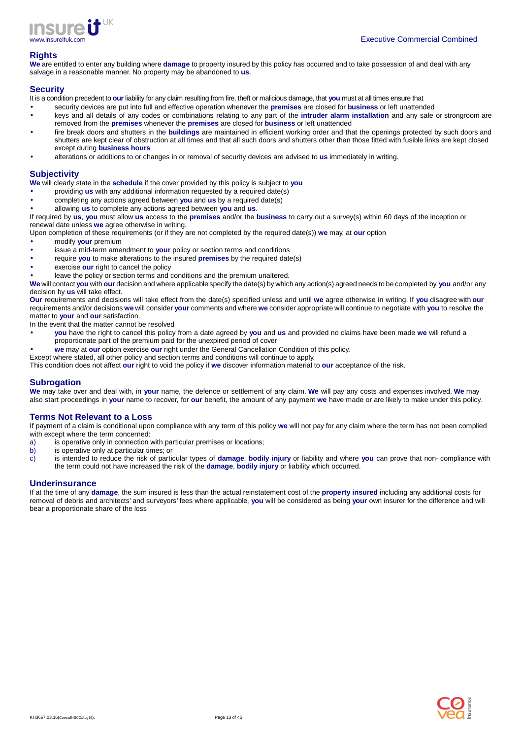## Rights

**We** are entitled to enter any building where **damage** to property insured by this policy has occurred and to take possession of and deal with any salvage in a reasonable manner. No property may be abandoned to **us**.

## Security

It is a condition precedent to **our** liability for any claim resulting from fire, theft or malicious damage, that **you** must at all times ensure that

- security devices are put into full and effective operation whenever the **premises** are closed for **business** or left unattended
- keys and all details of any codes or combinations relating to any part of the **intruder alarm installation** and any safe or strongroom are removed from the **premises** whenever the **premises** are closed for **business** or left unattended
- fire break doors and shutters in the **buildings** are maintained in efficient working order and that the openings protected by such doors and shutters are kept clear of obstruction at all times and that all such doors and shutters other than those fitted with fusible links are kept closed except during **business hours**
- alterations or additions to or changes in or removal of security devices are advised to **us** immediately in writing.

## Subjectivity

**We** will clearly state in the **schedule** if the cover provided by this policy is subject to **you**

- providing **us** with any additional information requested by a required date(s)
- completing any actions agreed between **you** and **us** by a required date(s)
- allowing **us** to complete any actions agreed between **you** and **us**.

If required by **us**, **you** must allow **us** access to the **premises** and/or the **business** to carry out a survey(s) within 60 days of the inception or renewal date unless **we** agree otherwise in writing.

Upon completion of these requirements (or if they are not completed by the required date(s)) **we** may, at **our** option

- modify **your** premium
- issue a mid-term amendment to **your** policy or section terms and conditions
- require **you** to make alterations to the insured **premises** by the required date(s)
- exercise **our** right to cancel the policy
- leave the policy or section terms and conditions and the premium unaltered.

**We** will contact **you** with **our** decision and where applicable specify the date(s) by which any action(s) agreed needs to be completed by **you** and/or any decision by **us** will take effect.

**Our** requirements and decisions will take effect from the date(s) specified unless and until **we** agree otherwise in writing. If **you** disagree with **our** requirements and/or decisions **we** will consider **your** comments and where **we** consider appropriate will continue to negotiate with **you** to resolve the matter to **your** and **our** satisfaction.

In the event that the matter cannot be resolved

- **you** have the right to cancel this policy from a date agreed by **you** and **us** and provided no claims have been made **we** will refund a proportionate part of the premium paid for the unexpired period of cover
- **we** may at **our** option exercise **our** right under the General Cancellation Condition of this policy.

Except where stated, all other policy and section terms and conditions will continue to apply.

This condition does not affect **our** right to void the policy if **we** discover information material to **our** acceptance of the risk.

## Subrogation

**We** may take over and deal with, in **your** name, the defence or settlement of any claim. **We** will pay any costs and expenses involved. **We** may also start proceedings in **your** name to recover, for **our** benefit, the amount of any payment **we** have made or are likely to make under this policy.

## Terms Not Relevant to a Loss

If payment of a claim is conditional upon compliance with any term of this policy **we** will not pay for any claim where the term has not been complied with except where the term concerned:

a) is operative only in connection with particular premises or locations;
b) is operative only at particular times; or
c) is intended to reduce the risk of particular types of **damage**, **bodily injury** or liability and where **you** can prove that non- compliance with the term could not have increased the risk of the **damage**, **bodily injury** or liability which occurred.

## Underinsurance

If at the time of any **damage**, the sum insured is less than the actual reinstatement cost of the **property insured** including any additional costs for removal of debris and architects' and surveyors' fees where applicable, **you** will be considered as being **your** own insurer for the difference and will bear a proportionate share of the loss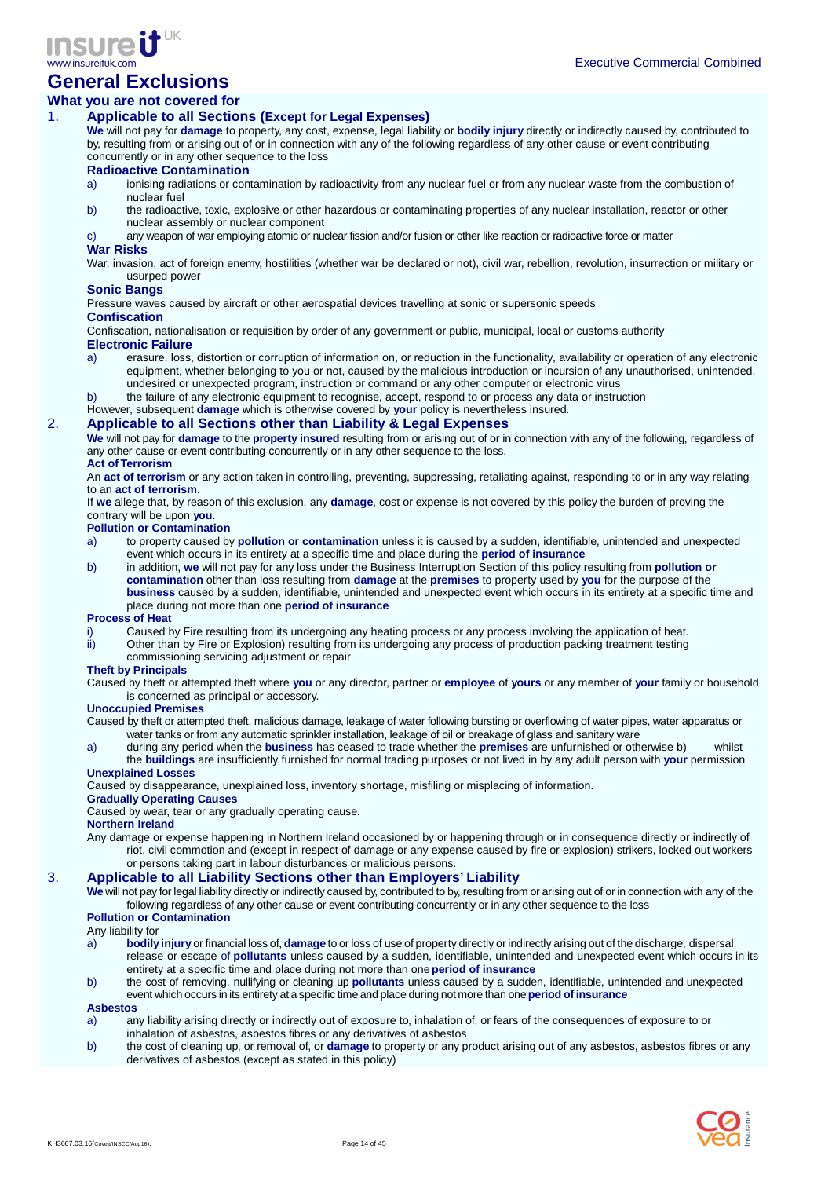# General Exclusions

## What you are not covered for

### 1. Applicable to all Sections (Except for Legal Expenses)

**We** will not pay for **damage** to property, any cost, expense, legal liability or **bodily injury** directly or indirectly caused by, contributed to by, resulting from or arising out of or in connection with any of the following regardless of any other cause or event contributing concurrently or in any other sequence to the loss

**Radioactive Contamination**

a) ionising radiations or contamination by radioactivity from any nuclear fuel or from any nuclear waste from the combustion of nuclear fuel

b) the radioactive, toxic, explosive or other hazardous or contaminating properties of any nuclear installation, reactor or other nuclear assembly or nuclear component

c) any weapon of war employing atomic or nuclear fission and/or fusion or other like reaction or radioactive force or matter

**War Risks**

War, invasion, act of foreign enemy, hostilities (whether war be declared or not), civil war, rebellion, revolution, insurrection or military or usurped power

**Sonic Bangs**

Pressure waves caused by aircraft or other aerospatial devices travelling at sonic or supersonic speeds

**Confiscation**

Confiscation, nationalisation or requisition by order of any government or public, municipal, local or customs authority

**Electronic Failure**

a) erasure, loss, distortion or corruption of information on, or reduction in the functionality, availability or operation of any electronic equipment, whether belonging to you or not, caused by the malicious introduction or incursion of any unauthorised, unintended, undesired or unexpected program, instruction or command or any other computer or electronic virus

b) the failure of any electronic equipment to recognise, accept, respond to or process any data or instruction

However, subsequent **damage** which is otherwise covered by **your** policy is nevertheless insured.

### 2. Applicable to all Sections other than Liability & Legal Expenses

**We** will not pay for **damage** to the **property insured** resulting from or arising out of or in connection with any of the following, regardless of any other cause or event contributing concurrently or in any other sequence to the loss.

**Act of Terrorism**

An **act of terrorism** or any action taken in controlling, preventing, suppressing, retaliating against, responding to or in any way relating to an **act of terrorism**.

If **we** allege that, by reason of this exclusion, any **damage**, cost or expense is not covered by this policy the burden of proving the contrary will be upon **you**.

**Pollution or Contamination**

a) to property caused by **pollution or contamination** unless it is caused by a sudden, identifiable, unintended and unexpected event which occurs in its entirety at a specific time and place during the **period of insurance**

b) in addition, **we** will not pay for any loss under the Business Interruption Section of this policy resulting from **pollution or contamination** other than loss resulting from **damage** at the **premises** to property used by **you** for the purpose of the **business** caused by a sudden, identifiable, unintended and unexpected event which occurs in its entirety at a specific time and place during not more than one **period of insurance**

**Process of Heat**

i) Caused by Fire resulting from its undergoing any heating process or any process involving the application of heat.

ii) Other than by Fire or Explosion) resulting from its undergoing any process of production packing treatment testing commissioning servicing adjustment or repair

**Theft by Principals**

Caused by theft or attempted theft where **you** or any director, partner or **employee** of **yours** or any member of **your** family or household is concerned as principal or accessory.

**Unoccupied Premises**

Caused by theft or attempted theft, malicious damage, leakage of water following bursting or overflowing of water pipes, water apparatus or water tanks or from any automatic sprinkler installation, leakage of oil or breakage of glass and sanitary ware

a) during any period when the **business** has ceased to trade whether the **premises** are unfurnished or otherwise b) whilst the **buildings** are insufficiently furnished for normal trading purposes or not lived in by any adult person with **your** permission

**Unexplained Losses**

Caused by disappearance, unexplained loss, inventory shortage, misfiling or misplacing of information.

**Gradually Operating Causes**

Caused by wear, tear or any gradually operating cause.

**Northern Ireland**

Any damage or expense happening in Northern Ireland occasioned by or happening through or in consequence directly or indirectly of riot, civil commotion and (except in respect of damage or any expense caused by fire or explosion) strikers, locked out workers or persons taking part in labour disturbances or malicious persons.

### 3. Applicable to all Liability Sections other than Employers' Liability

**We** will not pay for legal liability directly or indirectly caused by, contributed to by, resulting from or arising out of or in connection with any of the following regardless of any other cause or event contributing concurrently or in any other sequence to the loss

**Pollution or Contamination**

Any liability for

a) **bodily injury** or financial loss of, **damage** to or loss of use of property directly or indirectly arising out of the discharge, dispersal, release or escape of **pollutants** unless caused by a sudden, identifiable, unintended and unexpected event which occurs in its entirety at a specific time and place during not more than one **period of insurance**

b) the cost of removing, nullifying or cleaning up **pollutants** unless caused by a sudden, identifiable, unintended and unexpected event which occurs in its entirety at a specific time and place during not more than one **period of insurance**

**Asbestos**

a) any liability arising directly or indirectly out of exposure to, inhalation of, or fears of the consequences of exposure to or inhalation of asbestos, asbestos fibres or any derivatives of asbestos

b) the cost of cleaning up, or removal of, or **damage** to property or any product arising out of any asbestos, asbestos fibres or any derivatives of asbestos (except as stated in this policy)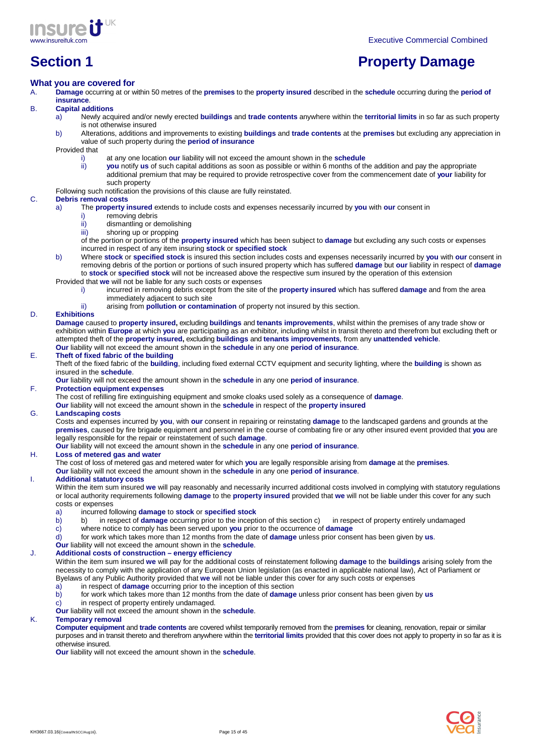# Section 1 Property Damage

## What you are covered for

A. **Damage** occurring at or within 50 metres of the **premises** to the **property insured** described in the **schedule** occurring during the **period of insurance**.

B. **Capital additions**

   a) Newly acquired and/or newly erected **buildings** and **trade contents** anywhere within the **territorial limits** in so far as such property is not otherwise insured

   b) Alterations, additions and improvements to existing **buildings** and **trade contents** at the **premises** but excluding any appreciation in value of such property during the **period of insurance**

   Provided that

   i) at any one location **our** liability will not exceed the amount shown in the **schedule**

   ii) **you** notify **us** of such capital additions as soon as possible or within 6 months of the addition and pay the appropriate additional premium that may be required to provide retrospective cover from the commencement date of **your** liability for such property

   Following such notification the provisions of this clause are fully reinstated.

C. **Debris removal costs**

   a) The **property insured** extends to include costs and expenses necessarily incurred by **you** with **our** consent in

   i) removing debris
   ii) dismantling or demolishing
   iii) shoring up or propping

   of the portion or portions of the **property insured** which has been subject to **damage** but excluding any such costs or expenses incurred in respect of any item insuring **stock** or **specified stock**

   b) Where **stock** or **specified stock** is insured this section includes costs and expenses necessarily incurred by **you** with **our** consent in removing debris of the portion or portions of such insured property which has suffered **damage** but **our** liability in respect of **damage** to **stock** or **specified stock** will not be increased above the respective sum insured by the operation of this extension

   Provided that **we** will not be liable for any such costs or expenses

   i) incurred in removing debris except from the site of the **property insured** which has suffered **damage** and from the area immediately adjacent to such site

   ii) arising from **pollution or contamination** of property not insured by this section.

D. **Exhibitions**

   **Damage** caused to **property insured,** excluding **buildings** and **tenants improvements**, whilst within the premises of any trade show or exhibition within **Europe** at which **you** are participating as an exhibitor, including whilst in transit thereto and therefrom but excluding theft or attempted theft of the **property insured,** excluding **buildings** and **tenants improvements**, from any **unattended vehicle**.

   **Our** liability will not exceed the amount shown in the **schedule** in any one **period of insurance**.

E. **Theft of fixed fabric of the building**

   Theft of the fixed fabric of the **building**, including fixed external CCTV equipment and security lighting, where the **building** is shown as insured in the **schedule**.

   **Our** liability will not exceed the amount shown in the **schedule** in any one **period of insurance**.

F. **Protection equipment expenses**

   The cost of refilling fire extinguishing equipment and smoke cloaks used solely as a consequence of **damage**.

   **Our** liability will not exceed the amount shown in the **schedule** in respect of the **property insured**

G. **Landscaping costs**

   Costs and expenses incurred by **you**, with **our** consent in repairing or reinstating **damage** to the landscaped gardens and grounds at the **premises**, caused by fire brigade equipment and personnel in the course of combating fire or any other insured event provided that **you** are legally responsible for the repair or reinstatement of such **damage**.

   **Our** liability will not exceed the amount shown in the **schedule** in any one **period of insurance**.

H. **Loss of metered gas and water**

   The cost of loss of metered gas and metered water for which **you** are legally responsible arising from **damage** at the **premises**.

   **Our** liability will not exceed the amount shown in the **schedule** in any one **period of insurance**.

I. **Additional statutory costs**

   Within the item sum insured **we** will pay reasonably and necessarily incurred additional costs involved in complying with statutory regulations or local authority requirements following **damage** to the **property insured** provided that **we** will not be liable under this cover for any such costs or expenses

   a) incurred following **damage** to **stock** or **specified stock**
   b) b) in respect of **damage** occurring prior to the inception of this section c) in respect of property entirely undamaged
   c) where notice to comply has been served upon **you** prior to the occurrence of **damage**
   d) for work which takes more than 12 months from the date of **damage** unless prior consent has been given by **us**.

   **Our** liability will not exceed the amount shown in the **schedule**.

J. **Additional costs of construction – energy efficiency**

   Within the item sum insured **we** will pay for the additional costs of reinstatement following **damage** to the **buildings** arising solely from the necessity to comply with the application of any European Union legislation (as enacted in applicable national law), Act of Parliament or Byelaws of any Public Authority provided that **we** will not be liable under this cover for any such costs or expenses

   a) in respect of **damage** occurring prior to the inception of this section
   b) for work which takes more than 12 months from the date of **damage** unless prior consent has been given by **us**
   c) in respect of property entirely undamaged.

   **Our** liability will not exceed the amount shown in the **schedule**.

K. **Temporary removal**

   **Computer equipment** and **trade contents** are covered whilst temporarily removed from the **premises** for cleaning, renovation, repair or similar purposes and in transit thereto and therefrom anywhere within the **territorial limits** provided that this cover does not apply to property in so far as it is otherwise insured.

   **Our** liability will not exceed the amount shown in the **schedule**.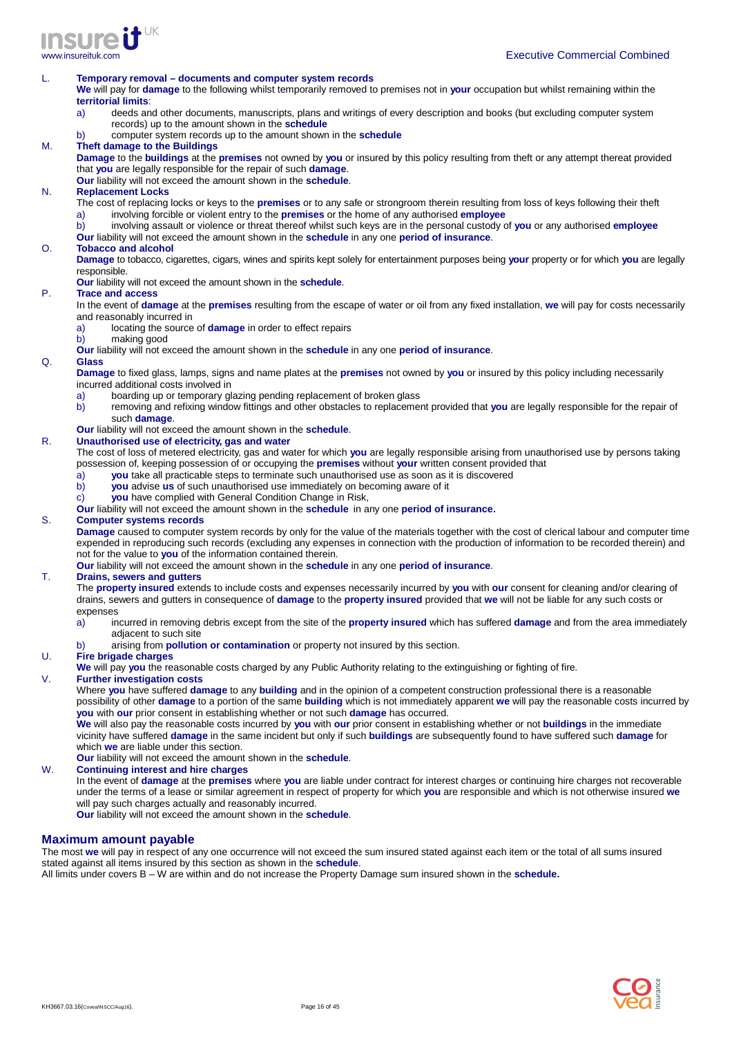L. **Temporary removal – documents and computer system records**

**We** will pay for **damage** to the following whilst temporarily removed to premises not in **your** occupation but whilst remaining within the **territorial limits**:

a) deeds and other documents, manuscripts, plans and writings of every description and books (but excluding computer system records) up to the amount shown in the **schedule**

b) computer system records up to the amount shown in the **schedule**

M. **Theft damage to the Buildings**

**Damage** to the **buildings** at the **premises** not owned by **you** or insured by this policy resulting from theft or any attempt thereat provided that **you** are legally responsible for the repair of such **damage**.

**Our** liability will not exceed the amount shown in the **schedule**.

N. **Replacement Locks**

The cost of replacing locks or keys to the **premises** or to any safe or strongroom therein resulting from loss of keys following their theft

a) involving forcible or violent entry to the **premises** or the home of any authorised **employee**

b) involving assault or violence or threat thereof whilst such keys are in the personal custody of **you** or any authorised **employee**

**Our** liability will not exceed the amount shown in the **schedule** in any one **period of insurance**.

O. **Tobacco and alcohol**

**Damage** to tobacco, cigarettes, cigars, wines and spirits kept solely for entertainment purposes being **your** property or for which **you** are legally responsible.

**Our** liability will not exceed the amount shown in the **schedule**.

P. **Trace and access**

In the event of **damage** at the **premises** resulting from the escape of water or oil from any fixed installation, **we** will pay for costs necessarily and reasonably incurred in

a) locating the source of **damage** in order to effect repairs

b) making good

**Our** liability will not exceed the amount shown in the **schedule** in any one **period of insurance**.

Q. **Glass**

**Damage** to fixed glass, lamps, signs and name plates at the **premises** not owned by **you** or insured by this policy including necessarily incurred additional costs involved in

a) boarding up or temporary glazing pending replacement of broken glass

b) removing and refixing window fittings and other obstacles to replacement provided that **you** are legally responsible for the repair of such **damage**.

**Our** liability will not exceed the amount shown in the **schedule**.

R. **Unauthorised use of electricity, gas and water**

The cost of loss of metered electricity, gas and water for which **you** are legally responsible arising from unauthorised use by persons taking possession of, keeping possession of or occupying the **premises** without **your** written consent provided that

a) **you** take all practicable steps to terminate such unauthorised use as soon as it is discovered

b) **you** advise **us** of such unauthorised use immediately on becoming aware of it

c) **you** have complied with General Condition Change in Risk,

**Our** liability will not exceed the amount shown in the **schedule** in any one **period of insurance.**

S. **Computer systems records**

**Damage** caused to computer system records by only for the value of the materials together with the cost of clerical labour and computer time expended in reproducing such records (excluding any expenses in connection with the production of information to be recorded therein) and not for the value to **you** of the information contained therein.

**Our** liability will not exceed the amount shown in the **schedule** in any one **period of insurance**.

T. **Drains, sewers and gutters**

The **property insured** extends to include costs and expenses necessarily incurred by **you** with **our** consent for cleaning and/or clearing of drains, sewers and gutters in consequence of **damage** to the **property insured** provided that **we** will not be liable for any such costs or expenses

a) incurred in removing debris except from the site of the **property insured** which has suffered **damage** and from the area immediately adjacent to such site

b) arising from **pollution or contamination** or property not insured by this section.

U. **Fire brigade charges**

**We** will pay **you** the reasonable costs charged by any Public Authority relating to the extinguishing or fighting of fire.

V. **Further investigation costs**

Where **you** have suffered **damage** to any **building** and in the opinion of a competent construction professional there is a reasonable possibility of other **damage** to a portion of the same **building** which is not immediately apparent **we** will pay the reasonable costs incurred by **you** with **our** prior consent in establishing whether or not such **damage** has occurred.

**We** will also pay the reasonable costs incurred by **you** with **our** prior consent in establishing whether or not **buildings** in the immediate vicinity have suffered **damage** in the same incident but only if such **buildings** are subsequently found to have suffered such **damage** for which **we** are liable under this section.

**Our** liability will not exceed the amount shown in the **schedule**.

W. **Continuing interest and hire charges**

In the event of **damage** at the **premises** where **you** are liable under contract for interest charges or continuing hire charges not recoverable under the terms of a lease or similar agreement in respect of property for which **you** are responsible and which is not otherwise insured **we** will pay such charges actually and reasonably incurred.

**Our** liability will not exceed the amount shown in the **schedule**.

## Maximum amount payable

The most **we** will pay in respect of any one occurrence will not exceed the sum insured stated against each item or the total of all sums insured stated against all items insured by this section as shown in the **schedule**.

All limits under covers B – W are within and do not increase the Property Damage sum insured shown in the **schedule.**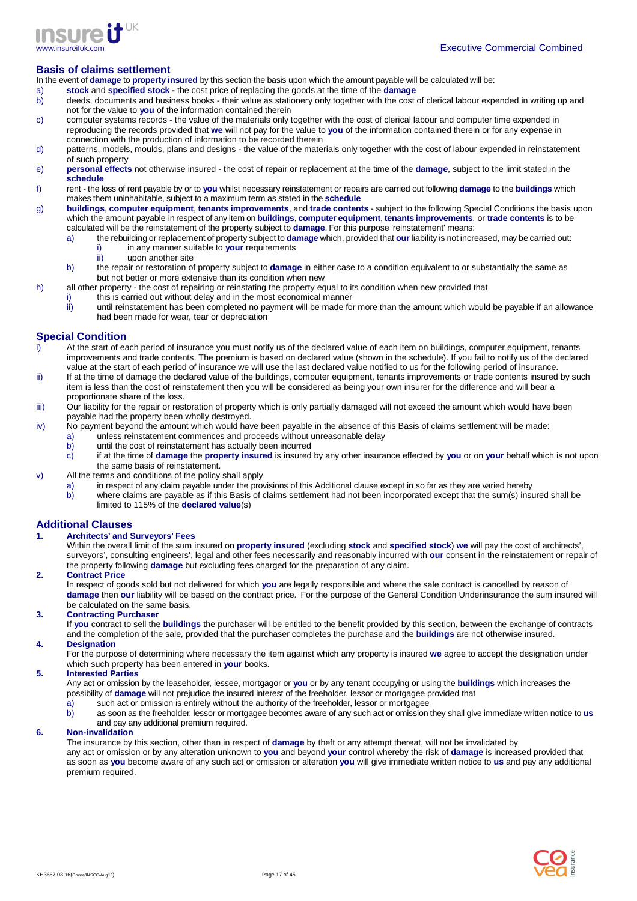## Basis of claims settlement

In the event of **damage** to **property insured** by this section the basis upon which the amount payable will be calculated will be:

a) **stock** and **specified stock -** the cost price of replacing the goods at the time of the **damage**

b) deeds, documents and business books - their value as stationery only together with the cost of clerical labour expended in writing up and not for the value to **you** of the information contained therein

c) computer systems records - the value of the materials only together with the cost of clerical labour and computer time expended in reproducing the records provided that **we** will not pay for the value to **you** of the information contained therein or for any expense in connection with the production of information to be recorded therein

d) patterns, models, moulds, plans and designs - the value of the materials only together with the cost of labour expended in reinstatement of such property

e) **personal effects** not otherwise insured - the cost of repair or replacement at the time of the **damage**, subject to the limit stated in the **schedule**

f) rent - the loss of rent payable by or to **you** whilst necessary reinstatement or repairs are carried out following **damage** to the **buildings** which makes them uninhabitable, subject to a maximum term as stated in the **schedule**

g) **buildings**, **computer equipment**, **tenants improvements**, and **trade contents** - subject to the following Special Conditions the basis upon which the amount payable in respect of any item on **buildings**, **computer equipment**, **tenants improvements**, or **trade contents** is to be calculated will be the reinstatement of the property subject to **damage**. For this purpose 'reinstatement' means:
   - a) the rebuilding or replacement of property subject to **damage** which, provided that **our** liability is not increased, may be carried out:
     - i) in any manner suitable to **your** requirements
     - ii) upon another site
   - b) the repair or restoration of property subject to **damage** in either case to a condition equivalent to or substantially the same as but not better or more extensive than its condition when new

h) all other property - the cost of repairing or reinstating the property equal to its condition when new provided that
   - i) this is carried out without delay and in the most economical manner
   - ii) until reinstatement has been completed no payment will be made for more than the amount which would be payable if an allowance had been made for wear, tear or depreciation

## Special Condition

i) At the start of each period of insurance you must notify us of the declared value of each item on buildings, computer equipment, tenants improvements and trade contents. The premium is based on declared value (shown in the schedule). If you fail to notify us of the declared value at the start of each period of insurance we will use the last declared value notified to us for the following period of insurance.

ii) If at the time of damage the declared value of the buildings, computer equipment, tenants improvements or trade contents insured by such item is less than the cost of reinstatement then you will be considered as being your own insurer for the difference and will bear a proportionate share of the loss.

iii) Our liability for the repair or restoration of property which is only partially damaged will not exceed the amount which would have been payable had the property been wholly destroyed.

iv) No payment beyond the amount which would have been payable in the absence of this Basis of claims settlement will be made:
   - a) unless reinstatement commences and proceeds without unreasonable delay
   - b) until the cost of reinstatement has actually been incurred
   - c) if at the time of **damage** the **property insured** is insured by any other insurance effected by **you** or on **your** behalf which is not upon the same basis of reinstatement.

v) All the terms and conditions of the policy shall apply
   - a) in respect of any claim payable under the provisions of this Additional clause except in so far as they are varied hereby
   - b) where claims are payable as if this Basis of claims settlement had not been incorporated except that the sum(s) insured shall be limited to 115% of the **declared value**(s)

## Additional Clauses

### 1. Architects' and Surveyors' Fees

Within the overall limit of the sum insured on **property insured** (excluding **stock** and **specified stock**) **we** will pay the cost of architects', surveyors', consulting engineers', legal and other fees necessarily and reasonably incurred with **our** consent in the reinstatement or repair of the property following **damage** but excluding fees charged for the preparation of any claim.

### 2. Contract Price

In respect of goods sold but not delivered for which **you** are legally responsible and where the sale contract is cancelled by reason of **damage** then **our** liability will be based on the contract price. For the purpose of the General Condition Underinsurance the sum insured will be calculated on the same basis.

### 3. Contracting Purchaser

If **you** contract to sell the **buildings** the purchaser will be entitled to the benefit provided by this section, between the exchange of contracts and the completion of the sale, provided that the purchaser completes the purchase and the **buildings** are not otherwise insured.

### 4. Designation

For the purpose of determining where necessary the item against which any property is insured **we** agree to accept the designation under which such property has been entered in **your** books.

### 5. Interested Parties

Any act or omission by the leaseholder, lessee, mortgagor or **you** or by any tenant occupying or using the **buildings** which increases the possibility of **damage** will not prejudice the insured interest of the freeholder, lessor or mortgagee provided that

- a) such act or omission is entirely without the authority of the freeholder, lessor or mortgagee
- b) as soon as the freeholder, lessor or mortgagee becomes aware of any such act or omission they shall give immediate written notice to **us** and pay any additional premium required.

### 6. Non-invalidation

The insurance by this section, other than in respect of **damage** by theft or any attempt thereat, will not be invalidated by any act or omission or by any alteration unknown to **you** and beyond **your** control whereby the risk of **damage** is increased provided that as soon as **you** become aware of any such act or omission or alteration **you** will give immediate written notice to **us** and pay any additional premium required.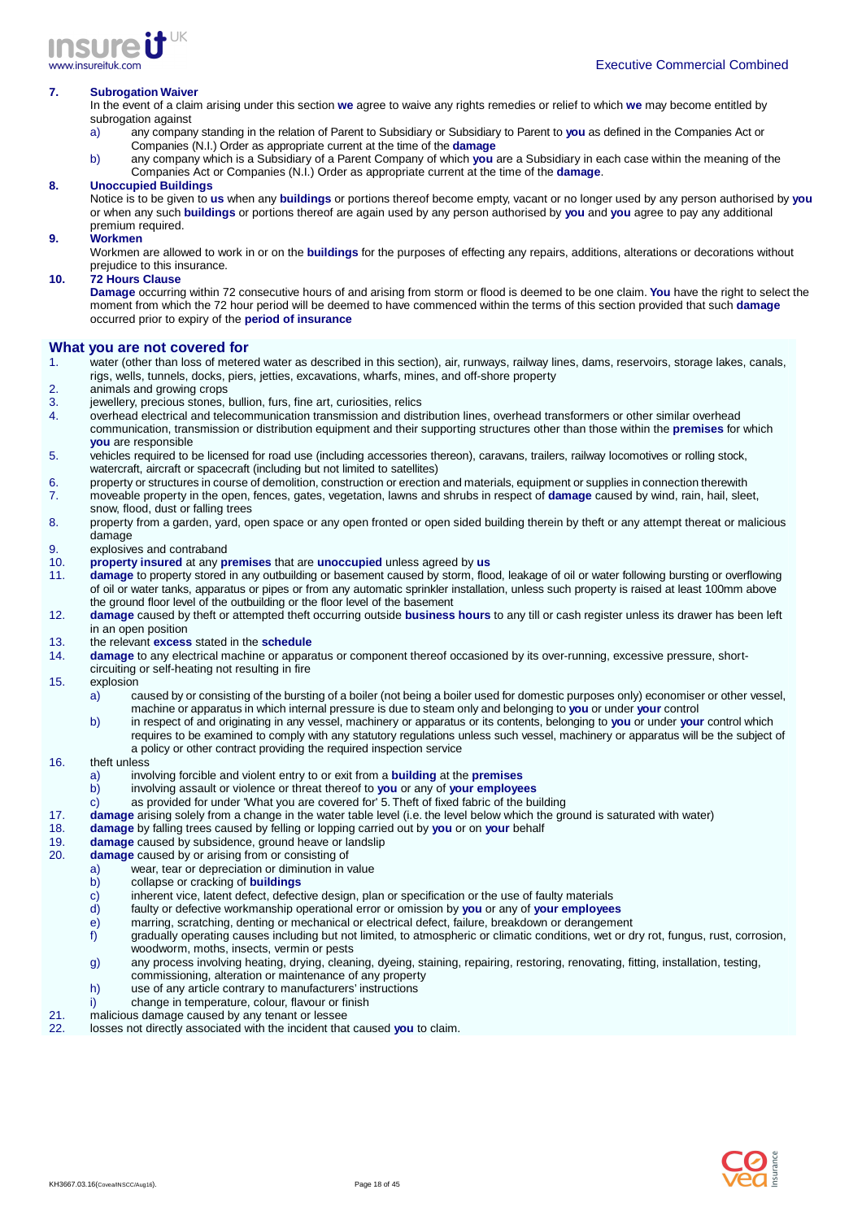7. **Subrogation Waiver**

In the event of a claim arising under this section **we** agree to waive any rights remedies or relief to which **we** may become entitled by subrogation against

a) any company standing in the relation of Parent to Subsidiary or Subsidiary to Parent to **you** as defined in the Companies Act or Companies (N.I.) Order as appropriate current at the time of the **damage**

b) any company which is a Subsidiary of a Parent Company of which **you** are a Subsidiary in each case within the meaning of the Companies Act or Companies (N.I.) Order as appropriate current at the time of the **damage**.

8. **Unoccupied Buildings**

Notice is to be given to **us** when any **buildings** or portions thereof become empty, vacant or no longer used by any person authorised by **you** or when any such **buildings** or portions thereof are again used by any person authorised by **you** and **you** agree to pay any additional premium required.

9. **Workmen**

Workmen are allowed to work in or on the **buildings** for the purposes of effecting any repairs, additions, alterations or decorations without prejudice to this insurance.

10. **72 Hours Clause**

**Damage** occurring within 72 consecutive hours of and arising from storm or flood is deemed to be one claim. **You** have the right to select the moment from which the 72 hour period will be deemed to have commenced within the terms of this section provided that such **damage** occurred prior to expiry of the **period of insurance**

## What you are not covered for

1. water (other than loss of metered water as described in this section), air, runways, railway lines, dams, reservoirs, storage lakes, canals, rigs, wells, tunnels, docks, piers, jetties, excavations, wharfs, mines, and off-shore property
2. animals and growing crops
3. jewellery, precious stones, bullion, furs, fine art, curiosities, relics
4. overhead electrical and telecommunication transmission and distribution lines, overhead transformers or other similar overhead communication, transmission or distribution equipment and their supporting structures other than those within the **premises** for which **you** are responsible
5. vehicles required to be licensed for road use (including accessories thereon), caravans, trailers, railway locomotives or rolling stock, watercraft, aircraft or spacecraft (including but not limited to satellites)
6. property or structures in course of demolition, construction or erection and materials, equipment or supplies in connection therewith
7. moveable property in the open, fences, gates, vegetation, lawns and shrubs in respect of **damage** caused by wind, rain, hail, sleet, snow, flood, dust or falling trees
8. property from a garden, yard, open space or any open fronted or open sided building therein by theft or any attempt thereat or malicious damage
9. explosives and contraband
10. **property insured** at any **premises** that are **unoccupied** unless agreed by **us**
11. **damage** to property stored in any outbuilding or basement caused by storm, flood, leakage of oil or water following bursting or overflowing of oil or water tanks, apparatus or pipes or from any automatic sprinkler installation, unless such property is raised at least 100mm above the ground floor level of the outbuilding or the floor level of the basement
12. **damage** caused by theft or attempted theft occurring outside **business hours** to any till or cash register unless its drawer has been left in an open position
13. the relevant **excess** stated in the **schedule**
14. **damage** to any electrical machine or apparatus or component thereof occasioned by its over-running, excessive pressure, short-circuiting or self-heating not resulting in fire
15. explosion
    a) caused by or consisting of the bursting of a boiler (not being a boiler used for domestic purposes only) economiser or other vessel, machine or apparatus in which internal pressure is due to steam only and belonging to **you** or under **your** control
    b) in respect of and originating in any vessel, machinery or apparatus or its contents, belonging to **you** or under **your** control which requires to be examined to comply with any statutory regulations unless such vessel, machinery or apparatus will be the subject of a policy or other contract providing the required inspection service
16. theft unless
    a) involving forcible and violent entry to or exit from a **building** at the **premises**
    b) involving assault or violence or threat thereof to **you** or any of **your employees**
    c) as provided for under 'What you are covered for' 5. Theft of fixed fabric of the building
17. **damage** arising solely from a change in the water table level (i.e. the level below which the ground is saturated with water)
18. **damage** by falling trees caused by felling or lopping carried out by **you** or on **your** behalf
19. **damage** caused by subsidence, ground heave or landslip
20. **damage** caused by or arising from or consisting of
    a) wear, tear or depreciation or diminution in value
    b) collapse or cracking of **buildings**
    c) inherent vice, latent defect, defective design, plan or specification or the use of faulty materials
    d) faulty or defective workmanship operational error or omission by **you** or any of **your employees**
    e) marring, scratching, denting or mechanical or electrical defect, failure, breakdown or derangement
    f) gradually operating causes including but not limited, to atmospheric or climatic conditions, wet or dry rot, fungus, rust, corrosion, woodworm, moths, insects, vermin or pests
    g) any process involving heating, drying, cleaning, dyeing, staining, repairing, restoring, renovating, fitting, installation, testing, commissioning, alteration or maintenance of any property
    h) use of any article contrary to manufacturers' instructions
    i) change in temperature, colour, flavour or finish
21. malicious damage caused by any tenant or lessee
22. losses not directly associated with the incident that caused **you** to claim.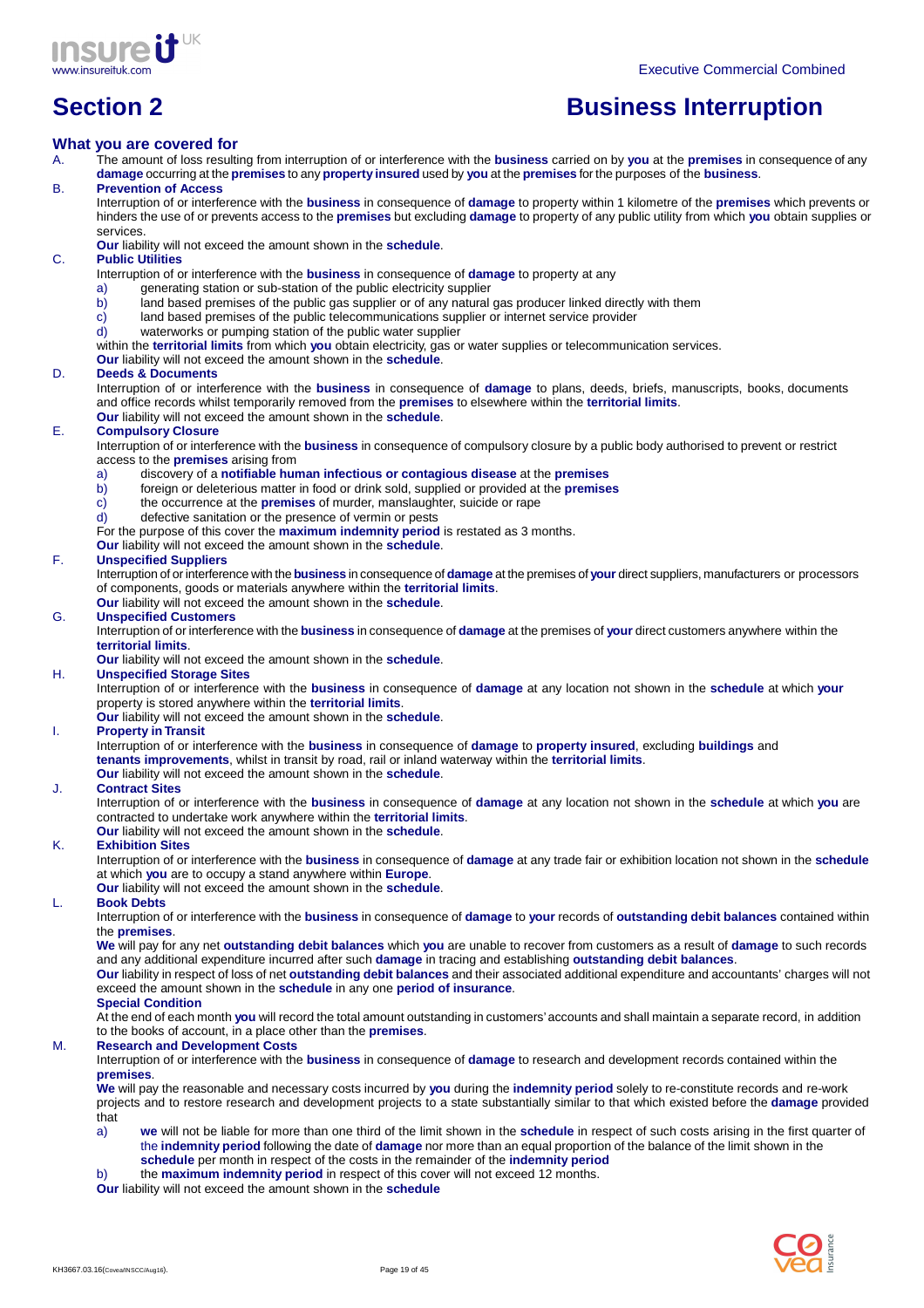# Section 2 Business Interruption

## What you are covered for

A. The amount of loss resulting from interruption of or interference with the **business** carried on by **you** at the **premises** in consequence of any **damage** occurring at the **premises** to any **property insured** used by **you** at the **premises** for the purposes of the **business**.

B. **Prevention of Access**

Interruption of or interference with the **business** in consequence of **damage** to property within 1 kilometre of the **premises** which prevents or hinders the use of or prevents access to the **premises** but excluding **damage** to property of any public utility from which **you** obtain supplies or services.

**Our** liability will not exceed the amount shown in the **schedule**.

C. **Public Utilities**

Interruption of or interference with the **business** in consequence of **damage** to property at any

a) generating station or sub-station of the public electricity supplier
b) land based premises of the public gas supplier or of any natural gas producer linked directly with them
c) land based premises of the public telecommunications supplier or internet service provider
d) waterworks or pumping station of the public water supplier

within the **territorial limits** from which **you** obtain electricity, gas or water supplies or telecommunication services.

**Our** liability will not exceed the amount shown in the **schedule**.

D. **Deeds & Documents**

Interruption of or interference with the **business** in consequence of **damage** to plans, deeds, briefs, manuscripts, books, documents and office records whilst temporarily removed from the **premises** to elsewhere within the **territorial limits**.

**Our** liability will not exceed the amount shown in the **schedule**.

E. **Compulsory Closure**

Interruption of or interference with the **business** in consequence of compulsory closure by a public body authorised to prevent or restrict access to the **premises** arising from

a) discovery of a **notifiable human infectious or contagious disease** at the **premises**
b) foreign or deleterious matter in food or drink sold, supplied or provided at the **premises**
c) the occurrence at the **premises** of murder, manslaughter, suicide or rape
d) defective sanitation or the presence of vermin or pests

For the purpose of this cover the **maximum indemnity period** is restated as 3 months.

**Our** liability will not exceed the amount shown in the **schedule**.

F. **Unspecified Suppliers**

Interruption of or interference with the **business** in consequence of **damage** at the premises of **your** direct suppliers, manufacturers or processors of components, goods or materials anywhere within the **territorial limits**.

**Our** liability will not exceed the amount shown in the **schedule**.

G. **Unspecified Customers**

Interruption of or interference with the **business** in consequence of **damage** at the premises of **your** direct customers anywhere within the **territorial limits**.

**Our** liability will not exceed the amount shown in the **schedule**.

H. **Unspecified Storage Sites**

Interruption of or interference with the **business** in consequence of **damage** at any location not shown in the **schedule** at which **your** property is stored anywhere within the **territorial limits**.

**Our** liability will not exceed the amount shown in the **schedule**.

I. **Property in Transit**

Interruption of or interference with the **business** in consequence of **damage** to **property insured**, excluding **buildings** and **tenants improvements**, whilst in transit by road, rail or inland waterway within the **territorial limits**.

**Our** liability will not exceed the amount shown in the **schedule**.

J. **Contract Sites**

Interruption of or interference with the **business** in consequence of **damage** at any location not shown in the **schedule** at which **you** are contracted to undertake work anywhere within the **territorial limits**.

**Our** liability will not exceed the amount shown in the **schedule**.

K. **Exhibition Sites**

Interruption of or interference with the **business** in consequence of **damage** at any trade fair or exhibition location not shown in the **schedule** at which **you** are to occupy a stand anywhere within **Europe**.

**Our** liability will not exceed the amount shown in the **schedule**.

L. **Book Debts**

Interruption of or interference with the **business** in consequence of **damage** to **your** records of **outstanding debit balances** contained within the **premises**.

**We** will pay for any net **outstanding debit balances** which **you** are unable to recover from customers as a result of **damage** to such records and any additional expenditure incurred after such **damage** in tracing and establishing **outstanding debit balances**.

**Our** liability in respect of loss of net **outstanding debit balances** and their associated additional expenditure and accountants' charges will not exceed the amount shown in the **schedule** in any one **period of insurance**.

**Special Condition**

At the end of each month **you** will record the total amount outstanding in customers' accounts and shall maintain a separate record, in addition to the books of account, in a place other than the **premises**.

M. **Research and Development Costs**

Interruption of or interference with the **business** in consequence of **damage** to research and development records contained within the **premises**.

**We** will pay the reasonable and necessary costs incurred by **you** during the **indemnity period** solely to re-constitute records and re-work projects and to restore research and development projects to a state substantially similar to that which existed before the **damage** provided that

a) **we** will not be liable for more than one third of the limit shown in the **schedule** in respect of such costs arising in the first quarter of the **indemnity period** following the date of **damage** nor more than an equal proportion of the balance of the limit shown in the **schedule** per month in respect of the costs in the remainder of the **indemnity period**
b) the **maximum indemnity period** in respect of this cover will not exceed 12 months.

**Our** liability will not exceed the amount shown in the **schedule**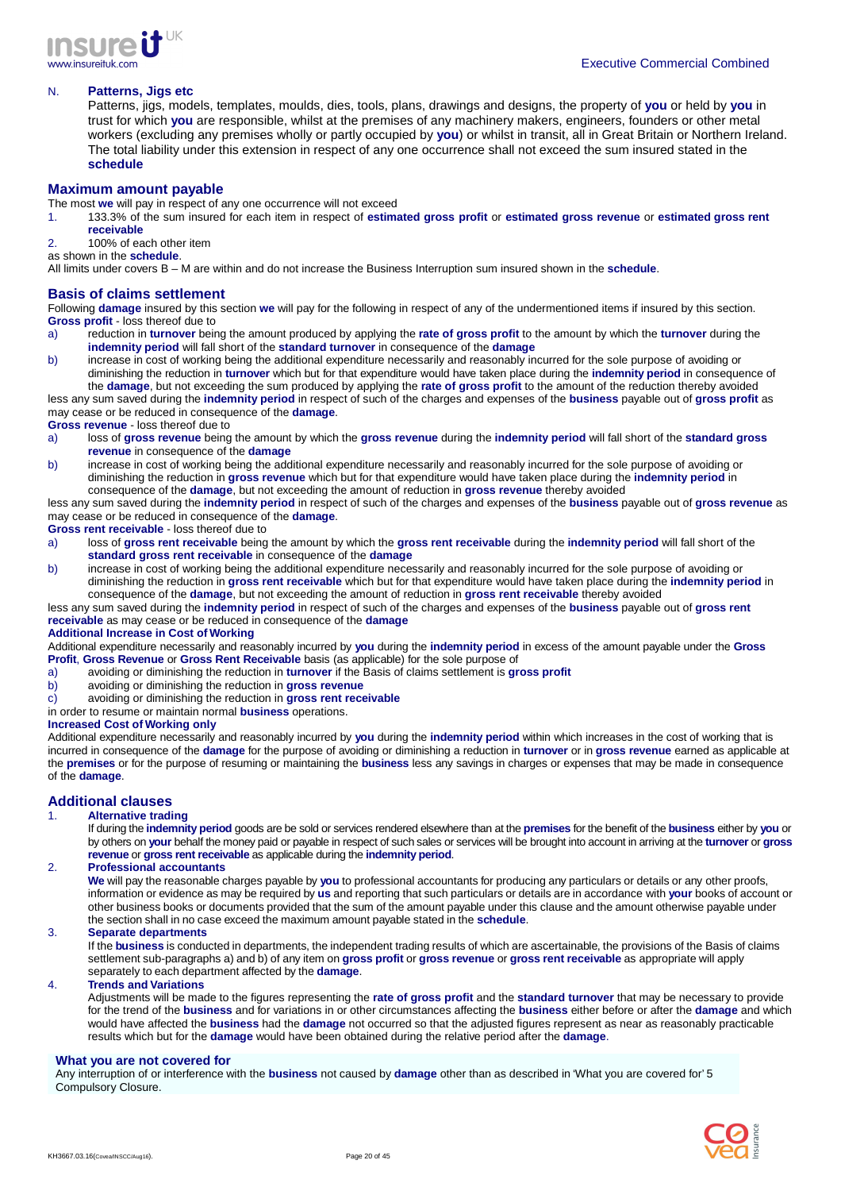N. **Patterns, Jigs etc**

Patterns, jigs, models, templates, moulds, dies, tools, plans, drawings and designs, the property of **you** or held by **you** in trust for which **you** are responsible, whilst at the premises of any machinery makers, engineers, founders or other metal workers (excluding any premises wholly or partly occupied by **you**) or whilst in transit, all in Great Britain or Northern Ireland. The total liability under this extension in respect of any one occurrence shall not exceed the sum insured stated in the **schedule**

## Maximum amount payable

The most **we** will pay in respect of any one occurrence will not exceed

1. 133.3% of the sum insured for each item in respect of **estimated gross profit** or **estimated gross revenue** or **estimated gross rent receivable**
2. 100% of each other item

as shown in the **schedule**.

All limits under covers B – M are within and do not increase the Business Interruption sum insured shown in the **schedule**.

## Basis of claims settlement

Following **damage** insured by this section **we** will pay for the following in respect of any of the undermentioned items if insured by this section.

**Gross profit** - loss thereof due to

a) reduction in **turnover** being the amount produced by applying the **rate of gross profit** to the amount by which the **turnover** during the **indemnity period** will fall short of the **standard turnover** in consequence of the **damage**
b) increase in cost of working being the additional expenditure necessarily and reasonably incurred for the sole purpose of avoiding or diminishing the reduction in **turnover** which but for that expenditure would have taken place during the **indemnity period** in consequence of the **damage**, but not exceeding the sum produced by applying the **rate of gross profit** to the amount of the reduction thereby avoided

less any sum saved during the **indemnity period** in respect of such of the charges and expenses of the **business** payable out of **gross profit** as may cease or be reduced in consequence of the **damage**.

**Gross revenue** - loss thereof due to

a) loss of **gross revenue** being the amount by which the **gross revenue** during the **indemnity period** will fall short of the **standard gross revenue** in consequence of the **damage**
b) increase in cost of working being the additional expenditure necessarily and reasonably incurred for the sole purpose of avoiding or diminishing the reduction in **gross revenue** which but for that expenditure would have taken place during the **indemnity period** in consequence of the **damage**, but not exceeding the amount of reduction in **gross revenue** thereby avoided

less any sum saved during the **indemnity period** in respect of such of the charges and expenses of the **business** payable out of **gross revenue** as may cease or be reduced in consequence of the **damage**.

**Gross rent receivable** - loss thereof due to

a) loss of **gross rent receivable** being the amount by which the **gross rent receivable** during the **indemnity period** will fall short of the **standard gross rent receivable** in consequence of the **damage**
b) increase in cost of working being the additional expenditure necessarily and reasonably incurred for the sole purpose of avoiding or diminishing the reduction in **gross rent receivable** which but for that expenditure would have taken place during the **indemnity period** in consequence of the **damage**, but not exceeding the amount of reduction in **gross rent receivable** thereby avoided

less any sum saved during the **indemnity period** in respect of such of the charges and expenses of the **business** payable out of **gross rent receivable** as may cease or be reduced in consequence of the **damage**

**Additional Increase in Cost of Working**

Additional expenditure necessarily and reasonably incurred by **you** during the **indemnity period** in excess of the amount payable under the **Gross Profit**, **Gross Revenue** or **Gross Rent Receivable** basis (as applicable) for the sole purpose of

a) avoiding or diminishing the reduction in **turnover** if the Basis of claims settlement is **gross profit**
b) avoiding or diminishing the reduction in **gross revenue**
c) avoiding or diminishing the reduction in **gross rent receivable**

in order to resume or maintain normal **business** operations.

**Increased Cost of Working only**

Additional expenditure necessarily and reasonably incurred by **you** during the **indemnity period** within which increases in the cost of working that is incurred in consequence of the **damage** for the purpose of avoiding or diminishing a reduction in **turnover** or in **gross revenue** earned as applicable at the **premises** or for the purpose of resuming or maintaining the **business** less any savings in charges or expenses that may be made in consequence of the **damage**.

## Additional clauses

1. **Alternative trading**

   If during the **indemnity period** goods are be sold or services rendered elsewhere than at the **premises** for the benefit of the **business** either by **you** or by others on **your** behalf the money paid or payable in respect of such sales or services will be brought into account in arriving at the **turnover** or **gross revenue** or **gross rent receivable** as applicable during the **indemnity period**.

2. **Professional accountants**

   **We** will pay the reasonable charges payable by **you** to professional accountants for producing any particulars or details or any other proofs, information or evidence as may be required by **us** and reporting that such particulars or details are in accordance with **your** books of account or other business books or documents provided that the sum of the amount payable under this clause and the amount otherwise payable under the section shall in no case exceed the maximum amount payable stated in the **schedule**.

3. **Separate departments**

   If the **business** is conducted in departments, the independent trading results of which are ascertainable, the provisions of the Basis of claims settlement sub-paragraphs a) and b) of any item on **gross profit** or **gross revenue** or **gross rent receivable** as appropriate will apply separately to each department affected by the **damage**.

4. **Trends and Variations**

   Adjustments will be made to the figures representing the **rate of gross profit** and the **standard turnover** that may be necessary to provide for the trend of the **business** and for variations in or other circumstances affecting the **business** either before or after the **damage** and which would have affected the **business** had the **damage** not occurred so that the adjusted figures represent as near as reasonably practicable results which but for the **damage** would have been obtained during the relative period after the **damage**.

**What you are not covered for**

Any interruption of or interference with the **business** not caused by **damage** other than as described in 'What you are covered for' 5 Compulsory Closure.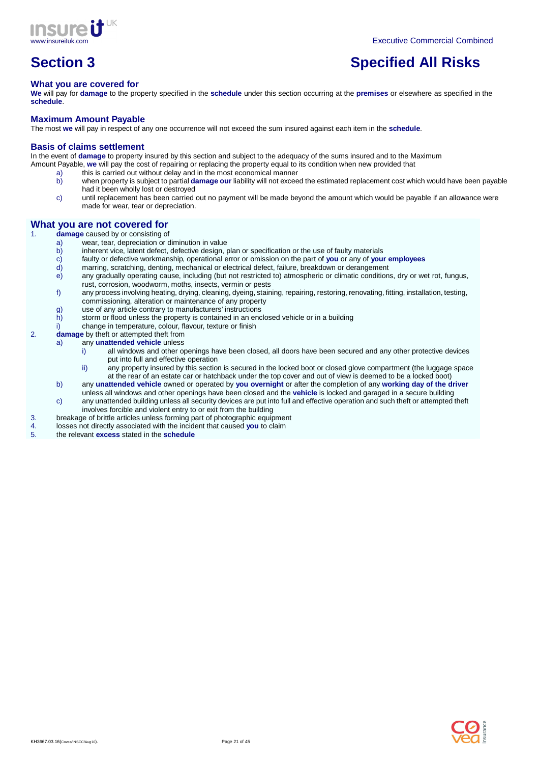# Section 3 Specified All Risks

### What you are covered for

**We** will pay for **damage** to the property specified in the **schedule** under this section occurring at the **premises** or elsewhere as specified in the **schedule**.

### Maximum Amount Payable

The most **we** will pay in respect of any one occurrence will not exceed the sum insured against each item in the **schedule**.

### Basis of claims settlement

In the event of **damage** to property insured by this section and subject to the adequacy of the sums insured and to the Maximum Amount Payable, **we** will pay the cost of repairing or replacing the property equal to its condition when new provided that

- a) this is carried out without delay and in the most economical manner
- b) when property is subject to partial **damage our** liability will not exceed the estimated replacement cost which would have been payable had it been wholly lost or destroyed
- c) until replacement has been carried out no payment will be made beyond the amount which would be payable if an allowance were made for wear, tear or depreciation.

## What you are not covered for

1. **damage** caused by or consisting of
   - a) wear, tear, depreciation or diminution in value
   - b) inherent vice, latent defect, defective design, plan or specification or the use of faulty materials
   - c) faulty or defective workmanship, operational error or omission on the part of **you** or any of **your employees**
   - d) marring, scratching, denting, mechanical or electrical defect, failure, breakdown or derangement
   - e) any gradually operating cause, including (but not restricted to) atmospheric or climatic conditions, dry or wet rot, fungus, rust, corrosion, woodworm, moths, insects, vermin or pests
   - f) any process involving heating, drying, cleaning, dyeing, staining, repairing, restoring, renovating, fitting, installation, testing, commissioning, alteration or maintenance of any property
   - g) use of any article contrary to manufacturers' instructions
   - h) storm or flood unless the property is contained in an enclosed vehicle or in a building
   - i) change in temperature, colour, flavour, texture or finish
2. **damage** by theft or attempted theft from
   - a) any **unattended vehicle** unless
     - i) all windows and other openings have been closed, all doors have been secured and any other protective devices put into full and effective operation
     - ii) any property insured by this section is secured in the locked boot or closed glove compartment (the luggage space at the rear of an estate car or hatchback under the top cover and out of view is deemed to be a locked boot)
   - b) any **unattended vehicle** owned or operated by **you overnight** or after the completion of any **working day of the driver** unless all windows and other openings have been closed and the **vehicle** is locked and garaged in a secure building
   - c) any unattended building unless all security devices are put into full and effective operation and such theft or attempted theft involves forcible and violent entry to or exit from the building
3. breakage of brittle articles unless forming part of photographic equipment
4. losses not directly associated with the incident that caused **you** to claim
5. the relevant **excess** stated in the **schedule**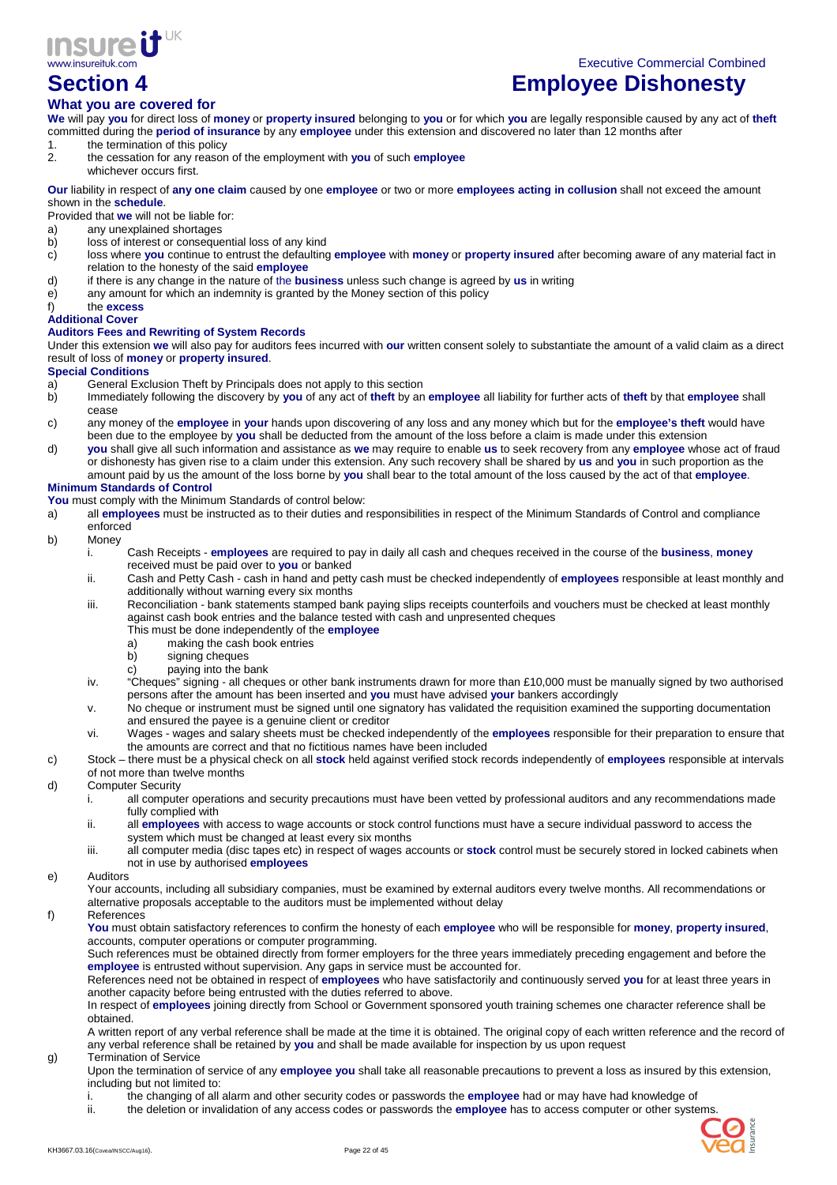# Section 4 Employee Dishonesty

## What you are covered for

**We** will pay **you** for direct loss of **money** or **property insured** belonging to **you** or for which **you** are legally responsible caused by any act of **theft** committed during the **period of insurance** by any **employee** under this extension and discovered no later than 12 months after

1. the termination of this policy
2. the cessation for any reason of the employment with **you** of such **employee**

whichever occurs first.

**Our** liability in respect of **any one claim** caused by one **employee** or two or more **employees acting in collusion** shall not exceed the amount shown in the **schedule**.

Provided that **we** will not be liable for:

a) any unexplained shortages
b) loss of interest or consequential loss of any kind
c) loss where **you** continue to entrust the defaulting **employee** with **money** or **property insured** after becoming aware of any material fact in relation to the honesty of the said **employee**
d) if there is any change in the nature of the **business** unless such change is agreed by **us** in writing
e) any amount for which an indemnity is granted by the Money section of this policy
f) the **excess**

### Additional Cover

#### Auditors Fees and Rewriting of System Records

Under this extension **we** will also pay for auditors fees incurred with **our** written consent solely to substantiate the amount of a valid claim as a direct result of loss of **money** or **property insured**.

### Special Conditions

a) General Exclusion Theft by Principals does not apply to this section
b) Immediately following the discovery by **you** of any act of **theft** by an **employee** all liability for further acts of **theft** by that **employee** shall cease
c) any money of the **employee** in **your** hands upon discovering of any loss and any money which but for the **employee's theft** would have been due to the employee by **you** shall be deducted from the amount of the loss before a claim is made under this extension
d) **you** shall give all such information and assistance as **we** may require to enable **us** to seek recovery from any **employee** whose act of fraud or dishonesty has given rise to a claim under this extension. Any such recovery shall be shared by **us** and **you** in such proportion as the amount paid by us the amount of the loss borne by **you** shall bear to the total amount of the loss caused by the act of that **employee**.

### Minimum Standards of Control

**You** must comply with the Minimum Standards of control below:

a) all **employees** must be instructed as to their duties and responsibilities in respect of the Minimum Standards of Control and compliance enforced
b) Money
   i. Cash Receipts - **employees** are required to pay in daily all cash and cheques received in the course of the **business**, **money** received must be paid over to **you** or banked
   ii. Cash and Petty Cash - cash in hand and petty cash must be checked independently of **employees** responsible at least monthly and additionally without warning every six months
   iii. Reconciliation - bank statements stamped bank paying slips receipts counterfoils and vouchers must be checked at least monthly against cash book entries and the balance tested with cash and unpresented cheques
   This must be done independently of the **employee**
      a) making the cash book entries
      b) signing cheques
      c) paying into the bank
   iv. "Cheques" signing - all cheques or other bank instruments drawn for more than £10,000 must be manually signed by two authorised persons after the amount has been inserted and **you** must have advised **your** bankers accordingly
   v. No cheque or instrument must be signed until one signatory has validated the requisition examined the supporting documentation and ensured the payee is a genuine client or creditor
   vi. Wages - wages and salary sheets must be checked independently of the **employees** responsible for their preparation to ensure that the amounts are correct and that no fictitious names have been included
c) Stock – there must be a physical check on all **stock** held against verified stock records independently of **employees** responsible at intervals of not more than twelve months
d) Computer Security
   i. all computer operations and security precautions must have been vetted by professional auditors and any recommendations made fully complied with
   ii. all **employees** with access to wage accounts or stock control functions must have a secure individual password to access the system which must be changed at least every six months
   iii. all computer media (disc tapes etc) in respect of wages accounts or **stock** control must be securely stored in locked cabinets when not in use by authorised **employees**
e) Auditors
   Your accounts, including all subsidiary companies, must be examined by external auditors every twelve months. All recommendations or alternative proposals acceptable to the auditors must be implemented without delay
f) References
   **You** must obtain satisfactory references to confirm the honesty of each **employee** who will be responsible for **money**, **property insured**, accounts, computer operations or computer programming.
   Such references must be obtained directly from former employers for the three years immediately preceding engagement and before the **employee** is entrusted without supervision. Any gaps in service must be accounted for.
   References need not be obtained in respect of **employees** who have satisfactorily and continuously served **you** for at least three years in another capacity before being entrusted with the duties referred to above.
   In respect of **employees** joining directly from School or Government sponsored youth training schemes one character reference shall be obtained.
   A written report of any verbal reference shall be made at the time it is obtained. The original copy of each written reference and the record of any verbal reference shall be retained by **you** and shall be made available for inspection by us upon request
g) Termination of Service
   Upon the termination of service of any **employee you** shall take all reasonable precautions to prevent a loss as insured by this extension, including but not limited to:
   i. the changing of all alarm and other security codes or passwords the **employee** had or may have had knowledge of
   ii. the deletion or invalidation of any access codes or passwords the **employee** has to access computer or other systems.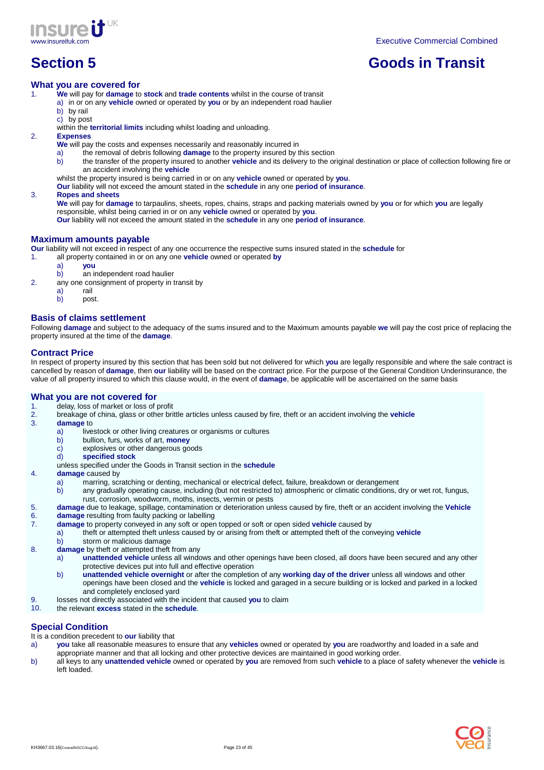# Section 5 Goods in Transit

## What you are covered for

1. **We** will pay for **damage** to **stock** and **trade contents** whilst in the course of transit
   a) in or on any **vehicle** owned or operated by **you** or by an independent road haulier
   b) by rail
   c) by post

   within the **territorial limits** including whilst loading and unloading.

2. **Expenses**

   **We** will pay the costs and expenses necessarily and reasonably incurred in
   a) the removal of debris following **damage** to the property insured by this section
   b) the transfer of the property insured to another **vehicle** and its delivery to the original destination or place of collection following fire or an accident involving the **vehicle**

   whilst the property insured is being carried in or on any **vehicle** owned or operated by **you**.

   **Our** liability will not exceed the amount stated in the **schedule** in any one **period of insurance**.

3. **Ropes and sheets**

   **We** will pay for **damage** to tarpaulins, sheets, ropes, chains, straps and packing materials owned by **you** or for which **you** are legally responsible, whilst being carried in or on any **vehicle** owned or operated by **you**.

   **Our** liability will not exceed the amount stated in the **schedule** in any one **period of insurance**.

## Maximum amounts payable

**Our** liability will not exceed in respect of any one occurrence the respective sums insured stated in the **schedule** for

1. all property contained in or on any one **vehicle** owned or operated **by**
   a) **you**
   b) an independent road haulier
2. any one consignment of property in transit by
   a) rail
   b) post.

## Basis of claims settlement

Following **damage** and subject to the adequacy of the sums insured and to the Maximum amounts payable **we** will pay the cost price of replacing the property insured at the time of the **damage**.

## Contract Price

In respect of property insured by this section that has been sold but not delivered for which **you** are legally responsible and where the sale contract is cancelled by reason of **damage**, then **our** liability will be based on the contract price. For the purpose of the General Condition Underinsurance, the value of all property insured to which this clause would, in the event of **damage**, be applicable will be ascertained on the same basis

## What you are not covered for

1. delay, loss of market or loss of profit
2. breakage of china, glass or other brittle articles unless caused by fire, theft or an accident involving the **vehicle**
3. **damage** to
   a) livestock or other living creatures or organisms or cultures
   b) bullion, furs, works of art, **money**
   c) explosives or other dangerous goods
   d) **specified stock**

   unless specified under the Goods in Transit section in the **schedule**
4. **damage** caused by
   a) marring, scratching or denting, mechanical or electrical defect, failure, breakdown or derangement
   b) any gradually operating cause, including (but not restricted to) atmospheric or climatic conditions, dry or wet rot, fungus, rust, corrosion, woodworm, moths, insects, vermin or pests
5. **damage** due to leakage, spillage, contamination or deterioration unless caused by fire, theft or an accident involving the **Vehicle**
6. **damage** resulting from faulty packing or labelling
7. **damage** to property conveyed in any soft or open topped or soft or open sided **vehicle** caused by
   a) theft or attempted theft unless caused by or arising from theft or attempted theft of the conveying **vehicle**
   b) storm or malicious damage
8. **damage** by theft or attempted theft from any
   a) **unattended vehicle** unless all windows and other openings have been closed, all doors have been secured and any other protective devices put into full and effective operation
   b) **unattended vehicle overnight** or after the completion of any **working day of the driver** unless all windows and other openings have been closed and the **vehicle** is locked and garaged in a secure building or is locked and parked in a locked and completely enclosed yard
9. losses not directly associated with the incident that caused **you** to claim
10. the relevant **excess** stated in the **schedule**.

## Special Condition

It is a condition precedent to **our** liability that

a) **you** take all reasonable measures to ensure that any **vehicles** owned or operated by **you** are roadworthy and loaded in a safe and appropriate manner and that all locking and other protective devices are maintained in good working order.

b) all keys to any **unattended vehicle** owned or operated by **you** are removed from such **vehicle** to a place of safety whenever the **vehicle** is left loaded.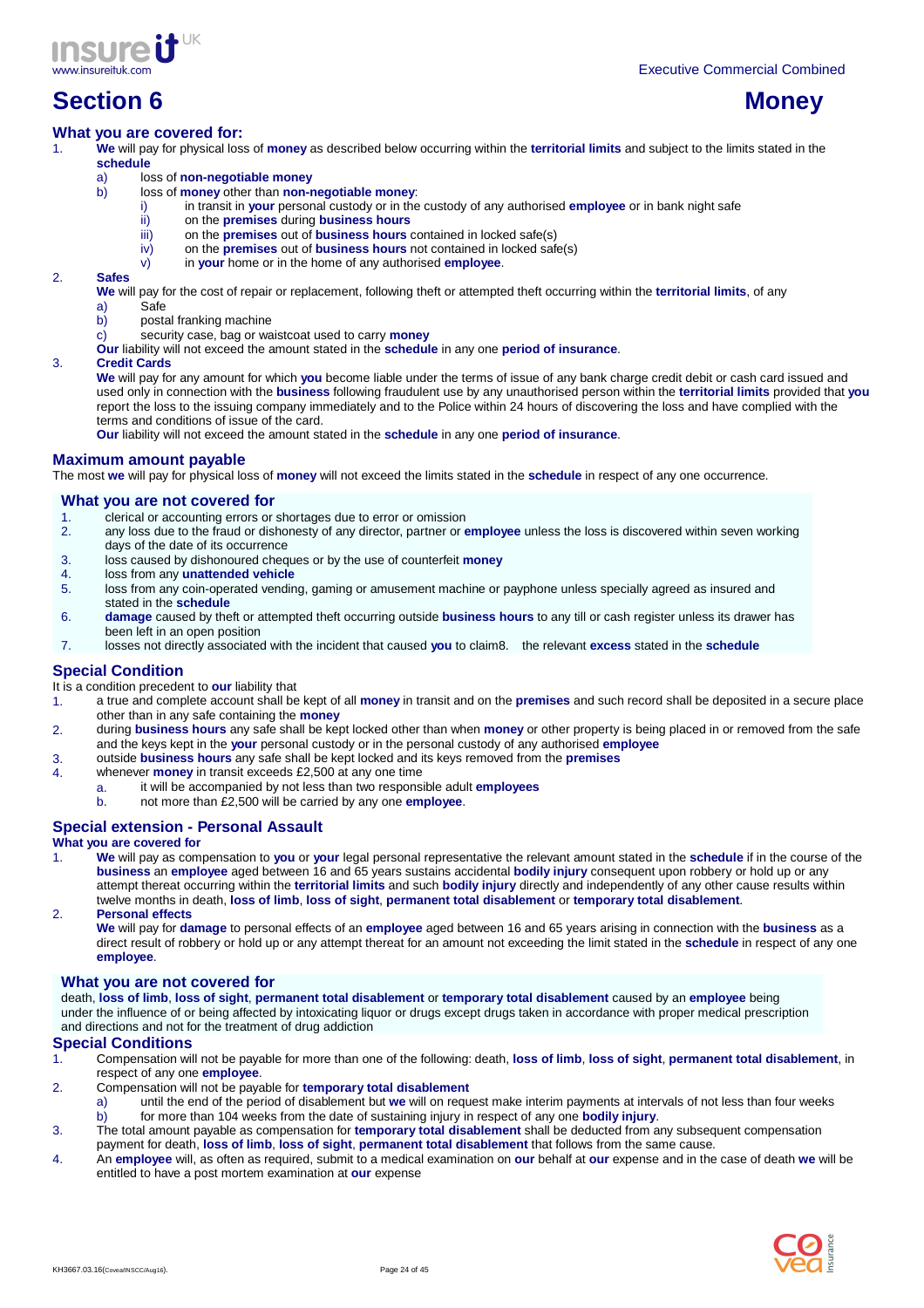# Section 6 Money

## What you are covered for:

1. **We** will pay for physical loss of **money** as described below occurring within the **territorial limits** and subject to the limits stated in the **schedule**
   a) loss of **non-negotiable money**
   b) loss of **money** other than **non-negotiable money**:
      i) in transit in **your** personal custody or in the custody of any authorised **employee** or in bank night safe
      ii) on the **premises** during **business hours**
      iii) on the **premises** out of **business hours** contained in locked safe(s)
      iv) on the **premises** out of **business hours** not contained in locked safe(s)
      v) in **your** home or in the home of any authorised **employee**.
2. **Safes**
   **We** will pay for the cost of repair or replacement, following theft or attempted theft occurring within the **territorial limits**, of any
   a) Safe
   b) postal franking machine
   c) security case, bag or waistcoat used to carry **money**
   **Our** liability will not exceed the amount stated in the **schedule** in any one **period of insurance**.
3. **Credit Cards**
   **We** will pay for any amount for which **you** become liable under the terms of issue of any bank charge credit debit or cash card issued and used only in connection with the **business** following fraudulent use by any unauthorised person within the **territorial limits** provided that **you** report the loss to the issuing company immediately and to the Police within 24 hours of discovering the loss and have complied with the terms and conditions of issue of the card.
   **Our** liability will not exceed the amount stated in the **schedule** in any one **period of insurance**.

## Maximum amount payable

The most **we** will pay for physical loss of **money** will not exceed the limits stated in the **schedule** in respect of any one occurrence.

## What you are not covered for

1. clerical or accounting errors or shortages due to error or omission
2. any loss due to the fraud or dishonesty of any director, partner or **employee** unless the loss is discovered within seven working days of the date of its occurrence
3. loss caused by dishonoured cheques or by the use of counterfeit **money**
4. loss from any **unattended vehicle**
5. loss from any coin-operated vending, gaming or amusement machine or payphone unless specially agreed as insured and stated in the **schedule**
6. **damage** caused by theft or attempted theft occurring outside **business hours** to any till or cash register unless its drawer has been left in an open position
7. losses not directly associated with the incident that caused **you** to claim
8. the relevant **excess** stated in the **schedule**

## Special Condition

It is a condition precedent to **our** liability that

1. a true and complete account shall be kept of all **money** in transit and on the **premises** and such record shall be deposited in a secure place other than in any safe containing the **money**
2. during **business hours** any safe shall be kept locked other than when **money** or other property is being placed in or removed from the safe and the keys kept in the **your** personal custody or in the personal custody of any authorised **employee**
3. outside **business hours** any safe shall be kept locked and its keys removed from the **premises**
4. whenever **money** in transit exceeds £2,500 at any one time
   a. it will be accompanied by not less than two responsible adult **employees**
   b. not more than £2,500 will be carried by any one **employee**.

## Special extension - Personal Assault

### What you are covered for

1. **We** will pay as compensation to **you** or **your** legal personal representative the relevant amount stated in the **schedule** if in the course of the **business** an **employee** aged between 16 and 65 years sustains accidental **bodily injury** consequent upon robbery or hold up or any attempt thereat occurring within the **territorial limits** and such **bodily injury** directly and independently of any other cause results within twelve months in death, **loss of limb**, **loss of sight**, **permanent total disablement** or **temporary total disablement**.
2. **Personal effects**
   **We** will pay for **damage** to personal effects of an **employee** aged between 16 and 65 years arising in connection with the **business** as a direct result of robbery or hold up or any attempt thereat for an amount not exceeding the limit stated in the **schedule** in respect of any one **employee**.

### What you are not covered for

death, **loss of limb**, **loss of sight**, **permanent total disablement** or **temporary total disablement** caused by an **employee** being under the influence of or being affected by intoxicating liquor or drugs except drugs taken in accordance with proper medical prescription and directions and not for the treatment of drug addiction

### Special Conditions

1. Compensation will not be payable for more than one of the following: death, **loss of limb**, **loss of sight**, **permanent total disablement**, in respect of any one **employee**.
2. Compensation will not be payable for **temporary total disablement**
   a) until the end of the period of disablement but **we** will on request make interim payments at intervals of not less than four weeks
   b) for more than 104 weeks from the date of sustaining injury in respect of any one **bodily injury**.
3. The total amount payable as compensation for **temporary total disablement** shall be deducted from any subsequent compensation payment for death, **loss of limb**, **loss of sight**, **permanent total disablement** that follows from the same cause.
4. An **employee** will, as often as required, submit to a medical examination on **our** behalf at **our** expense and in the case of death **we** will be entitled to have a post mortem examination at **our** expense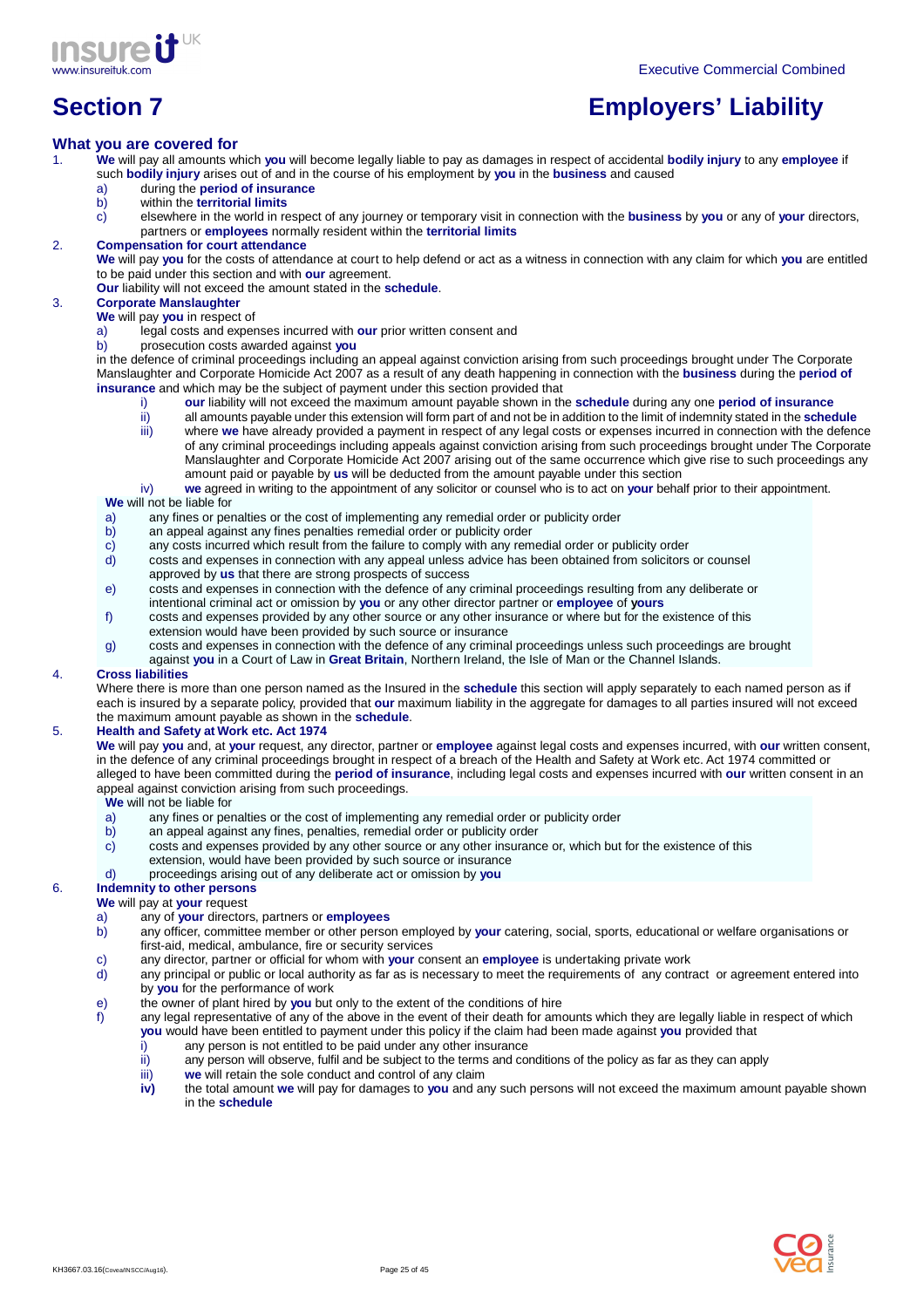# Section 7 Employers' Liability

## What you are covered for

1. **We** will pay all amounts which **you** will become legally liable to pay as damages in respect of accidental **bodily injury** to any **employee** if such **bodily injury** arises out of and in the course of his employment by **you** in the **business** and caused
   a) during the **period of insurance**
   b) within the **territorial limits**
   c) elsewhere in the world in respect of any journey or temporary visit in connection with the **business** by **you** or any of **your** directors, partners or **employees** normally resident within the **territorial limits**

2. **Compensation for court attendance**
   **We** will pay **you** for the costs of attendance at court to help defend or act as a witness in connection with any claim for which **you** are entitled to be paid under this section and with **our** agreement.
   **Our** liability will not exceed the amount stated in the **schedule**.

3. **Corporate Manslaughter**
   **We** will pay **you** in respect of
   a) legal costs and expenses incurred with **our** prior written consent and
   b) prosecution costs awarded against **you**

   in the defence of criminal proceedings including an appeal against conviction arising from such proceedings brought under The Corporate Manslaughter and Corporate Homicide Act 2007 as a result of any death happening in connection with the **business** during the **period of insurance** and which may be the subject of payment under this section provided that
   i) **our** liability will not exceed the maximum amount payable shown in the **schedule** during any one **period of insurance**
   ii) all amounts payable under this extension will form part of and not be in addition to the limit of indemnity stated in the **schedule**
   iii) where **we** have already provided a payment in respect of any legal costs or expenses incurred in connection with the defence of any criminal proceedings including appeals against conviction arising from such proceedings brought under The Corporate Manslaughter and Corporate Homicide Act 2007 arising out of the same occurrence which give rise to such proceedings any amount paid or payable by **us** will be deducted from the amount payable under this section
   iv) **we** agreed in writing to the appointment of any solicitor or counsel who is to act on **your** behalf prior to their appointment.

   **We** will not be liable for
   a) any fines or penalties or the cost of implementing any remedial order or publicity order
   b) an appeal against any fines penalties remedial order or publicity order
   c) any costs incurred which result from the failure to comply with any remedial order or publicity order
   d) costs and expenses in connection with any appeal unless advice has been obtained from solicitors or counsel approved by **us** that there are strong prospects of success
   e) costs and expenses in connection with the defence of any criminal proceedings resulting from any deliberate or intentional criminal act or omission by **you** or any other director partner or **employee** of **yours**
   f) costs and expenses provided by any other source or any other insurance or where but for the existence of this extension would have been provided by such source or insurance
   g) costs and expenses in connection with the defence of any criminal proceedings unless such proceedings are brought against **you** in a Court of Law in **Great Britain**, Northern Ireland, the Isle of Man or the Channel Islands.

4. **Cross liabilities**
   Where there is more than one person named as the Insured in the **schedule** this section will apply separately to each named person as if each is insured by a separate policy, provided that **our** maximum liability in the aggregate for damages to all parties insured will not exceed the maximum amount payable as shown in the **schedule**.

5. **Health and Safety at Work etc. Act 1974**
   **We** will pay **you** and, at **your** request, any director, partner or **employee** against legal costs and expenses incurred, with **our** written consent, in the defence of any criminal proceedings brought in respect of a breach of the Health and Safety at Work etc. Act 1974 committed or alleged to have been committed during the **period of insurance**, including legal costs and expenses incurred with **our** written consent in an appeal against conviction arising from such proceedings.

   **We** will not be liable for
   a) any fines or penalties or the cost of implementing any remedial order or publicity order
   b) an appeal against any fines, penalties, remedial order or publicity order
   c) costs and expenses provided by any other source or any other insurance or, which but for the existence of this extension, would have been provided by such source or insurance
   d) proceedings arising out of any deliberate act or omission by **you**

6. **Indemnity to other persons**
   **We** will pay at **your** request
   a) any of **your** directors, partners or **employees**
   b) any officer, committee member or other person employed by **your** catering, social, sports, educational or welfare organisations or first-aid, medical, ambulance, fire or security services
   c) any director, partner or official for whom with **your** consent an **employee** is undertaking private work
   d) any principal or public or local authority as far as is necessary to meet the requirements of any contract or agreement entered into by **you** for the performance of work
   e) the owner of plant hired by **you** but only to the extent of the conditions of hire
   f) any legal representative of any of the above in the event of their death for amounts which they are legally liable in respect of which **you** would have been entitled to payment under this policy if the claim had been made against **you** provided that
      i) any person is not entitled to be paid under any other insurance
      ii) any person will observe, fulfil and be subject to the terms and conditions of the policy as far as they can apply
      iii) **we** will retain the sole conduct and control of any claim
      **iv)** the total amount **we** will pay for damages to **you** and any such persons will not exceed the maximum amount payable shown in the **schedule**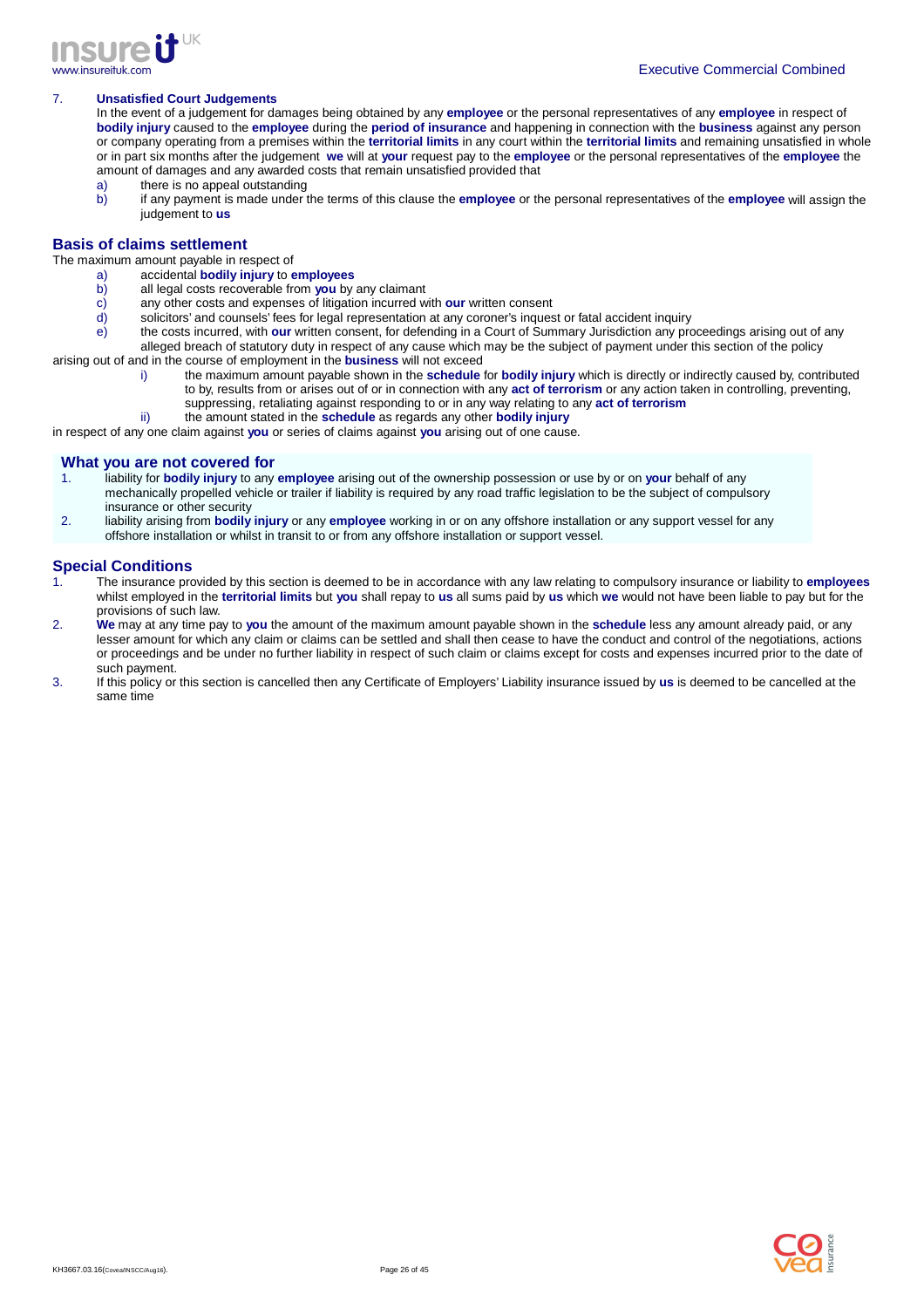7. **Unsatisfied Court Judgements**

   In the event of a judgement for damages being obtained by any **employee** or the personal representatives of any **employee** in respect of **bodily injury** caused to the **employee** during the **period of insurance** and happening in connection with the **business** against any person or company operating from a premises within the **territorial limits** in any court within the **territorial limits** and remaining unsatisfied in whole or in part six months after the judgement **we** will at **your** request pay to the **employee** or the personal representatives of the **employee** the amount of damages and any awarded costs that remain unsatisfied provided that

   a) there is no appeal outstanding
   b) if any payment is made under the terms of this clause the **employee** or the personal representatives of the **employee** will assign the judgement to **us**

## Basis of claims settlement

The maximum amount payable in respect of

a) accidental **bodily injury** to **employees**
b) all legal costs recoverable from **you** by any claimant
c) any other costs and expenses of litigation incurred with **our** written consent
d) solicitors' and counsels' fees for legal representation at any coroner's inquest or fatal accident inquiry
e) the costs incurred, with **our** written consent, for defending in a Court of Summary Jurisdiction any proceedings arising out of any alleged breach of statutory duty in respect of any cause which may be the subject of payment under this section of the policy

arising out of and in the course of employment in the **business** will not exceed

i) the maximum amount payable shown in the **schedule** for **bodily injury** which is directly or indirectly caused by, contributed to by, results from or arises out of or in connection with any **act of terrorism** or any action taken in controlling, preventing, suppressing, retaliating against responding to or in any way relating to any **act of terrorism**
ii) the amount stated in the **schedule** as regards any other **bodily injury**

in respect of any one claim against **you** or series of claims against **you** arising out of one cause.

## What you are not covered for

1. liability for **bodily injury** to any **employee** arising out of the ownership possession or use by or on **your** behalf of any mechanically propelled vehicle or trailer if liability is required by any road traffic legislation to be the subject of compulsory insurance or other security
2. liability arising from **bodily injury** or any **employee** working in or on any offshore installation or any support vessel for any offshore installation or whilst in transit to or from any offshore installation or support vessel.

## Special Conditions

1. The insurance provided by this section is deemed to be in accordance with any law relating to compulsory insurance or liability to **employees** whilst employed in the **territorial limits** but **you** shall repay to **us** all sums paid by **us** which **we** would not have been liable to pay but for the provisions of such law.
2. **We** may at any time pay to **you** the amount of the maximum amount payable shown in the **schedule** less any amount already paid, or any lesser amount for which any claim or claims can be settled and shall then cease to have the conduct and control of the negotiations, actions or proceedings and be under no further liability in respect of such claim or claims except for costs and expenses incurred prior to the date of such payment.
3. If this policy or this section is cancelled then any Certificate of Employers' Liability insurance issued by **us** is deemed to be cancelled at the same time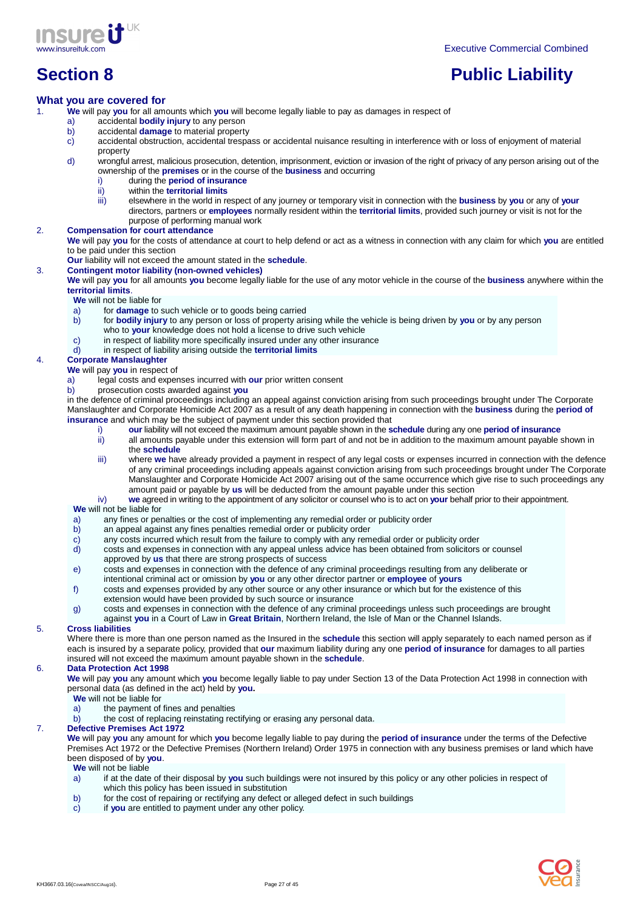# Section 8 Public Liability

## What you are covered for

1. **We** will pay **you** for all amounts which **you** will become legally liable to pay as damages in respect of
   a) accidental **bodily injury** to any person
   b) accidental **damage** to material property
   c) accidental obstruction, accidental trespass or accidental nuisance resulting in interference with or loss of enjoyment of material property
   d) wrongful arrest, malicious prosecution, detention, imprisonment, eviction or invasion of the right of privacy of any person arising out of the ownership of the **premises** or in the course of the **business** and occurring
      i) during the **period of insurance**
      ii) within the **territorial limits**
      iii) elsewhere in the world in respect of any journey or temporary visit in connection with the **business** by **you** or any of **your** directors, partners or **employees** normally resident within the **territorial limits**, provided such journey or visit is not for the purpose of performing manual work

2. **Compensation for court attendance**

   **We** will pay **you** for the costs of attendance at court to help defend or act as a witness in connection with any claim for which **you** are entitled to be paid under this section

   **Our** liability will not exceed the amount stated in the **schedule**.

3. **Contingent motor liability (non-owned vehicles)**

   **We** will pay **you** for all amounts **you** become legally liable for the use of any motor vehicle in the course of the **business** anywhere within the **territorial limits**.

   **We** will not be liable for
   a) for **damage** to such vehicle or to goods being carried
   b) for **bodily injury** to any person or loss of property arising while the vehicle is being driven by **you** or by any person who to **your** knowledge does not hold a license to drive such vehicle
   c) in respect of liability more specifically insured under any other insurance
   d) in respect of liability arising outside the **territorial limits**

4. **Corporate Manslaughter**

   **We** will pay **you** in respect of
   a) legal costs and expenses incurred with **our** prior written consent
   b) prosecution costs awarded against **you**

   in the defence of criminal proceedings including an appeal against conviction arising from such proceedings brought under The Corporate Manslaughter and Corporate Homicide Act 2007 as a result of any death happening in connection with the **business** during the **period of insurance** and which may be the subject of payment under this section provided that
      i) **our** liability will not exceed the maximum amount payable shown in the **schedule** during any one **period of insurance**
      ii) all amounts payable under this extension will form part of and not be in addition to the maximum amount payable shown in the **schedule**
      iii) where **we** have already provided a payment in respect of any legal costs or expenses incurred in connection with the defence of any criminal proceedings including appeals against conviction arising from such proceedings brought under The Corporate Manslaughter and Corporate Homicide Act 2007 arising out of the same occurrence which give rise to such proceedings any amount paid or payable by **us** will be deducted from the amount payable under this section
      iv) **we** agreed in writing to the appointment of any solicitor or counsel who is to act on **your** behalf prior to their appointment.

   **We** will not be liable for
   a) any fines or penalties or the cost of implementing any remedial order or publicity order
   b) an appeal against any fines penalties remedial order or publicity order
   c) any costs incurred which result from the failure to comply with any remedial order or publicity order
   d) costs and expenses in connection with any appeal unless advice has been obtained from solicitors or counsel approved by **us** that there are strong prospects of success
   e) costs and expenses in connection with the defence of any criminal proceedings resulting from any deliberate or intentional criminal act or omission by **you** or any other director partner or **employee** of **yours**
   f) costs and expenses provided by any other source or any other insurance or which but for the existence of this extension would have been provided by such source or insurance
   g) costs and expenses in connection with the defence of any criminal proceedings unless such proceedings are brought against **you** in a Court of Law in **Great Britain**, Northern Ireland, the Isle of Man or the Channel Islands.

5. **Cross liabilities**

   Where there is more than one person named as the Insured in the **schedule** this section will apply separately to each named person as if each is insured by a separate policy, provided that **our** maximum liability during any one **period of insurance** for damages to all parties insured will not exceed the maximum amount payable shown in the **schedule**.

6. **Data Protection Act 1998**

   **We** will pay **you** any amount which **you** become legally liable to pay under Section 13 of the Data Protection Act 1998 in connection with personal data (as defined in the act) held by **you.**

   **We** will not be liable for
   a) the payment of fines and penalties
   b) the cost of replacing reinstating rectifying or erasing any personal data.

7. **Defective Premises Act 1972**

   **We** will pay **you** any amount for which **you** become legally liable to pay during the **period of insurance** under the terms of the Defective Premises Act 1972 or the Defective Premises (Northern Ireland) Order 1975 in connection with any business premises or land which have been disposed of by **you**.

   **We** will not be liable
   a) if at the date of their disposal by **you** such buildings were not insured by this policy or any other policies in respect of which this policy has been issued in substitution
   b) for the cost of repairing or rectifying any defect or alleged defect in such buildings
   c) if **you** are entitled to payment under any other policy.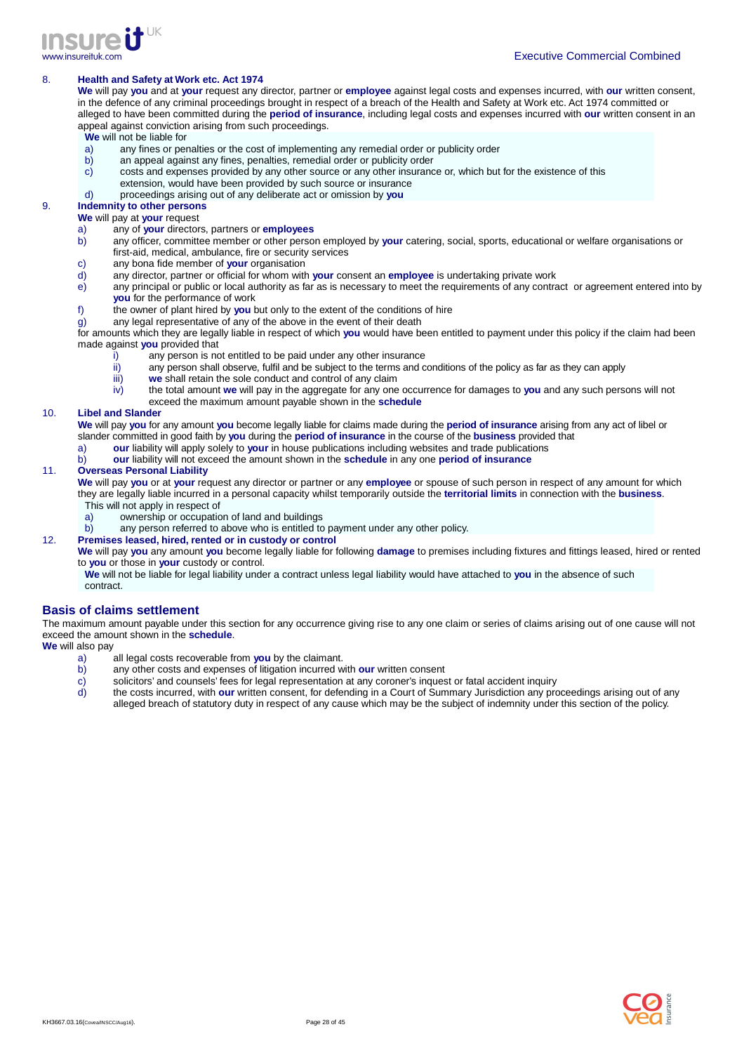8. **Health and Safety at Work etc. Act 1974**

**We** will pay **you** and at **your** request any director, partner or **employee** against legal costs and expenses incurred, with **our** written consent, in the defence of any criminal proceedings brought in respect of a breach of the Health and Safety at Work etc. Act 1974 committed or alleged to have been committed during the **period of insurance**, including legal costs and expenses incurred with **our** written consent in an appeal against conviction arising from such proceedings.

**We** will not be liable for

- a) any fines or penalties or the cost of implementing any remedial order or publicity order
- b) an appeal against any fines, penalties, remedial order or publicity order
- c) costs and expenses provided by any other source or any other insurance or, which but for the existence of this extension, would have been provided by such source or insurance
- d) proceedings arising out of any deliberate act or omission by **you**

9. **Indemnity to other persons**

**We** will pay at **your** request

- a) any of **your** directors, partners or **employees**
- b) any officer, committee member or other person employed by **your** catering, social, sports, educational or welfare organisations or first-aid, medical, ambulance, fire or security services
- c) any bona fide member of **your** organisation
- d) any director, partner or official for whom with **your** consent an **employee** is undertaking private work
- e) any principal or public or local authority as far as is necessary to meet the requirements of any contract or agreement entered into by **you** for the performance of work
- f) the owner of plant hired by **you** but only to the extent of the conditions of hire
- g) any legal representative of any of the above in the event of their death

for amounts which they are legally liable in respect of which **you** would have been entitled to payment under this policy if the claim had been made against **you** provided that

- i) any person is not entitled to be paid under any other insurance
- ii) any person shall observe, fulfil and be subject to the terms and conditions of the policy as far as they can apply
- iii) **we** shall retain the sole conduct and control of any claim
- iv) the total amount **we** will pay in the aggregate for any one occurrence for damages to **you** and any such persons will not exceed the maximum amount payable shown in the **schedule**

10. **Libel and Slander**

**We** will pay **you** for any amount **you** become legally liable for claims made during the **period of insurance** arising from any act of libel or slander committed in good faith by **you** during the **period of insurance** in the course of the **business** provided that

- a) **our** liability will apply solely to **your** in house publications including websites and trade publications
- b) **our** liability will not exceed the amount shown in the **schedule** in any one **period of insurance**

11. **Overseas Personal Liability**

**We** will pay **you** or at **your** request any director or partner or any **employee** or spouse of such person in respect of any amount for which they are legally liable incurred in a personal capacity whilst temporarily outside the **territorial limits** in connection with the **business**.

This will not apply in respect of

- a) ownership or occupation of land and buildings
- b) any person referred to above who is entitled to payment under any other policy.

12. **Premises leased, hired, rented or in custody or control**

**We** will pay **you** any amount **you** become legally liable for following **damage** to premises including fixtures and fittings leased, hired or rented to **you** or those in **your** custody or control.

**We** will not be liable for legal liability under a contract unless legal liability would have attached to **you** in the absence of such contract.

## Basis of claims settlement

The maximum amount payable under this section for any occurrence giving rise to any one claim or series of claims arising out of one cause will not exceed the amount shown in the **schedule**.

**We** will also pay

- a) all legal costs recoverable from **you** by the claimant.
- b) any other costs and expenses of litigation incurred with **our** written consent
- c) solicitors' and counsels' fees for legal representation at any coroner's inquest or fatal accident inquiry
- d) the costs incurred, with **our** written consent, for defending in a Court of Summary Jurisdiction any proceedings arising out of any alleged breach of statutory duty in respect of any cause which may be the subject of indemnity under this section of the policy.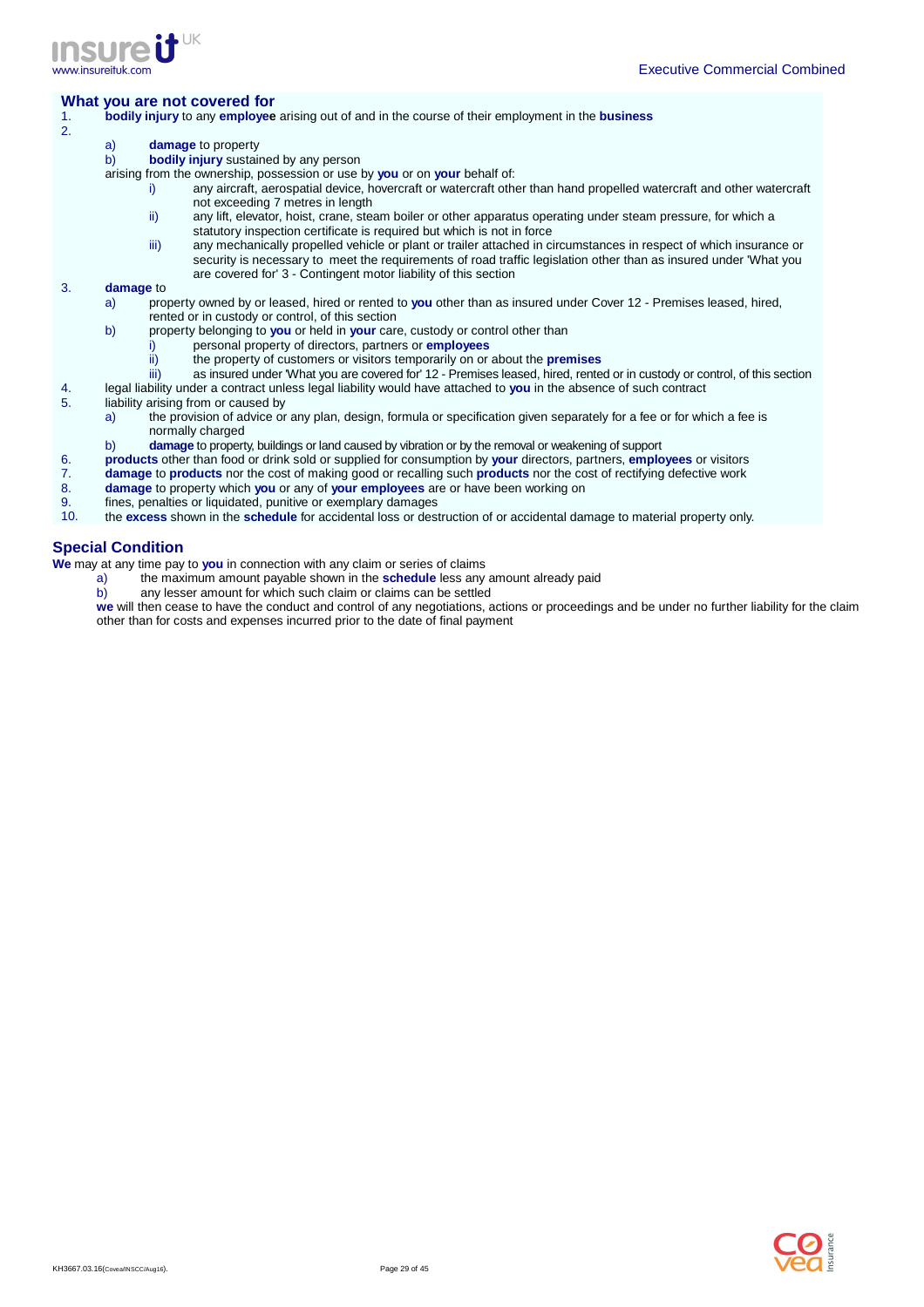## What you are not covered for

1. **bodily injury** to any **employee** arising out of and in the course of their employment in the **business**
2. 
   a) **damage** to property
   b) **bodily injury** sustained by any person

   arising from the ownership, possession or use by **you** or on **your** behalf of:

   i) any aircraft, aerospatial device, hovercraft or watercraft other than hand propelled watercraft and other watercraft not exceeding 7 metres in length
   ii) any lift, elevator, hoist, crane, steam boiler or other apparatus operating under steam pressure, for which a statutory inspection certificate is required but which is not in force
   iii) any mechanically propelled vehicle or plant or trailer attached in circumstances in respect of which insurance or security is necessary to meet the requirements of road traffic legislation other than as insured under 'What you are covered for' 3 - Contingent motor liability of this section
3. **damage** to
   a) property owned by or leased, hired or rented to **you** other than as insured under Cover 12 - Premises leased, hired, rented or in custody or control, of this section
   b) property belonging to **you** or held in **your** care, custody or control other than
      i) personal property of directors, partners or **employees**
      ii) the property of customers or visitors temporarily on or about the **premises**
      iii) as insured under 'What you are covered for' 12 - Premises leased, hired, rented or in custody or control, of this section
4. legal liability under a contract unless legal liability would have attached to **you** in the absence of such contract
5. liability arising from or caused by
   a) the provision of advice or any plan, design, formula or specification given separately for a fee or for which a fee is normally charged
   b) **damage** to property, buildings or land caused by vibration or by the removal or weakening of support
6. **products** other than food or drink sold or supplied for consumption by **your** directors, partners, **employees** or visitors
7. **damage** to **products** nor the cost of making good or recalling such **products** nor the cost of rectifying defective work
8. **damage** to property which **you** or any of **your employees** are or have been working on
9. fines, penalties or liquidated, punitive or exemplary damages
10. the **excess** shown in the **schedule** for accidental loss or destruction of or accidental damage to material property only.

## Special Condition

**We** may at any time pay to **you** in connection with any claim or series of claims

a) the maximum amount payable shown in the **schedule** less any amount already paid
b) any lesser amount for which such claim or claims can be settled

**we** will then cease to have the conduct and control of any negotiations, actions or proceedings and be under no further liability for the claim other than for costs and expenses incurred prior to the date of final payment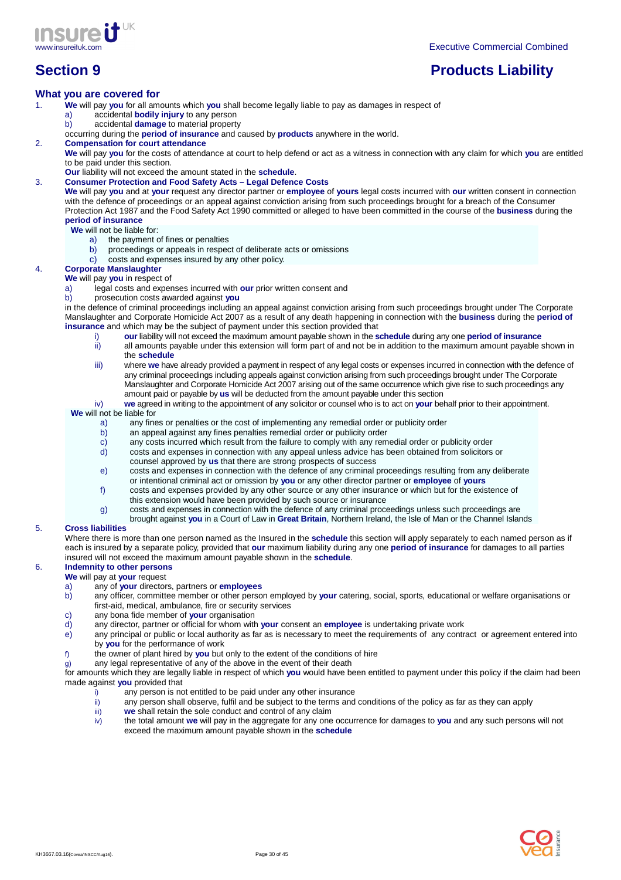# Section 9 — Products Liability

## What you are covered for

1. **We** will pay **you** for all amounts which **you** shall become legally liable to pay as damages in respect of
   a) accidental **bodily injury** to any person
   b) accidental **damage** to material property

   occurring during the **period of insurance** and caused by **products** anywhere in the world.

2. **Compensation for court attendance**

   **We** will pay **you** for the costs of attendance at court to help defend or act as a witness in connection with any claim for which **you** are entitled to be paid under this section.

   **Our** liability will not exceed the amount stated in the **schedule**.

3. **Consumer Protection and Food Safety Acts – Legal Defence Costs**

   **We** will pay **you** and at **your** request any director partner or **employee** of **yours** legal costs incurred with **our** written consent in connection with the defence of proceedings or an appeal against conviction arising from such proceedings brought for a breach of the Consumer Protection Act 1987 and the Food Safety Act 1990 committed or alleged to have been committed in the course of the **business** during the **period of insurance**

   **We** will not be liable for:
   a) the payment of fines or penalties
   b) proceedings or appeals in respect of deliberate acts or omissions
   c) costs and expenses insured by any other policy.

4. **Corporate Manslaughter**

   **We** will pay **you** in respect of
   a) legal costs and expenses incurred with **our** prior written consent and
   b) prosecution costs awarded against **you**

   in the defence of criminal proceedings including an appeal against conviction arising from such proceedings brought under The Corporate Manslaughter and Corporate Homicide Act 2007 as a result of any death happening in connection with the **business** during the **period of insurance** and which may be the subject of payment under this section provided that
   i) **our** liability will not exceed the maximum amount payable shown in the **schedule** during any one **period of insurance**
   ii) all amounts payable under this extension will form part of and not be in addition to the maximum amount payable shown in the **schedule**
   iii) where **we** have already provided a payment in respect of any legal costs or expenses incurred in connection with the defence of any criminal proceedings including appeals against conviction arising from such proceedings brought under The Corporate Manslaughter and Corporate Homicide Act 2007 arising out of the same occurrence which give rise to such proceedings any amount paid or payable by **us** will be deducted from the amount payable under this section
   iv) **we** agreed in writing to the appointment of any solicitor or counsel who is to act on **your** behalf prior to their appointment.

   **We** will not be liable for
   a) any fines or penalties or the cost of implementing any remedial order or publicity order
   b) an appeal against any fines penalties remedial order or publicity order
   c) any costs incurred which result from the failure to comply with any remedial order or publicity order
   d) costs and expenses in connection with any appeal unless advice has been obtained from solicitors or counsel approved by **us** that there are strong prospects of success
   e) costs and expenses in connection with the defence of any criminal proceedings resulting from any deliberate or intentional criminal act or omission by **you** or any other director partner or **employee** of **yours**
   f) costs and expenses provided by any other source or any other insurance or which but for the existence of this extension would have been provided by such source or insurance
   g) costs and expenses in connection with the defence of any criminal proceedings unless such proceedings are brought against **you** in a Court of Law in **Great Britain**, Northern Ireland, the Isle of Man or the Channel Islands

5. **Cross liabilities**

   Where there is more than one person named as the Insured in the **schedule** this section will apply separately to each named person as if each is insured by a separate policy, provided that **our** maximum liability during any one **period of insurance** for damages to all parties insured will not exceed the maximum amount payable shown in the **schedule**.

6. **Indemnity to other persons**

   **We** will pay at **your** request
   a) any of **your** directors, partners or **employees**
   b) any officer, committee member or other person employed by **your** catering, social, sports, educational or welfare organisations or first-aid, medical, ambulance, fire or security services
   c) any bona fide member of **your** organisation
   d) any director, partner or official for whom with **your** consent an **employee** is undertaking private work
   e) any principal or public or local authority as far as is necessary to meet the requirements of any contract or agreement entered into by **you** for the performance of work
   f) the owner of plant hired by **you** but only to the extent of the conditions of hire
   g) any legal representative of any of the above in the event of their death

   for amounts which they are legally liable in respect of which **you** would have been entitled to payment under this policy if the claim had been made against **you** provided that
   i) any person is not entitled to be paid under any other insurance
   ii) any person shall observe, fulfil and be subject to the terms and conditions of the policy as far as they can apply
   iii) **we** shall retain the sole conduct and control of any claim
   iv) the total amount **we** will pay in the aggregate for any one occurrence for damages to **you** and any such persons will not exceed the maximum amount payable shown in the **schedule**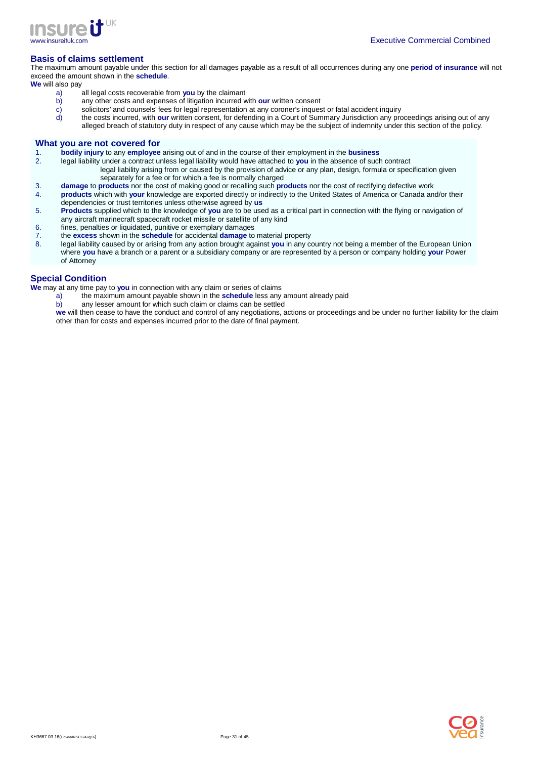## Basis of claims settlement

The maximum amount payable under this section for all damages payable as a result of all occurrences during any one **period of insurance** will not exceed the amount shown in the **schedule**.

**We** will also pay

a) all legal costs recoverable from **you** by the claimant
b) any other costs and expenses of litigation incurred with **our** written consent
c) solicitors' and counsels' fees for legal representation at any coroner's inquest or fatal accident inquiry
d) the costs incurred, with **our** written consent, for defending in a Court of Summary Jurisdiction any proceedings arising out of any alleged breach of statutory duty in respect of any cause which may be the subject of indemnity under this section of the policy.

## What you are not covered for

1. **bodily injury** to any **employee** arising out of and in the course of their employment in the **business**
2. legal liability under a contract unless legal liability would have attached to **you** in the absence of such contract
   legal liability arising from or caused by the provision of advice or any plan, design, formula or specification given separately for a fee or for which a fee is normally charged
3. **damage** to **products** nor the cost of making good or recalling such **products** nor the cost of rectifying defective work
4. **products** which with **your** knowledge are exported directly or indirectly to the United States of America or Canada and/or their dependencies or trust territories unless otherwise agreed by **us**
5. **Products** supplied which to the knowledge of **you** are to be used as a critical part in connection with the flying or navigation of any aircraft marinecraft spacecraft rocket missile or satellite of any kind
6. fines, penalties or liquidated, punitive or exemplary damages
7. the **excess** shown in the **schedule** for accidental **damage** to material property
8. legal liability caused by or arising from any action brought against **you** in any country not being a member of the European Union where **you** have a branch or a parent or a subsidiary company or are represented by a person or company holding **your** Power of Attorney

## Special Condition

**We** may at any time pay to **you** in connection with any claim or series of claims

a) the maximum amount payable shown in the **schedule** less any amount already paid
b) any lesser amount for which such claim or claims can be settled

**we** will then cease to have the conduct and control of any negotiations, actions or proceedings and be under no further liability for the claim other than for costs and expenses incurred prior to the date of final payment.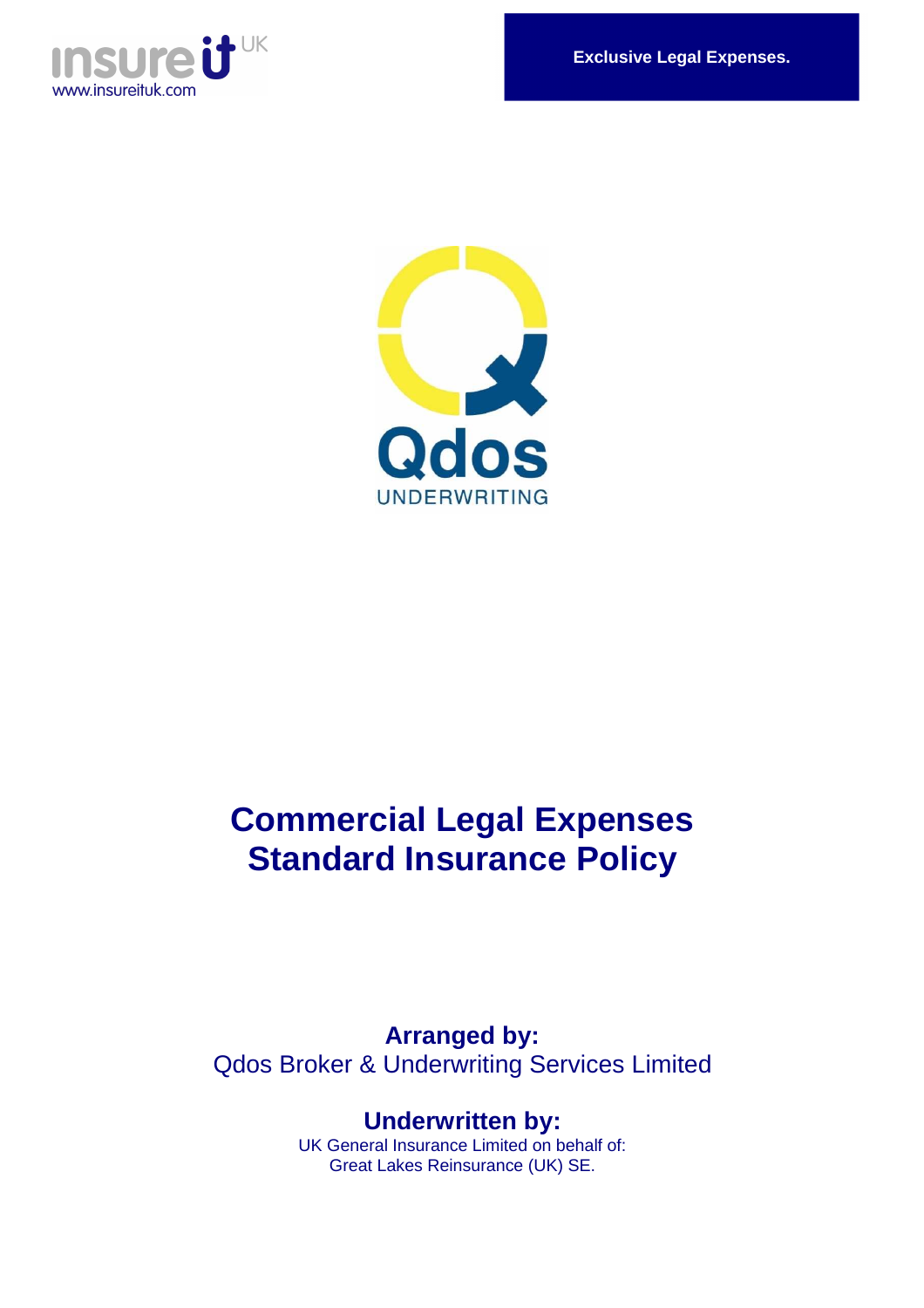**Exclusive Legal Expenses.**

# Commercial Legal Expenses Standard Insurance Policy

**Arranged by:**
Qdos Broker & Underwriting Services Limited

**Underwritten by:**
UK General Insurance Limited on behalf of:
Great Lakes Reinsurance (UK) SE.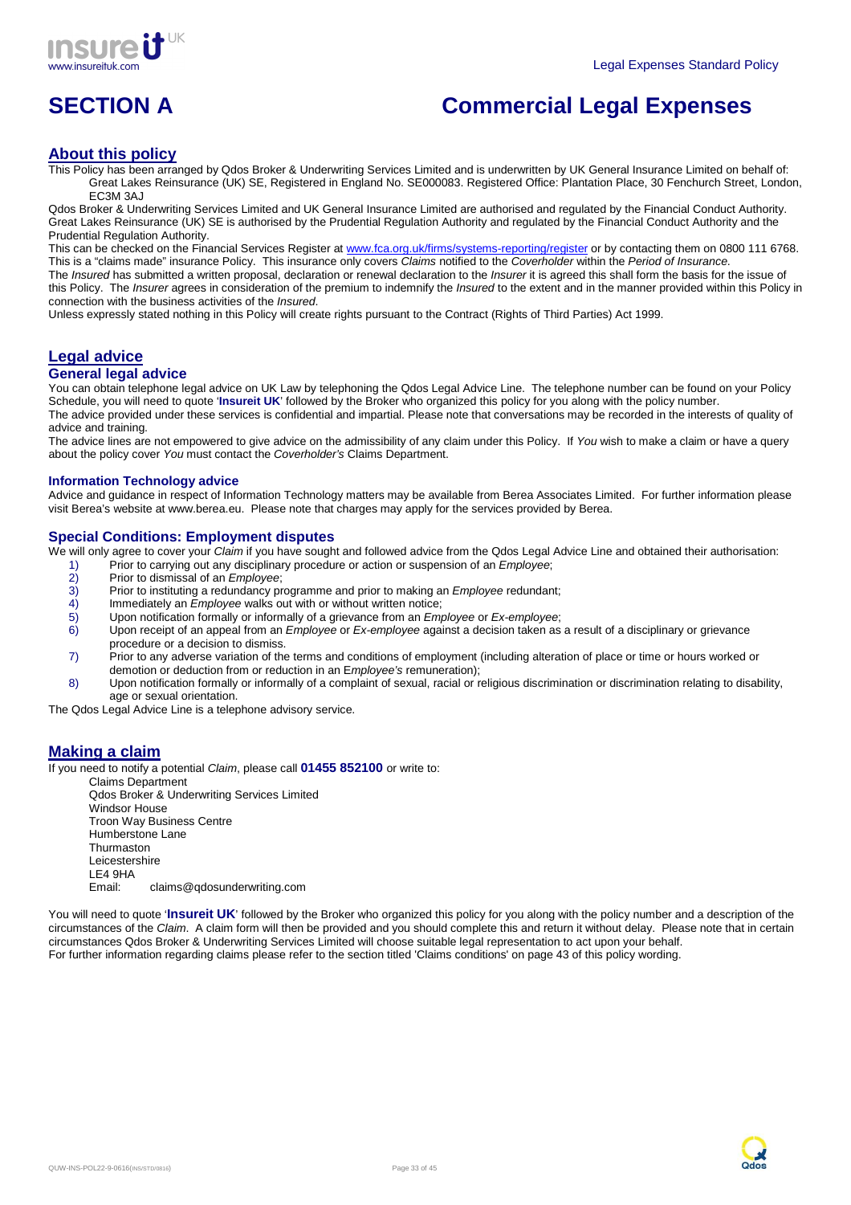# SECTION A Commercial Legal Expenses

## About this policy

This Policy has been arranged by Qdos Broker & Underwriting Services Limited and is underwritten by UK General Insurance Limited on behalf of: Great Lakes Reinsurance (UK) SE, Registered in England No. SE000083. Registered Office: Plantation Place, 30 Fenchurch Street, London, EC3M 3AJ

Qdos Broker & Underwriting Services Limited and UK General Insurance Limited are authorised and regulated by the Financial Conduct Authority. Great Lakes Reinsurance (UK) SE is authorised by the Prudential Regulation Authority and regulated by the Financial Conduct Authority and the Prudential Regulation Authority.

This can be checked on the Financial Services Register at www.fca.org.uk/firms/systems-reporting/register or by contacting them on 0800 111 6768.

This is a "claims made" insurance Policy. This insurance only covers *Claims* notified to the *Coverholder* within the *Period of Insurance*.

The *Insured* has submitted a written proposal, declaration or renewal declaration to the *Insurer* it is agreed this shall form the basis for the issue of this Policy. The *Insurer* agrees in consideration of the premium to indemnify the *Insured* to the extent and in the manner provided within this Policy in connection with the business activities of the *Insured*.

Unless expressly stated nothing in this Policy will create rights pursuant to the Contract (Rights of Third Parties) Act 1999.

## Legal advice

### General legal advice

You can obtain telephone legal advice on UK Law by telephoning the Qdos Legal Advice Line. The telephone number can be found on your Policy Schedule, you will need to quote '**Insureit UK**' followed by the Broker who organized this policy for you along with the policy number.

The advice provided under these services is confidential and impartial. Please note that conversations may be recorded in the interests of quality of advice and training.

The advice lines are not empowered to give advice on the admissibility of any claim under this Policy. If *You* wish to make a claim or have a query about the policy cover *You* must contact the *Coverholder's* Claims Department.

### Information Technology advice

Advice and guidance in respect of Information Technology matters may be available from Berea Associates Limited. For further information please visit Berea's website at www.berea.eu. Please note that charges may apply for the services provided by Berea.

### Special Conditions: Employment disputes

We will only agree to cover your *Claim* if you have sought and followed advice from the Qdos Legal Advice Line and obtained their authorisation:

1) Prior to carrying out any disciplinary procedure or action or suspension of an *Employee*;
2) Prior to dismissal of an *Employee*;
3) Prior to instituting a redundancy programme and prior to making an *Employee* redundant;
4) Immediately an *Employee* walks out with or without written notice;
5) Upon notification formally or informally of a grievance from an *Employee* or *Ex-employee*;
6) Upon receipt of an appeal from an *Employee* or *Ex-employee* against a decision taken as a result of a disciplinary or grievance procedure or a decision to dismiss.
7) Prior to any adverse variation of the terms and conditions of employment (including alteration of place or time or hours worked or demotion or deduction from or reduction in an E*mployee's* remuneration);
8) Upon notification formally or informally of a complaint of sexual, racial or religious discrimination or discrimination relating to disability, age or sexual orientation.

The Qdos Legal Advice Line is a telephone advisory service.

## Making a claim

If you need to notify a potential *Claim*, please call **01455 852100** or write to:

Claims Department
Qdos Broker & Underwriting Services Limited
Windsor House
Troon Way Business Centre
Humberstone Lane
Thurmaston
Leicestershire
LE4 9HA
Email: claims@qdosunderwriting.com

You will need to quote '**Insureit UK**' followed by the Broker who organized this policy for you along with the policy number and a description of the circumstances of the *Claim*. A claim form will then be provided and you should complete this and return it without delay. Please note that in certain circumstances Qdos Broker & Underwriting Services Limited will choose suitable legal representation to act upon your behalf.

For further information regarding claims please refer to the section titled 'Claims conditions' on page 43 of this policy wording.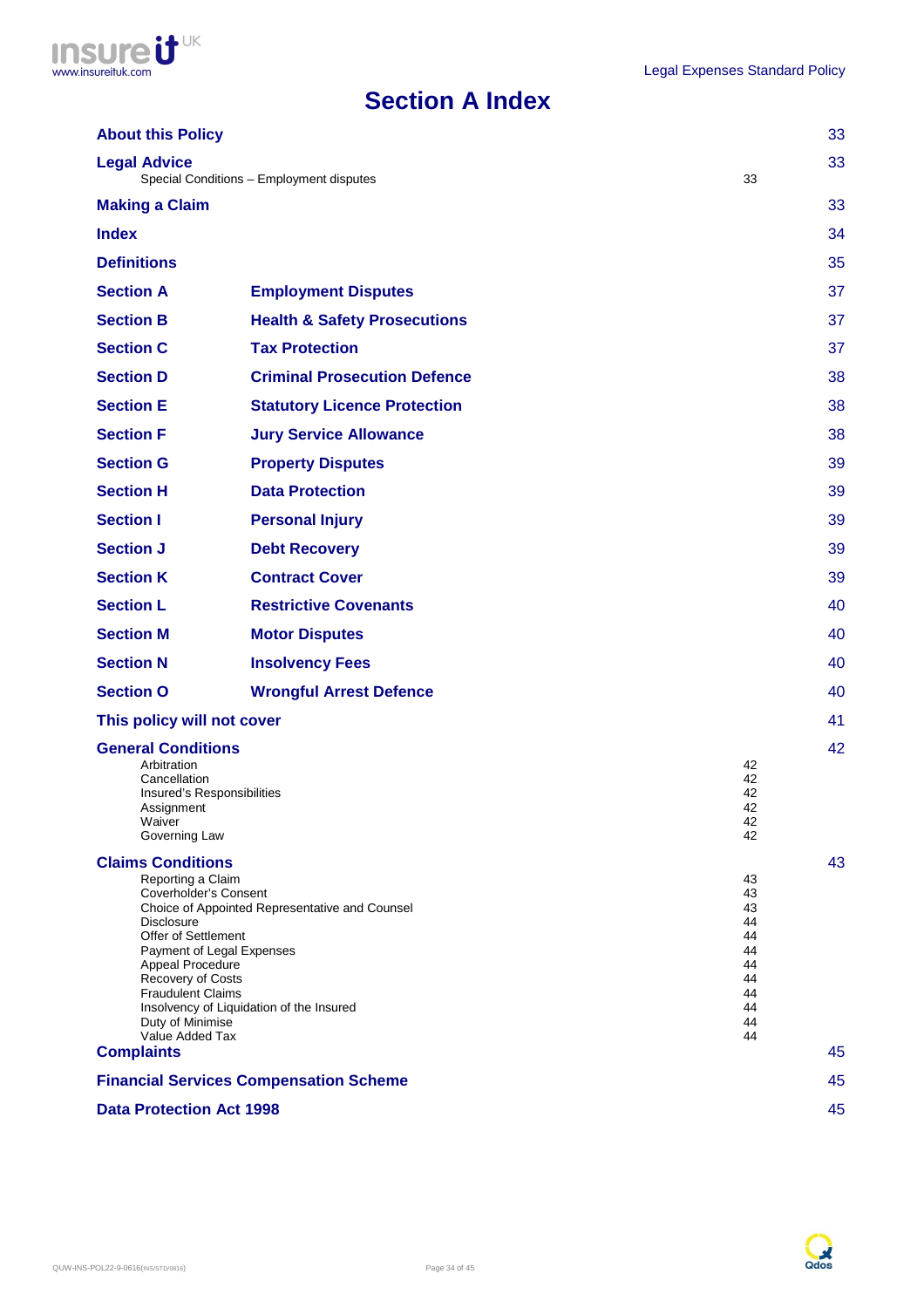# Section A Index

| | | | |
|---|---|---|---|
| **About this Policy** | | | 33 |
| **Legal Advice** | | | 33 |
| Special Conditions – Employment disputes | | 33 | |
| **Making a Claim** | | | 33 |
| **Index** | | | 34 |
| **Definitions** | | | 35 |
| **Section A** | **Employment Disputes** | | 37 |
| **Section B** | **Health & Safety Prosecutions** | | 37 |
| **Section C** | **Tax Protection** | | 37 |
| **Section D** | **Criminal Prosecution Defence** | | 38 |
| **Section E** | **Statutory Licence Protection** | | 38 |
| **Section F** | **Jury Service Allowance** | | 38 |
| **Section G** | **Property Disputes** | | 39 |
| **Section H** | **Data Protection** | | 39 |
| **Section I** | **Personal Injury** | | 39 |
| **Section J** | **Debt Recovery** | | 39 |
| **Section K** | **Contract Cover** | | 39 |
| **Section L** | **Restrictive Covenants** | | 40 |
| **Section M** | **Motor Disputes** | | 40 |
| **Section N** | **Insolvency Fees** | | 40 |
| **Section O** | **Wrongful Arrest Defence** | | 40 |
| **This policy will not cover** | | | 41 |
| **General Conditions** | | | 42 |
| Arbitration | | 42 | |
| Cancellation | | 42 | |
| Insured's Responsibilities | | 42 | |
| Assignment | | 42 | |
| Waiver | | 42 | |
| Governing Law | | 42 | |
| **Claims Conditions** | | | 43 |
| Reporting a Claim | | 43 | |
| Coverholder's Consent | | 43 | |
| Choice of Appointed Representative and Counsel | | 43 | |
| Disclosure | | 44 | |
| Offer of Settlement | | 44 | |
| Payment of Legal Expenses | | 44 | |
| Appeal Procedure | | 44 | |
| Recovery of Costs | | 44 | |
| Fraudulent Claims | | 44 | |
| Insolvency of Liquidation of the Insured | | 44 | |
| Duty of Minimise | | 44 | |
| Value Added Tax | | 44 | |
| **Complaints** | | | 45 |
| **Financial Services Compensation Scheme** | | | 45 |
| **Data Protection Act 1998** | | | 45 |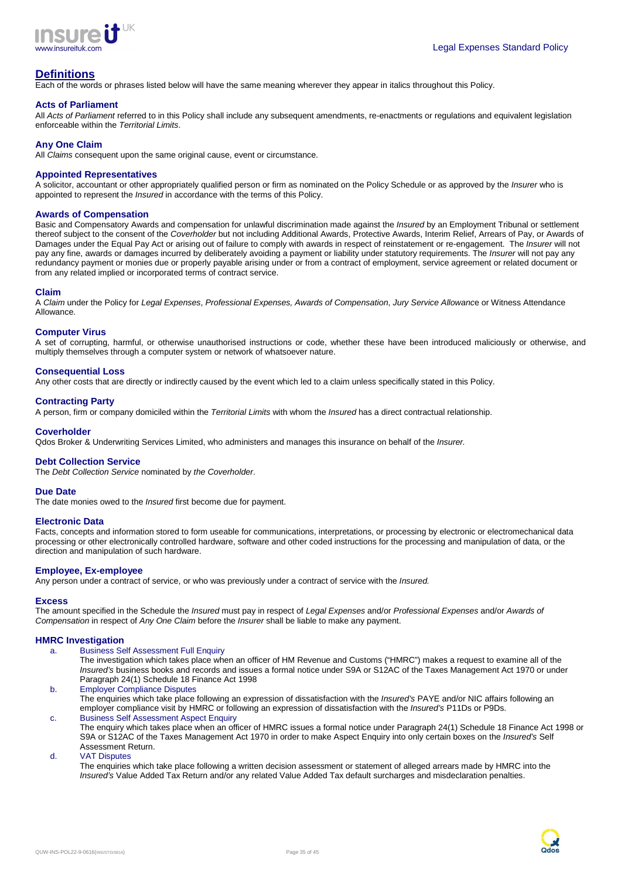## Definitions

Each of the words or phrases listed below will have the same meaning wherever they appear in italics throughout this Policy.

### Acts of Parliament

All *Acts of Parliament* referred to in this Policy shall include any subsequent amendments, re-enactments or regulations and equivalent legislation enforceable within the *Territorial Limits*.

### Any One Claim

All *Claims* consequent upon the same original cause, event or circumstance.

### Appointed Representatives

A solicitor, accountant or other appropriately qualified person or firm as nominated on the Policy Schedule or as approved by the *Insurer* who is appointed to represent the *Insured* in accordance with the terms of this Policy.

### Awards of Compensation

Basic and Compensatory Awards and compensation for unlawful discrimination made against the *Insured* by an Employment Tribunal or settlement thereof subject to the consent of the *Coverholder* but not including Additional Awards, Protective Awards, Interim Relief, Arrears of Pay, or Awards of Damages under the Equal Pay Act or arising out of failure to comply with awards in respect of reinstatement or re-engagement. The *Insurer* will not pay any fine, awards or damages incurred by deliberately avoiding a payment or liability under statutory requirements. The *Insurer* will not pay any redundancy payment or monies due or properly payable arising under or from a contract of employment, service agreement or related document or from any related implied or incorporated terms of contract service.

### Claim

A *Claim* under the Policy for *Legal Expenses*, *Professional Expenses, Awards of Compensation*, *Jury Service Allowance* or Witness Attendance Allowance.

### Computer Virus

A set of corrupting, harmful, or otherwise unauthorised instructions or code, whether these have been introduced maliciously or otherwise, and multiply themselves through a computer system or network of whatsoever nature.

### Consequential Loss

Any other costs that are directly or indirectly caused by the event which led to a claim unless specifically stated in this Policy.

### Contracting Party

A person, firm or company domiciled within the *Territorial Limits* with whom the *Insured* has a direct contractual relationship.

### Coverholder

Qdos Broker & Underwriting Services Limited, who administers and manages this insurance on behalf of the *Insurer.*

### Debt Collection Service

The *Debt Collection Service* nominated by *the Coverholder*.

### Due Date

The date monies owed to the *Insured* first become due for payment.

### Electronic Data

Facts, concepts and information stored to form useable for communications, interpretations, or processing by electronic or electromechanical data processing or other electronically controlled hardware, software and other coded instructions for the processing and manipulation of data, or the direction and manipulation of such hardware.

### Employee, Ex-employee

Any person under a contract of service, or who was previously under a contract of service with the *Insured.*

### Excess

The amount specified in the Schedule the *Insured* must pay in respect of *Legal Expenses* and/or *Professional Expenses* and/or *Awards of Compensation* in respect of *Any One Claim* before the *Insurer* shall be liable to make any payment.

### HMRC Investigation

a. Business Self Assessment Full Enquiry
   The investigation which takes place when an officer of HM Revenue and Customs ("HMRC") makes a request to examine all of the *Insured's* business books and records and issues a formal notice under S9A or S12AC of the Taxes Management Act 1970 or under Paragraph 24(1) Schedule 18 Finance Act 1998
b. Employer Compliance Disputes
   The enquiries which take place following an expression of dissatisfaction with the *Insured's* PAYE and/or NIC affairs following an employer compliance visit by HMRC or following an expression of dissatisfaction with the *Insured's* P11Ds or P9Ds.
c. Business Self Assessment Aspect Enquiry
   The enquiry which takes place when an officer of HMRC issues a formal notice under Paragraph 24(1) Schedule 18 Finance Act 1998 or S9A or S12AC of the Taxes Management Act 1970 in order to make Aspect Enquiry into only certain boxes on the *Insured's* Self Assessment Return.
d. VAT Disputes
   The enquiries which take place following a written decision assessment or statement of alleged arrears made by HMRC into the *Insured's* Value Added Tax Return and/or any related Value Added Tax default surcharges and misdeclaration penalties.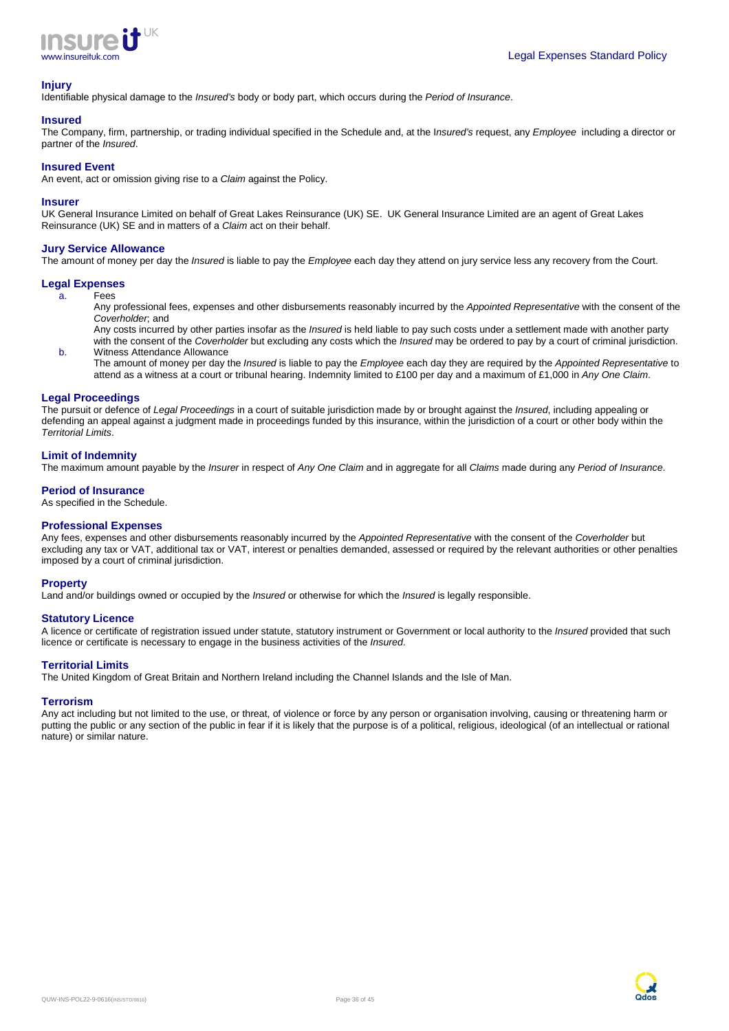### Injury

Identifiable physical damage to the *Insured's* body or body part, which occurs during the *Period of Insurance*.

### Insured

The Company, firm, partnership, or trading individual specified in the Schedule and, at the I*nsured's* request, any *Employee* including a director or partner of the *Insured*.

### Insured Event

An event, act or omission giving rise to a *Claim* against the Policy.

### Insurer

UK General Insurance Limited on behalf of Great Lakes Reinsurance (UK) SE. UK General Insurance Limited are an agent of Great Lakes Reinsurance (UK) SE and in matters of a *Claim* act on their behalf.

### Jury Service Allowance

The amount of money per day the *Insured* is liable to pay the *Employee* each day they attend on jury service less any recovery from the Court.

### Legal Expenses

a. Fees

Any professional fees, expenses and other disbursements reasonably incurred by the *Appointed Representative* with the consent of the *Coverholder*; and

Any costs incurred by other parties insofar as the *Insured* is held liable to pay such costs under a settlement made with another party with the consent of the *Coverholder* but excluding any costs which the *Insured* may be ordered to pay by a court of criminal jurisdiction.

b. Witness Attendance Allowance

The amount of money per day the *Insured* is liable to pay the *Employee* each day they are required by the *Appointed Representative* to attend as a witness at a court or tribunal hearing. Indemnity limited to £100 per day and a maximum of £1,000 in *Any One Claim*.

### Legal Proceedings

The pursuit or defence of *Legal Proceedings* in a court of suitable jurisdiction made by or brought against the *Insured*, including appealing or defending an appeal against a judgment made in proceedings funded by this insurance, within the jurisdiction of a court or other body within the *Territorial Limits*.

### Limit of Indemnity

The maximum amount payable by the *Insurer* in respect of *Any One Claim* and in aggregate for all *Claims* made during any *Period of Insurance*.

### Period of Insurance

As specified in the Schedule.

### Professional Expenses

Any fees, expenses and other disbursements reasonably incurred by the *Appointed Representative* with the consent of the *Coverholder* but excluding any tax or VAT, additional tax or VAT, interest or penalties demanded, assessed or required by the relevant authorities or other penalties imposed by a court of criminal jurisdiction.

### Property

Land and/or buildings owned or occupied by the *Insured* or otherwise for which the *Insured* is legally responsible.

### Statutory Licence

A licence or certificate of registration issued under statute, statutory instrument or Government or local authority to the *Insured* provided that such licence or certificate is necessary to engage in the business activities of the *Insured*.

### Territorial Limits

The United Kingdom of Great Britain and Northern Ireland including the Channel Islands and the Isle of Man.

### Terrorism

Any act including but not limited to the use, or threat, of violence or force by any person or organisation involving, causing or threatening harm or putting the public or any section of the public in fear if it is likely that the purpose is of a political, religious, ideological (of an intellectual or rational nature) or similar nature.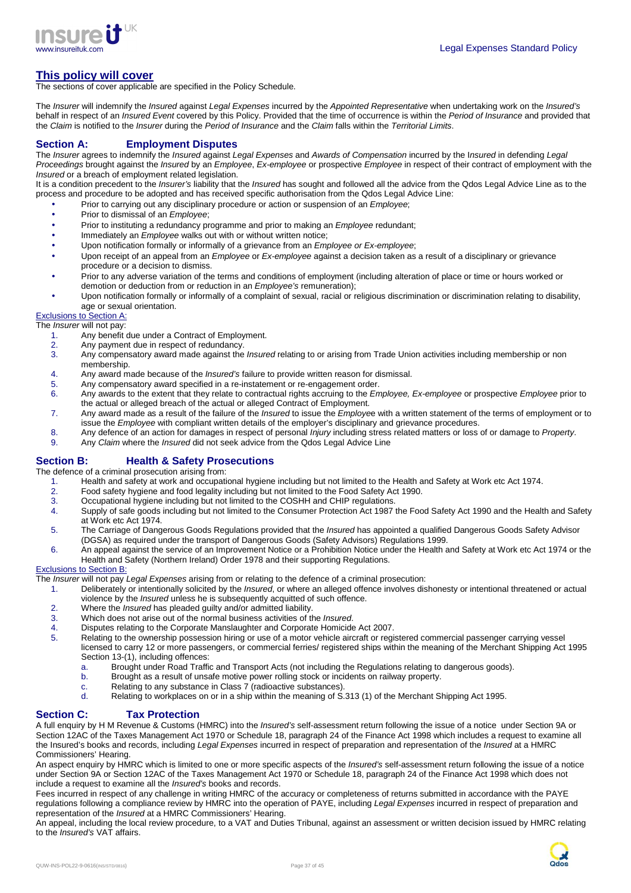## This policy will cover

The sections of cover applicable are specified in the Policy Schedule.

The *Insurer* will indemnify the *Insured* against *Legal Expenses* incurred by the *Appointed Representative* when undertaking work on the *Insured's* behalf in respect of an *Insured Event* covered by this Policy. Provided that the time of occurrence is within the *Period of Insurance* and provided that the *Claim* is notified to the *Insurer* during the *Period of Insurance* and the *Claim* falls within the *Territorial Limits*.

### Section A: Employment Disputes

The *Insurer* agrees to indemnify the *Insured* against *Legal Expenses* and *Awards of Compensation* incurred by the I*nsured* in defending *Legal Proceedings* brought against the *Insured* by an *Employee*, *Ex-employee* or prospective *Employee* in respect of their contract of employment with the *Insured* or a breach of employment related legislation.

It is a condition precedent to the *Insurer's* liability that the *Insured* has sought and followed all the advice from the Qdos Legal Advice Line as to the process and procedure to be adopted and has received specific authorisation from the Qdos Legal Advice Line:

- Prior to carrying out any disciplinary procedure or action or suspension of an *Employee*;
- Prior to dismissal of an *Employee*;
- Prior to instituting a redundancy programme and prior to making an *Employee* redundant;
- Immediately an *Employee* walks out with or without written notice;
- Upon notification formally or informally of a grievance from an *Employee or Ex-employee*;
- Upon receipt of an appeal from an *Employee* or *Ex-employee* against a decision taken as a result of a disciplinary or grievance procedure or a decision to dismiss.
- Prior to any adverse variation of the terms and conditions of employment (including alteration of place or time or hours worked or demotion or deduction from or reduction in an *Employee's* remuneration);
- Upon notification formally or informally of a complaint of sexual, racial or religious discrimination or discrimination relating to disability, age or sexual orientation.

Exclusions to Section A:

The *Insurer* will not pay:

1. Any benefit due under a Contract of Employment.
2. Any payment due in respect of redundancy.
3. Any compensatory award made against the *Insured* relating to or arising from Trade Union activities including membership or non membership.
4. Any award made because of the *Insured's* failure to provide written reason for dismissal.
5. Any compensatory award specified in a re-instatement or re-engagement order.
6. Any awards to the extent that they relate to contractual rights accruing to the *Employee, Ex-employee* or prospective *Employee* prior to the actual or alleged breach of the actual or alleged Contract of Employment.
7. Any award made as a result of the failure of the *Insured* to issue the *Employe*e with a written statement of the terms of employment or to issue the *Employee* with compliant written details of the employer's disciplinary and grievance procedures.
8. Any defence of an action for damages in respect of personal *Injury* including stress related matters or loss of or damage to *Property*.
9. Any *Claim* where the *Insured* did not seek advice from the Qdos Legal Advice Line

### Section B: Health & Safety Prosecutions

The defence of a criminal prosecution arising from:

1. Health and safety at work and occupational hygiene including but not limited to the Health and Safety at Work etc Act 1974.
2. Food safety hygiene and food legality including but not limited to the Food Safety Act 1990.
3. Occupational hygiene including but not limited to the COSHH and CHIP regulations.
4. Supply of safe goods including but not limited to the Consumer Protection Act 1987 the Food Safety Act 1990 and the Health and Safety at Work etc Act 1974.
5. The Carriage of Dangerous Goods Regulations provided that the *Insured* has appointed a qualified Dangerous Goods Safety Advisor (DGSA) as required under the transport of Dangerous Goods (Safety Advisors) Regulations 1999.
6. An appeal against the service of an Improvement Notice or a Prohibition Notice under the Health and Safety at Work etc Act 1974 or the Health and Safety (Northern Ireland) Order 1978 and their supporting Regulations.

Exclusions to Section B:

The *Insurer* will not pay *Legal Expenses* arising from or relating to the defence of a criminal prosecution:

1. Deliberately or intentionally solicited by the *Insured*, or where an alleged offence involves dishonesty or intentional threatened or actual violence by the *Insured* unless he is subsequently acquitted of such offence.
2. Where the *Insured* has pleaded guilty and/or admitted liability.
3. Which does not arise out of the normal business activities of the *Insured*.
4. Disputes relating to the Corporate Manslaughter and Corporate Homicide Act 2007.
5. Relating to the ownership possession hiring or use of a motor vehicle aircraft or registered commercial passenger carrying vessel licensed to carry 12 or more passengers, or commercial ferries/ registered ships within the meaning of the Merchant Shipping Act 1995 Section 13-(1), including offences:
   a. Brought under Road Traffic and Transport Acts (not including the Regulations relating to dangerous goods).
   b. Brought as a result of unsafe motive power rolling stock or incidents on railway property.
   c. Relating to any substance in Class 7 (radioactive substances).
   d. Relating to workplaces on or in a ship within the meaning of S.313 (1) of the Merchant Shipping Act 1995.

### Section C: Tax Protection

A full enquiry by H M Revenue & Customs (HMRC) into the *Insured's* self-assessment return following the issue of a notice under Section 9A or Section 12AC of the Taxes Management Act 1970 or Schedule 18, paragraph 24 of the Finance Act 1998 which includes a request to examine all the Insured's books and records, including *Legal Expenses* incurred in respect of preparation and representation of the *Insured* at a HMRC Commissioners' Hearing.

An aspect enquiry by HMRC which is limited to one or more specific aspects of the *Insured's* self-assessment return following the issue of a notice under Section 9A or Section 12AC of the Taxes Management Act 1970 or Schedule 18, paragraph 24 of the Finance Act 1998 which does not include a request to examine all the *Insured's* books and records.

Fees incurred in respect of any challenge in writing HMRC of the accuracy or completeness of returns submitted in accordance with the PAYE regulations following a compliance review by HMRC into the operation of PAYE, including *Legal Expenses* incurred in respect of preparation and representation of the *Insured* at a HMRC Commissioners' Hearing.

An appeal, including the local review procedure, to a VAT and Duties Tribunal, against an assessment or written decision issued by HMRC relating to the *Insured's* VAT affairs.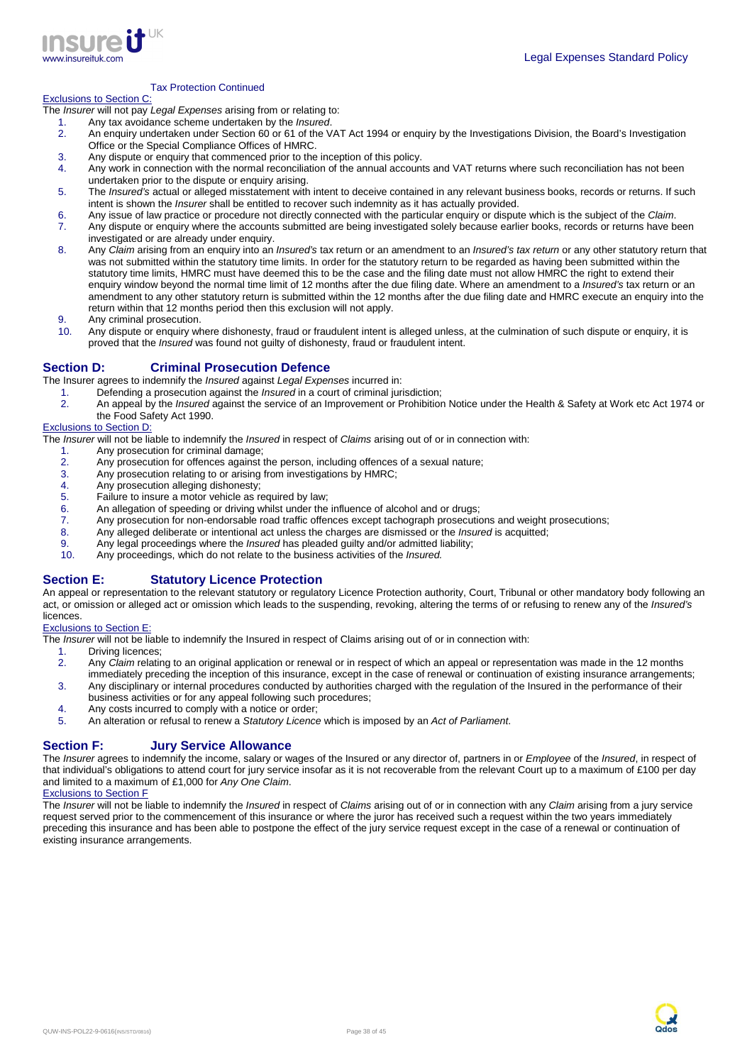Tax Protection Continued

Exclusions to Section C:

The *Insurer* will not pay *Legal Expenses* arising from or relating to:

1. Any tax avoidance scheme undertaken by the *Insured*.
2. An enquiry undertaken under Section 60 or 61 of the VAT Act 1994 or enquiry by the Investigations Division, the Board's Investigation Office or the Special Compliance Offices of HMRC.
3. Any dispute or enquiry that commenced prior to the inception of this policy.
4. Any work in connection with the normal reconciliation of the annual accounts and VAT returns where such reconciliation has not been undertaken prior to the dispute or enquiry arising.
5. The *Insured's* actual or alleged misstatement with intent to deceive contained in any relevant business books, records or returns. If such intent is shown the *Insurer* shall be entitled to recover such indemnity as it has actually provided.
6. Any issue of law practice or procedure not directly connected with the particular enquiry or dispute which is the subject of the *Claim*.
7. Any dispute or enquiry where the accounts submitted are being investigated solely because earlier books, records or returns have been investigated or are already under enquiry.
8. Any *Claim* arising from an enquiry into an *Insured's* tax return or an amendment to an *Insured's tax return* or any other statutory return that was not submitted within the statutory time limits. In order for the statutory return to be regarded as having been submitted within the statutory time limits, HMRC must have deemed this to be the case and the filing date must not allow HMRC the right to extend their enquiry window beyond the normal time limit of 12 months after the due filing date. Where an amendment to a *Insured's* tax return or an amendment to any other statutory return is submitted within the 12 months after the due filing date and HMRC execute an enquiry into the return within that 12 months period then this exclusion will not apply.
9. Any criminal prosecution.
10. Any dispute or enquiry where dishonesty, fraud or fraudulent intent is alleged unless, at the culmination of such dispute or enquiry, it is proved that the *Insured* was found not guilty of dishonesty, fraud or fraudulent intent.

## Section D: Criminal Prosecution Defence

The Insurer agrees to indemnify the *Insured* against *Legal Expenses* incurred in:

1. Defending a prosecution against the *Insured* in a court of criminal jurisdiction;
2. An appeal by the *Insured* against the service of an Improvement or Prohibition Notice under the Health & Safety at Work etc Act 1974 or the Food Safety Act 1990.

Exclusions to Section D:

The *Insurer* will not be liable to indemnify the *Insured* in respect of *Claims* arising out of or in connection with:

1. Any prosecution for criminal damage;
2. Any prosecution for offences against the person, including offences of a sexual nature;
3. Any prosecution relating to or arising from investigations by HMRC;
4. Any prosecution alleging dishonesty;
5. Failure to insure a motor vehicle as required by law;
6. An allegation of speeding or driving whilst under the influence of alcohol and or drugs;
7. Any prosecution for non-endorsable road traffic offences except tachograph prosecutions and weight prosecutions;
8. Any alleged deliberate or intentional act unless the charges are dismissed or the *Insured* is acquitted;
9. Any legal proceedings where the *Insured* has pleaded guilty and/or admitted liability;
10. Any proceedings, which do not relate to the business activities of the *Insured.*

## Section E: Statutory Licence Protection

An appeal or representation to the relevant statutory or regulatory Licence Protection authority, Court, Tribunal or other mandatory body following an act, or omission or alleged act or omission which leads to the suspending, revoking, altering the terms of or refusing to renew any of the *Insured's* licences.

Exclusions to Section E:

The *Insurer* will not be liable to indemnify the Insured in respect of Claims arising out of or in connection with:

1. Driving licences;
2. Any *Claim* relating to an original application or renewal or in respect of which an appeal or representation was made in the 12 months immediately preceding the inception of this insurance, except in the case of renewal or continuation of existing insurance arrangements;
3. Any disciplinary or internal procedures conducted by authorities charged with the regulation of the Insured in the performance of their business activities or for any appeal following such procedures;
4. Any costs incurred to comply with a notice or order;
5. An alteration or refusal to renew a *Statutory Licence* which is imposed by an *Act of Parliament*.

## Section F: Jury Service Allowance

The *Insurer* agrees to indemnify the income, salary or wages of the Insured or any director of, partners in or *Employee* of the *Insured*, in respect of that individual's obligations to attend court for jury service insofar as it is not recoverable from the relevant Court up to a maximum of £100 per day and limited to a maximum of £1,000 for *Any One Claim*.

Exclusions to Section F

The *Insurer* will not be liable to indemnify the *Insured* in respect of *Claims* arising out of or in connection with any *Claim* arising from a jury service request served prior to the commencement of this insurance or where the juror has received such a request within the two years immediately preceding this insurance and has been able to postpone the effect of the jury service request except in the case of a renewal or continuation of existing insurance arrangements.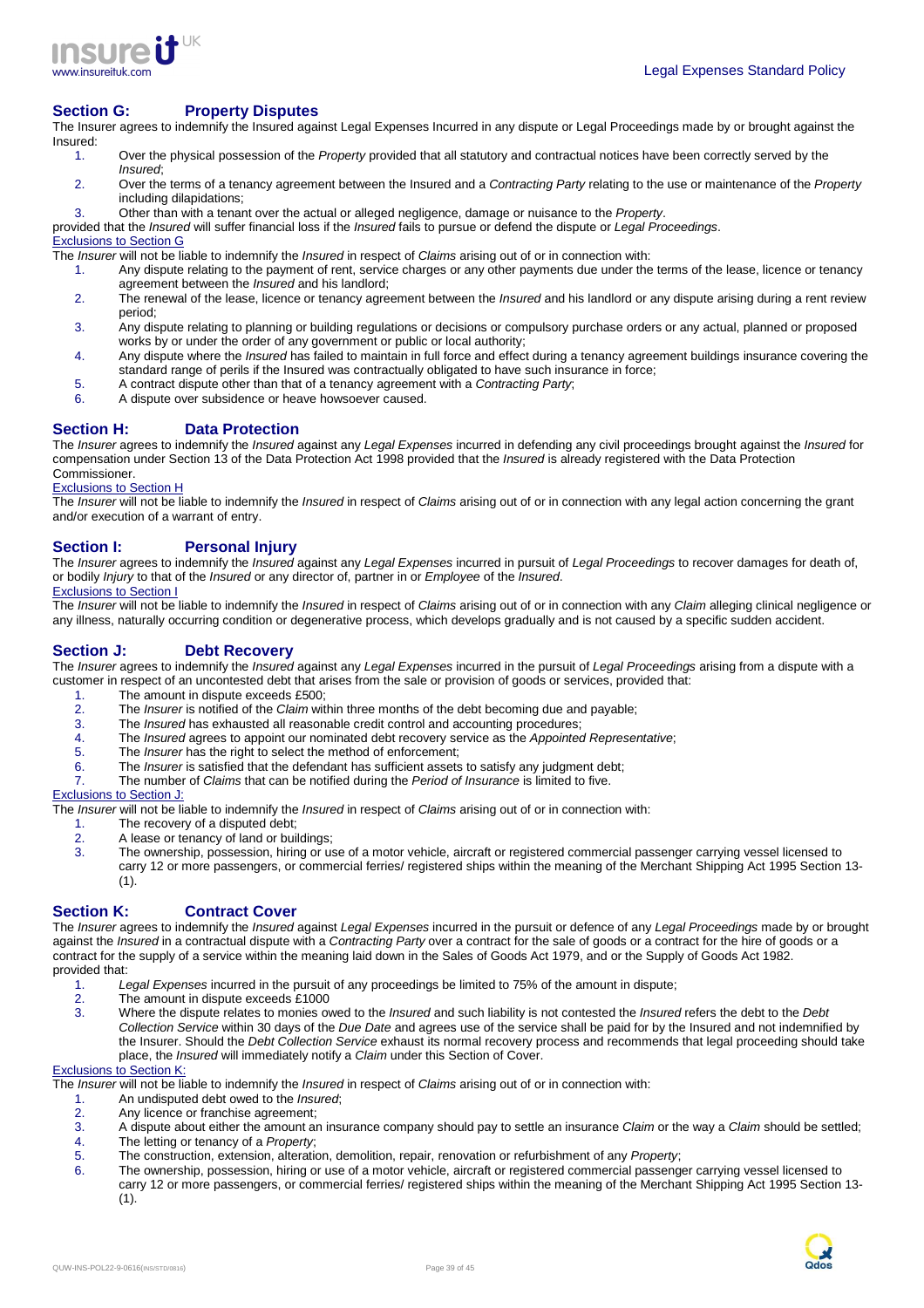## Section G: Property Disputes

The Insurer agrees to indemnify the Insured against Legal Expenses Incurred in any dispute or Legal Proceedings made by or brought against the Insured:

1. Over the physical possession of the *Property* provided that all statutory and contractual notices have been correctly served by the *Insured*;
2. Over the terms of a tenancy agreement between the Insured and a *Contracting Party* relating to the use or maintenance of the *Property* including dilapidations;
3. Other than with a tenant over the actual or alleged negligence, damage or nuisance to the *Property*.

provided that the *Insured* will suffer financial loss if the *Insured* fails to pursue or defend the dispute or *Legal Proceedings*.

### Exclusions to Section G

The *Insurer* will not be liable to indemnify the *Insured* in respect of *Claims* arising out of or in connection with:

1. Any dispute relating to the payment of rent, service charges or any other payments due under the terms of the lease, licence or tenancy agreement between the *Insured* and his landlord;
2. The renewal of the lease, licence or tenancy agreement between the *Insured* and his landlord or any dispute arising during a rent review period;
3. Any dispute relating to planning or building regulations or decisions or compulsory purchase orders or any actual, planned or proposed works by or under the order of any government or public or local authority;
4. Any dispute where the *Insured* has failed to maintain in full force and effect during a tenancy agreement buildings insurance covering the standard range of perils if the Insured was contractually obligated to have such insurance in force;
5. A contract dispute other than that of a tenancy agreement with a *Contracting Party*;
6. A dispute over subsidence or heave howsoever caused.

## Section H: Data Protection

The *Insurer* agrees to indemnify the *Insured* against any *Legal Expenses* incurred in defending any civil proceedings brought against the *Insured* for compensation under Section 13 of the Data Protection Act 1998 provided that the *Insured* is already registered with the Data Protection Commissioner.

### Exclusions to Section H

The *Insurer* will not be liable to indemnify the *Insured* in respect of *Claims* arising out of or in connection with any legal action concerning the grant and/or execution of a warrant of entry.

## Section I: Personal Injury

The *Insurer* agrees to indemnify the *Insured* against any *Legal Expenses* incurred in pursuit of *Legal Proceedings* to recover damages for death of, or bodily *Injury* to that of the *Insured* or any director of, partner in or *Employee* of the *Insured*.

### Exclusions to Section I

The *Insurer* will not be liable to indemnify the *Insured* in respect of *Claims* arising out of or in connection with any *Claim* alleging clinical negligence or any illness, naturally occurring condition or degenerative process, which develops gradually and is not caused by a specific sudden accident.

## Section J: Debt Recovery

The *Insurer* agrees to indemnify the *Insured* against any *Legal Expenses* incurred in the pursuit of *Legal Proceedings* arising from a dispute with a customer in respect of an uncontested debt that arises from the sale or provision of goods or services, provided that:

1. The amount in dispute exceeds £500;
2. The *Insurer* is notified of the *Claim* within three months of the debt becoming due and payable;
3. The *Insured* has exhausted all reasonable credit control and accounting procedures;
4. The *Insured* agrees to appoint our nominated debt recovery service as the *Appointed Representative*;
5. The *Insurer* has the right to select the method of enforcement;
6. The *Insurer* is satisfied that the defendant has sufficient assets to satisfy any judgment debt;
7. The number of *Claims* that can be notified during the *Period of Insurance* is limited to five.

### Exclusions to Section J:

The *Insurer* will not be liable to indemnify the *Insured* in respect of *Claims* arising out of or in connection with:

1. The recovery of a disputed debt;
2. A lease or tenancy of land or buildings;
3. The ownership, possession, hiring or use of a motor vehicle, aircraft or registered commercial passenger carrying vessel licensed to carry 12 or more passengers, or commercial ferries/ registered ships within the meaning of the Merchant Shipping Act 1995 Section 13-(1).

## Section K: Contract Cover

The *Insurer* agrees to indemnify the *Insured* against *Legal Expenses* incurred in the pursuit or defence of any *Legal Proceedings* made by or brought against the *Insured* in a contractual dispute with a *Contracting Party* over a contract for the sale of goods or a contract for the hire of goods or a contract for the supply of a service within the meaning laid down in the Sales of Goods Act 1979, and or the Supply of Goods Act 1982.
provided that:

1. *Legal Expenses* incurred in the pursuit of any proceedings be limited to 75% of the amount in dispute;
2. The amount in dispute exceeds £1000
3. Where the dispute relates to monies owed to the *Insured* and such liability is not contested the *Insured* refers the debt to the *Debt Collection Service* within 30 days of the *Due Date* and agrees use of the service shall be paid for by the Insured and not indemnified by the Insurer. Should the *Debt Collection Service* exhaust its normal recovery process and recommends that legal proceeding should take place, the *Insured* will immediately notify a *Claim* under this Section of Cover.

### Exclusions to Section K:

The *Insurer* will not be liable to indemnify the *Insured* in respect of *Claims* arising out of or in connection with:

1. An undisputed debt owed to the *Insured*;
2. Any licence or franchise agreement;
3. A dispute about either the amount an insurance company should pay to settle an insurance *Claim* or the way a *Claim* should be settled;
4. The letting or tenancy of a *Property*;
5. The construction, extension, alteration, demolition, repair, renovation or refurbishment of any *Property*;
6. The ownership, possession, hiring or use of a motor vehicle, aircraft or registered commercial passenger carrying vessel licensed to carry 12 or more passengers, or commercial ferries/ registered ships within the meaning of the Merchant Shipping Act 1995 Section 13-(1).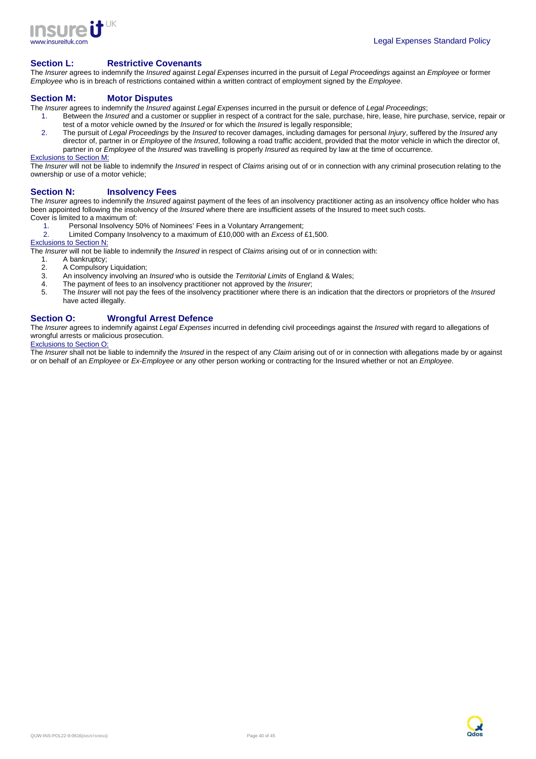## Section L: Restrictive Covenants

The *Insurer* agrees to indemnify the *Insured* against *Legal Expenses* incurred in the pursuit of *Legal Proceedings* against an *Employee* or former *Employee* who is in breach of restrictions contained within a written contract of employment signed by the *Employee*.

## Section M: Motor Disputes

The *Insurer* agrees to indemnify the *Insured* against *Legal Expenses* incurred in the pursuit or defence of *Legal Proceedings*;

1. Between the *Insured* and a customer or supplier in respect of a contract for the sale, purchase, hire, lease, hire purchase, service, repair or test of a motor vehicle owned by the *Insured* or for which the *Insured* is legally responsible;
2. The pursuit of *Legal Proceedings* by the *Insured* to recover damages, including damages for personal *Injury*, suffered by the *Insured* any director of, partner in or *Employee* of the *Insured*, following a road traffic accident, provided that the motor vehicle in which the director of, partner in or *Employee* of the *Insured* was travelling is properly *Insured* as required by law at the time of occurrence.

Exclusions to Section M:

The *Insurer* will not be liable to indemnify the *Insured* in respect of *Claims* arising out of or in connection with any criminal prosecution relating to the ownership or use of a motor vehicle;

## Section N: Insolvency Fees

The *Insurer* agrees to indemnify the *Insured* against payment of the fees of an insolvency practitioner acting as an insolvency office holder who has been appointed following the insolvency of the *Insured* where there are insufficient assets of the Insured to meet such costs.

Cover is limited to a maximum of:

1. Personal Insolvency 50% of Nominees' Fees in a Voluntary Arrangement;
2. Limited Company Insolvency to a maximum of £10,000 with an *Excess* of £1,500.

Exclusions to Section N:

The *Insurer* will not be liable to indemnify the *Insured* in respect of *Claims* arising out of or in connection with:

1. A bankruptcy;
2. A Compulsory Liquidation;
3. An insolvency involving an *Insured* who is outside the *Territorial Limits* of England & Wales;
4. The payment of fees to an insolvency practitioner not approved by the *Insurer*;
5. The *Insurer* will not pay the fees of the insolvency practitioner where there is an indication that the directors or proprietors of the *Insured* have acted illegally.

## Section O: Wrongful Arrest Defence

The *Insurer* agrees to indemnify against *Legal Expenses* incurred in defending civil proceedings against the *Insured* with regard to allegations of wrongful arrests or malicious prosecution.

Exclusions to Section O:

The *Insurer* shall not be liable to indemnify the *Insured* in the respect of any *Claim* arising out of or in connection with allegations made by or against or on behalf of an *Employee* or *Ex-Employee* or any other person working or contracting for the Insured whether or not an *Employee*.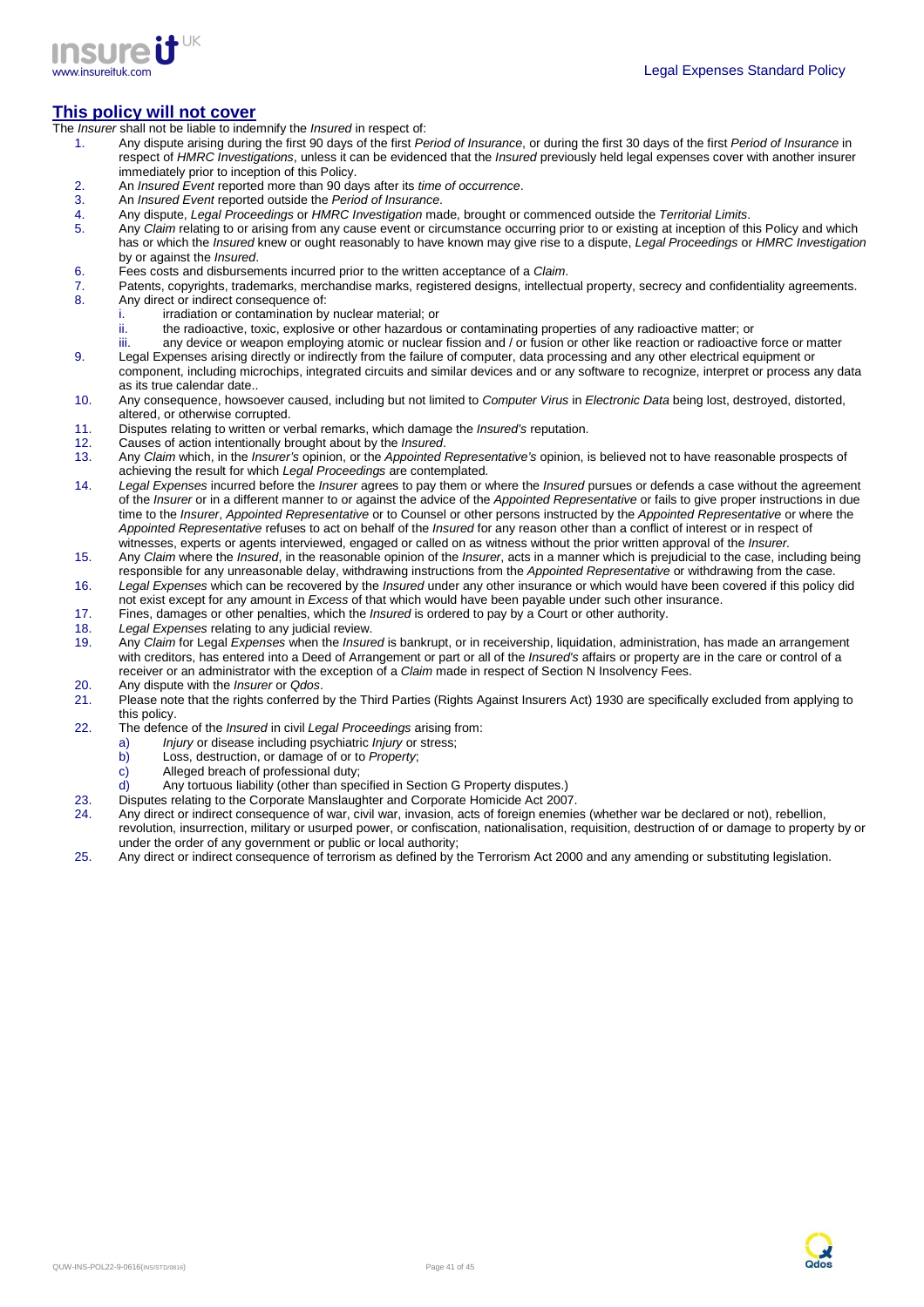## **This policy will not cover**

The *Insurer* shall not be liable to indemnify the *Insured* in respect of:

1. Any dispute arising during the first 90 days of the first *Period of Insurance*, or during the first 30 days of the first *Period of Insurance* in respect of *HMRC Investigations*, unless it can be evidenced that the *Insured* previously held legal expenses cover with another insurer immediately prior to inception of this Policy.
2. An *Insured Event* reported more than 90 days after its *time of occurrence*.
3. An *Insured Event* reported outside the *Period of Insurance*.
4. Any dispute, *Legal Proceedings* or *HMRC Investigation* made, brought or commenced outside the *Territorial Limits*.
5. Any *Claim* relating to or arising from any cause event or circumstance occurring prior to or existing at inception of this Policy and which has or which the *Insured* knew or ought reasonably to have known may give rise to a dispute, *Legal Proceedings* or *HMRC Investigation* by or against the *Insured*.
6. Fees costs and disbursements incurred prior to the written acceptance of a *Claim*.
7. Patents, copyrights, trademarks, merchandise marks, registered designs, intellectual property, secrecy and confidentiality agreements.
8. Any direct or indirect consequence of:
   i. irradiation or contamination by nuclear material; or
   ii. the radioactive, toxic, explosive or other hazardous or contaminating properties of any radioactive matter; or
   iii. any device or weapon employing atomic or nuclear fission and / or fusion or other like reaction or radioactive force or matter
9. Legal Expenses arising directly or indirectly from the failure of computer, data processing and any other electrical equipment or component, including microchips, integrated circuits and similar devices and or any software to recognize, interpret or process any data as its true calendar date..
10. Any consequence, howsoever caused, including but not limited to *Computer Virus* in *Electronic Data* being lost, destroyed, distorted, altered, or otherwise corrupted.
11. Disputes relating to written or verbal remarks, which damage the *Insured's* reputation.
12. Causes of action intentionally brought about by the *Insured*.
13. Any *Claim* which, in the *Insurer's* opinion, or the *Appointed Representative's* opinion, is believed not to have reasonable prospects of achieving the result for which *Legal Proceedings* are contemplated.
14. *Legal Expenses* incurred before the *Insurer* agrees to pay them or where the *Insured* pursues or defends a case without the agreement of the *Insurer* or in a different manner to or against the advice of the *Appointed Representative* or fails to give proper instructions in due time to the *Insurer*, *Appointed Representative* or to Counsel or other persons instructed by the *Appointed Representative* or where the *Appointed Representative* refuses to act on behalf of the *Insured* for any reason other than a conflict of interest or in respect of witnesses, experts or agents interviewed, engaged or called on as witness without the prior written approval of the *Insurer.*
15. Any *Claim* where the *Insured*, in the reasonable opinion of the *Insurer*, acts in a manner which is prejudicial to the case, including being responsible for any unreasonable delay, withdrawing instructions from the *Appointed Representative* or withdrawing from the case.
16. *Legal Expenses* which can be recovered by the *Insured* under any other insurance or which would have been covered if this policy did not exist except for any amount in *Excess* of that which would have been payable under such other insurance.
17. Fines, damages or other penalties, which the *Insured* is ordered to pay by a Court or other authority.
18. *Legal Expenses* relating to any judicial review.
19. Any *Claim* for Legal *Expenses* when the *Insured* is bankrupt, or in receivership, liquidation, administration, has made an arrangement with creditors, has entered into a Deed of Arrangement or part or all of the *Insured's* affairs or property are in the care or control of a receiver or an administrator with the exception of a *Claim* made in respect of Section N Insolvency Fees.
20. Any dispute with the *Insurer* or *Qdos*.
21. Please note that the rights conferred by the Third Parties (Rights Against Insurers Act) 1930 are specifically excluded from applying to this policy.
22. The defence of the *Insured* in civil *Legal Proceedings* arising from:
    a) *Injury* or disease including psychiatric *Injury* or stress;
    b) Loss, destruction, or damage of or to *Property*;
    c) Alleged breach of professional duty;
    d) Any tortuous liability (other than specified in Section G Property disputes.)
23. Disputes relating to the Corporate Manslaughter and Corporate Homicide Act 2007.
24. Any direct or indirect consequence of war, civil war, invasion, acts of foreign enemies (whether war be declared or not), rebellion, revolution, insurrection, military or usurped power, or confiscation, nationalisation, requisition, destruction of or damage to property by or under the order of any government or public or local authority;
25. Any direct or indirect consequence of terrorism as defined by the Terrorism Act 2000 and any amending or substituting legislation.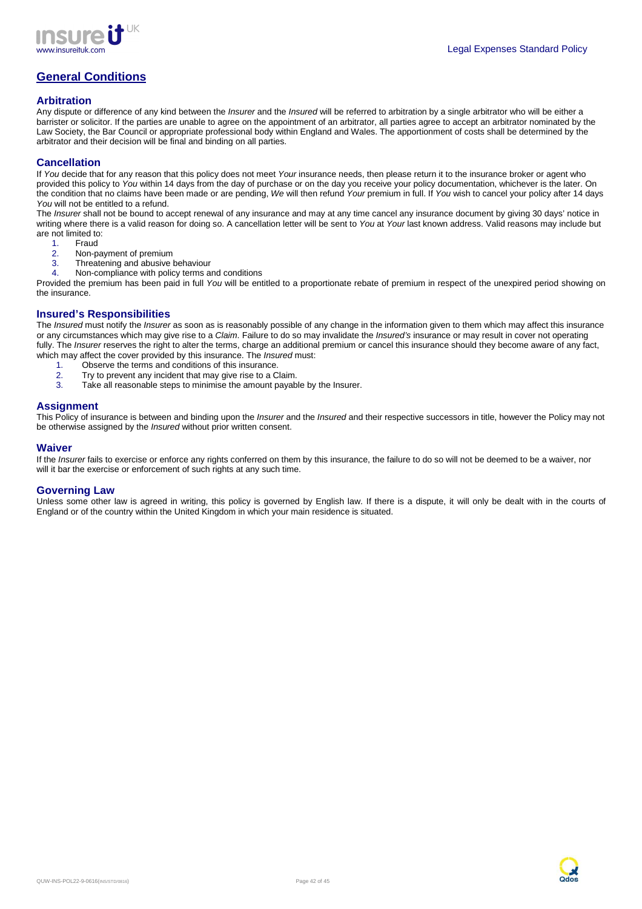## General Conditions

### Arbitration

Any dispute or difference of any kind between the *Insurer* and the *Insured* will be referred to arbitration by a single arbitrator who will be either a barrister or solicitor. If the parties are unable to agree on the appointment of an arbitrator, all parties agree to accept an arbitrator nominated by the Law Society, the Bar Council or appropriate professional body within England and Wales. The apportionment of costs shall be determined by the arbitrator and their decision will be final and binding on all parties.

### Cancellation

If *You* decide that for any reason that this policy does not meet *Your* insurance needs, then please return it to the insurance broker or agent who provided this policy to *You* within 14 days from the day of purchase or on the day you receive your policy documentation, whichever is the later. On the condition that no claims have been made or are pending, *We* will then refund *Your* premium in full. If *You* wish to cancel your policy after 14 days *You* will not be entitled to a refund.

The *Insurer* shall not be bound to accept renewal of any insurance and may at any time cancel any insurance document by giving 30 days' notice in writing where there is a valid reason for doing so. A cancellation letter will be sent to *You* at *Your* last known address. Valid reasons may include but are not limited to:

1. Fraud
2. Non-payment of premium
3. Threatening and abusive behaviour
4. Non-compliance with policy terms and conditions

Provided the premium has been paid in full *You* will be entitled to a proportionate rebate of premium in respect of the unexpired period showing on the insurance.

### Insured's Responsibilities

The *Insured* must notify the *Insurer* as soon as is reasonably possible of any change in the information given to them which may affect this insurance or any circumstances which may give rise to a *Claim*. Failure to do so may invalidate the *Insured's* insurance or may result in cover not operating fully. The *Insurer* reserves the right to alter the terms, charge an additional premium or cancel this insurance should they become aware of any fact, which may affect the cover provided by this insurance. The *Insured* must:

1. Observe the terms and conditions of this insurance.
2. Try to prevent any incident that may give rise to a Claim.
3. Take all reasonable steps to minimise the amount payable by the Insurer.

### Assignment

This Policy of insurance is between and binding upon the *Insurer* and the *Insured* and their respective successors in title, however the Policy may not be otherwise assigned by the *Insured* without prior written consent.

### Waiver

If the *Insurer* fails to exercise or enforce any rights conferred on them by this insurance, the failure to do so will not be deemed to be a waiver, nor will it bar the exercise or enforcement of such rights at any such time.

### Governing Law

Unless some other law is agreed in writing, this policy is governed by English law. If there is a dispute, it will only be dealt with in the courts of England or of the country within the United Kingdom in which your main residence is situated.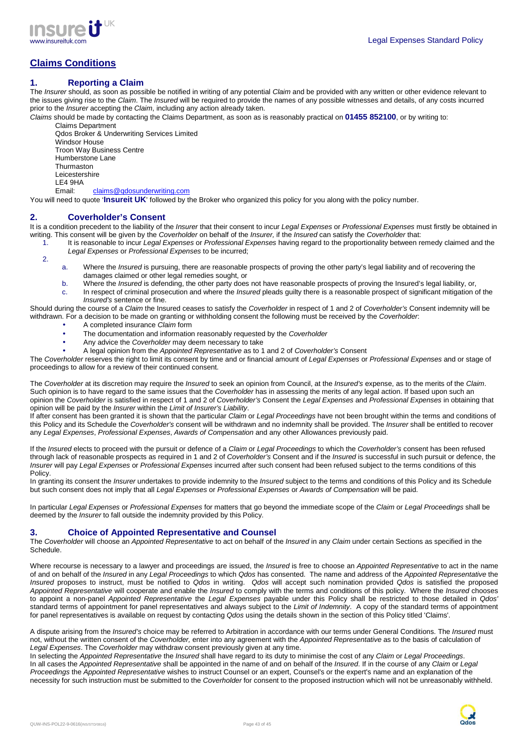## Claims Conditions

### 1. Reporting a Claim

The *Insurer* should, as soon as possible be notified in writing of any potential *Claim* and be provided with any written or other evidence relevant to the issues giving rise to the *Claim*. The *Insured* will be required to provide the names of any possible witnesses and details, of any costs incurred prior to the *Insurer* accepting the *Claim*, including any action already taken.

*Claims* should be made by contacting the Claims Department, as soon as is reasonably practical on **01455 852100**, or by writing to:

Claims Department
Qdos Broker & Underwriting Services Limited
Windsor House
Troon Way Business Centre
Humberstone Lane
Thurmaston
Leicestershire
LE4 9HA
Email: claims@qdosunderwriting.com

You will need to quote '**Insureit UK**' followed by the Broker who organized this policy for you along with the policy number.

### 2. Coverholder's Consent

It is a condition precedent to the liability of the *Insurer* that their consent to incur *Legal Expenses* or *Professional Expenses* must firstly be obtained in writing. This consent will be given by the *Coverholder* on behalf of the *Insurer,* if the *Insured* can satisfy the *Coverholder* that:

1. It is reasonable to incur *Legal Expenses* or *Professional Expenses* having regard to the proportionality between remedy claimed and the *Legal Expenses* or *Professional Expenses* to be incurred;
2.
   a. Where the *Insured* is pursuing, there are reasonable prospects of proving the other party's legal liability and of recovering the damages claimed or other legal remedies sought, or
   b. Where the *Insured* is defending, the other party does not have reasonable prospects of proving the Insured's legal liability, or,
   c. In respect of criminal prosecution and where the *Insured* pleads guilty there is a reasonable prospect of significant mitigation of the *Insured's* sentence or fine.

Should during the course of a *Claim* the Insured ceases to satisfy the *Coverholder* in respect of 1 and 2 of *Coverholder's* Consent indemnity will be withdrawn. For a decision to be made on granting or withholding consent the following must be received by the *Coverholder*:

- A completed insurance *Claim* form
- The documentation and information reasonably requested by the *Coverholder*
- Any advice the *Coverholder* may deem necessary to take
- A legal opinion from the *Appointed Representative* as to 1 and 2 of *Coverholder's* Consent

The *Coverholder* reserves the right to limit its consent by time and or financial amount of *Legal Expenses* or *Professional Expenses* and or stage of proceedings to allow for a review of their continued consent.

The *Coverholder* at its discretion may require the *Insured* to seek an opinion from Council, at the *Insured's* expense, as to the merits of the *Claim*. Such opinion is to have regard to the same issues that the *Coverholder* has in assessing the merits of any legal action. If based upon such an opinion the *Coverholder* is satisfied in respect of 1 and 2 of *Coverholder's* Consent the *Legal Expenses* and *Professional Expenses* in obtaining that opinion will be paid by the *Insurer* within the *Limit of Insurer's Liability*.

If after consent has been granted it is shown that the particular *Claim* or *Legal Proceedings* have not been brought within the terms and conditions of this Policy and its Schedule the *Coverholder's* consent will be withdrawn and no indemnity shall be provided. The *Insurer* shall be entitled to recover any *Legal Expenses*, *Professional Expenses*, *Awards of Compensation* and any other Allowances previously paid.

If the *Insured* elects to proceed with the pursuit or defence of a *Claim* or *Legal Proceedings* to which the *Coverholder's* consent has been refused through lack of reasonable prospects as required in 1 and 2 of *Coverholder's* Consent and if the *Insured* is successful in such pursuit or defence, the *Insurer* will pay *Legal Expenses* or *Professional Expenses* incurred after such consent had been refused subject to the terms conditions of this Policy.

In granting its consent the *Insurer* undertakes to provide indemnity to the *Insured* subject to the terms and conditions of this Policy and its Schedule but such consent does not imply that all *Legal Expenses* or *Professional Expenses* or *Awards of Compensation* will be paid.

In particular *Legal Expenses* or *Professional Expenses* for matters that go beyond the immediate scope of the *Claim* or *Legal Proceedings* shall be deemed by the *Insurer* to fall outside the indemnity provided by this Policy.

### 3. Choice of Appointed Representative and Counsel

The *Coverholder* will choose an *Appointed Representative* to act on behalf of the *Insured* in any *Claim* under certain Sections as specified in the Schedule.

Where recourse is necessary to a lawyer and proceedings are issued, the *Insured* is free to choose an *Appointed Representative* to act in the name of and on behalf of the *Insured* in any *Legal Proceedings* to which *Qdos* has consented. The name and address of the *Appointed Representative* the *Insured* proposes to instruct, must be notified to *Qdos* in writing. *Qdos* will accept such nomination provided *Qdos* is satisfied the proposed *Appointed Representative* will cooperate and enable the *Insured* to comply with the terms and conditions of this policy. Where the *Insured* chooses to appoint a non-panel *Appointed Representative* the *Legal Expenses* payable under this Policy shall be restricted to those detailed in *Qdos'* standard terms of appointment for panel representatives and always subject to the *Limit of Indemnity*. A copy of the standard terms of appointment for panel representatives is available on request by contacting *Qdos* using the details shown in the section of this Policy titled 'Claims'.

A dispute arising from the *Insured's* choice may be referred to Arbitration in accordance with our terms under General Conditions. The *Insured* must not, without the written consent of the *Coverholder,* enter into any agreement with the *Appointed Representative* as to the basis of calculation of *Legal Expenses*. The *Coverholder* may withdraw consent previously given at any time.

In selecting the *Appointed Representative* the *Insured* shall have regard to its duty to minimise the cost of any *Claim* or *Legal Proceedings*.

In all cases the *Appointed Representative* shall be appointed in the name of and on behalf of the *Insured*. If in the course of any *Claim* or *Legal Proceedings* the *Appointed Representative* wishes to instruct Counsel or an expert, Counsel's or the expert's name and an explanation of the necessity for such instruction must be submitted to the *Coverholder* for consent to the proposed instruction which will not be unreasonably withheld.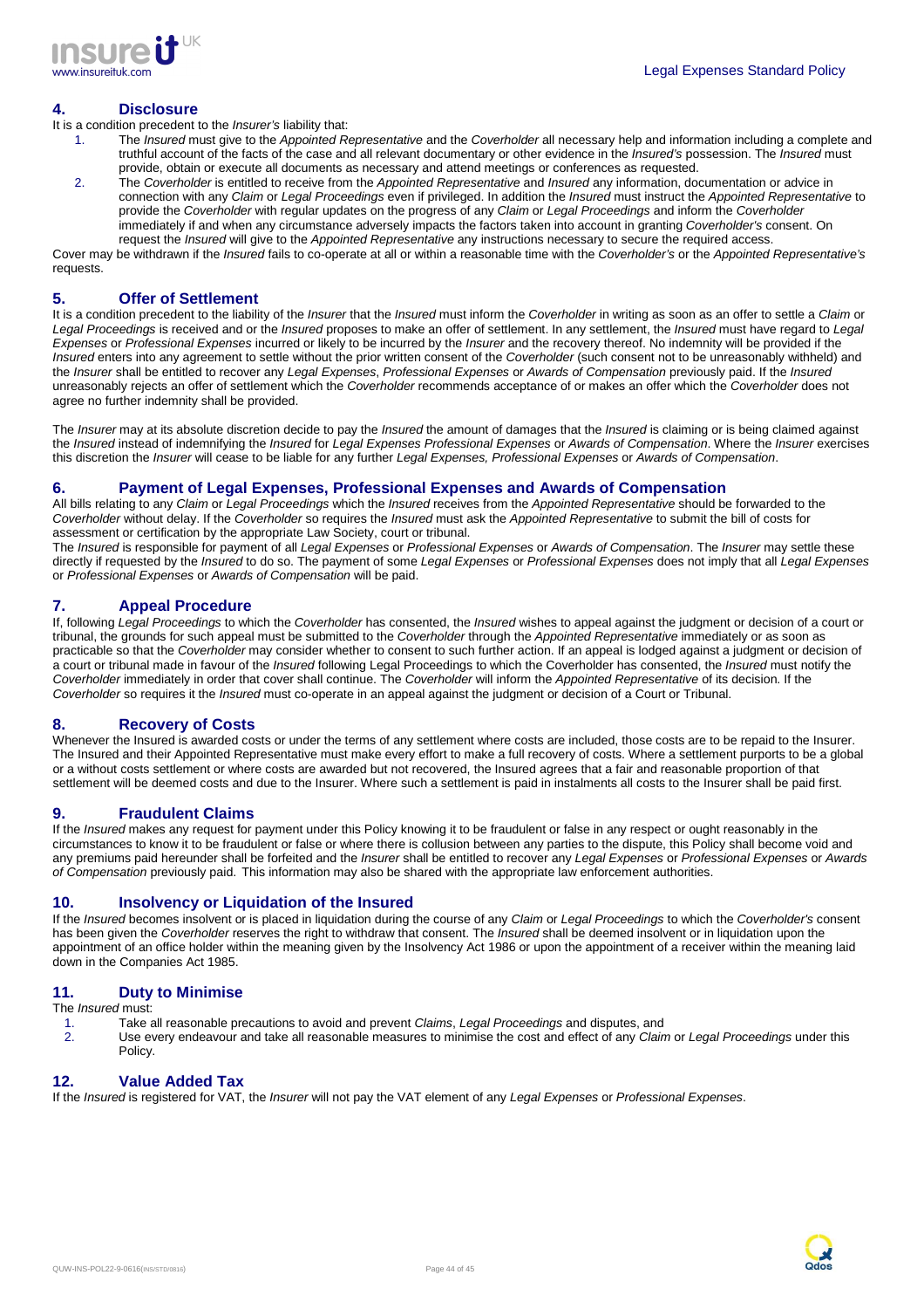## 4. Disclosure

It is a condition precedent to the *Insurer's* liability that:

1. The *Insured* must give to the *Appointed Representative* and the *Coverholder* all necessary help and information including a complete and truthful account of the facts of the case and all relevant documentary or other evidence in the *Insured's* possession. The *Insured* must provide, obtain or execute all documents as necessary and attend meetings or conferences as requested.
2. The *Coverholder* is entitled to receive from the *Appointed Representative* and *Insured* any information, documentation or advice in connection with any *Claim* or *Legal Proceedings* even if privileged. In addition the *Insured* must instruct the *Appointed Representative* to provide the *Coverholder* with regular updates on the progress of any *Claim* or *Legal Proceedings* and inform the *Coverholder* immediately if and when any circumstance adversely impacts the factors taken into account in granting *Coverholder's* consent. On request the *Insured* will give to the *Appointed Representative* any instructions necessary to secure the required access.

Cover may be withdrawn if the *Insured* fails to co-operate at all or within a reasonable time with the *Coverholder's* or the *Appointed Representative's* requests.

## 5. Offer of Settlement

It is a condition precedent to the liability of the *Insurer* that the *Insured* must inform the *Coverholder* in writing as soon as an offer to settle a *Claim* or *Legal Proceedings* is received and or the *Insured* proposes to make an offer of settlement. In any settlement, the *Insured* must have regard to *Legal Expenses* or *Professional Expenses* incurred or likely to be incurred by the *Insurer* and the recovery thereof. No indemnity will be provided if the *Insured* enters into any agreement to settle without the prior written consent of the *Coverholder* (such consent not to be unreasonably withheld) and the *Insurer* shall be entitled to recover any *Legal Expenses*, *Professional Expenses* or *Awards of Compensation* previously paid. If the *Insured* unreasonably rejects an offer of settlement which the *Coverholder* recommends acceptance of or makes an offer which the *Coverholder* does not agree no further indemnity shall be provided.

The *Insurer* may at its absolute discretion decide to pay the *Insured* the amount of damages that the *Insured* is claiming or is being claimed against the *Insured* instead of indemnifying the *Insured* for *Legal Expenses Professional Expenses* or *Awards of Compensation*. Where the *Insurer* exercises this discretion the *Insurer* will cease to be liable for any further *Legal Expenses, Professional Expenses* or *Awards of Compensation*.

## 6. Payment of Legal Expenses, Professional Expenses and Awards of Compensation

All bills relating to any *Claim* or *Legal Proceedings* which the *Insured* receives from the *Appointed Representative* should be forwarded to the *Coverholder* without delay. If the *Coverholder* so requires the *Insured* must ask the *Appointed Representative* to submit the bill of costs for assessment or certification by the appropriate Law Society, court or tribunal.

The *Insured* is responsible for payment of all *Legal Expenses* or *Professional Expenses* or *Awards of Compensation*. The *Insurer* may settle these directly if requested by the *Insured* to do so. The payment of some *Legal Expenses* or *Professional Expenses* does not imply that all *Legal Expenses* or *Professional Expenses* or *Awards of Compensation* will be paid.

## 7. Appeal Procedure

If, following *Legal Proceedings* to which the *Coverholder* has consented, the *Insured* wishes to appeal against the judgment or decision of a court or tribunal, the grounds for such appeal must be submitted to the *Coverholder* through the *Appointed Representative* immediately or as soon as practicable so that the *Coverholder* may consider whether to consent to such further action. If an appeal is lodged against a judgment or decision of a court or tribunal made in favour of the *Insured* following Legal Proceedings to which the Coverholder has consented, the *Insured* must notify the *Coverholder* immediately in order that cover shall continue. The *Coverholder* will inform the *Appointed Representative* of its decision. If the *Coverholder* so requires it the *Insured* must co-operate in an appeal against the judgment or decision of a Court or Tribunal.

## 8. Recovery of Costs

Whenever the Insured is awarded costs or under the terms of any settlement where costs are included, those costs are to be repaid to the Insurer. The Insured and their Appointed Representative must make every effort to make a full recovery of costs. Where a settlement purports to be a global or a without costs settlement or where costs are awarded but not recovered, the Insured agrees that a fair and reasonable proportion of that settlement will be deemed costs and due to the Insurer. Where such a settlement is paid in instalments all costs to the Insurer shall be paid first.

## 9. Fraudulent Claims

If the *Insured* makes any request for payment under this Policy knowing it to be fraudulent or false in any respect or ought reasonably in the circumstances to know it to be fraudulent or false or where there is collusion between any parties to the dispute, this Policy shall become void and any premiums paid hereunder shall be forfeited and the *Insurer* shall be entitled to recover any *Legal Expenses* or *Professional Expenses* or *Awards of Compensation* previously paid. This information may also be shared with the appropriate law enforcement authorities.

## 10. Insolvency or Liquidation of the Insured

If the *Insured* becomes insolvent or is placed in liquidation during the course of any *Claim* or *Legal Proceedings* to which the *Coverholder's* consent has been given the *Coverholder* reserves the right to withdraw that consent. The *Insured* shall be deemed insolvent or in liquidation upon the appointment of an office holder within the meaning given by the Insolvency Act 1986 or upon the appointment of a receiver within the meaning laid down in the Companies Act 1985.

## 11. Duty to Minimise

The *Insured* must:

1. Take all reasonable precautions to avoid and prevent *Claims*, *Legal Proceedings* and disputes, and
2. Use every endeavour and take all reasonable measures to minimise the cost and effect of any *Claim* or *Legal Proceedings* under this Policy.

## 12. Value Added Tax

If the *Insured* is registered for VAT, the *Insurer* will not pay the VAT element of any *Legal Expenses* or *Professional Expenses*.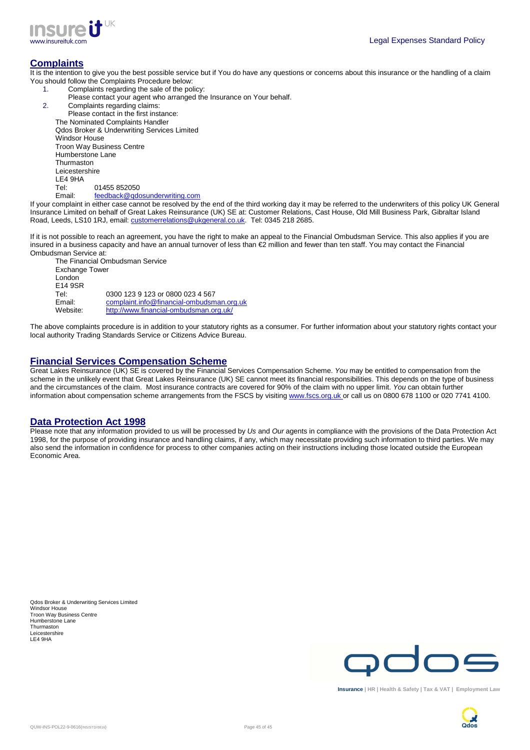## Complaints

It is the intention to give you the best possible service but if You do have any questions or concerns about this insurance or the handling of a claim You should follow the Complaints Procedure below:

1. Complaints regarding the sale of the policy:
   Please contact your agent who arranged the Insurance on Your behalf.
2. Complaints regarding claims:
   Please contact in the first instance:

The Nominated Complaints Handler
Qdos Broker & Underwriting Services Limited
Windsor House
Troon Way Business Centre
Humberstone Lane
Thurmaston
Leicestershire
LE4 9HA
Tel: 01455 852050
Email: feedback@qdosunderwriting.com

If your complaint in either case cannot be resolved by the end of the third working day it may be referred to the underwriters of this policy UK General Insurance Limited on behalf of Great Lakes Reinsurance (UK) SE at: Customer Relations, Cast House, Old Mill Business Park, Gibraltar Island Road, Leeds, LS10 1RJ, email: customerrelations@ukgeneral.co.uk. Tel: 0345 218 2685.

If it is not possible to reach an agreement, you have the right to make an appeal to the Financial Ombudsman Service. This also applies if you are insured in a business capacity and have an annual turnover of less than €2 million and fewer than ten staff. You may contact the Financial Ombudsman Service at:

The Financial Ombudsman Service
Exchange Tower
London
E14 9SR
Tel: 0300 123 9 123 or 0800 023 4 567
Email: complaint.info@financial-ombudsman.org.uk
Website: http://www.financial-ombudsman.org.uk/

The above complaints procedure is in addition to your statutory rights as a consumer. For further information about your statutory rights contact your local authority Trading Standards Service or Citizens Advice Bureau.

## Financial Services Compensation Scheme

Great Lakes Reinsurance (UK) SE is covered by the Financial Services Compensation Scheme. *You* may be entitled to compensation from the scheme in the unlikely event that Great Lakes Reinsurance (UK) SE cannot meet its financial responsibilities. This depends on the type of business and the circumstances of the claim. Most insurance contracts are covered for 90% of the claim with no upper limit. *You* can obtain further information about compensation scheme arrangements from the FSCS by visiting www.fscs.org.uk or call us on 0800 678 1100 or 020 7741 4100.

## Data Protection Act 1998

Please note that any information provided to us will be processed by *Us* and *Our* agents in compliance with the provisions of the Data Protection Act 1998, for the purpose of providing insurance and handling claims, if any, which may necessitate providing such information to third parties. We may also send the information in confidence for process to other companies acting on their instructions including those located outside the European Economic Area.

Qdos Broker & Underwriting Services Limited
Windsor House
Troon Way Business Centre
Humberstone Lane
Thurmaston
Leicestershire
LE4 9HA

**Insurance** | HR | Health & Safety | Tax & VAT | Employment Law